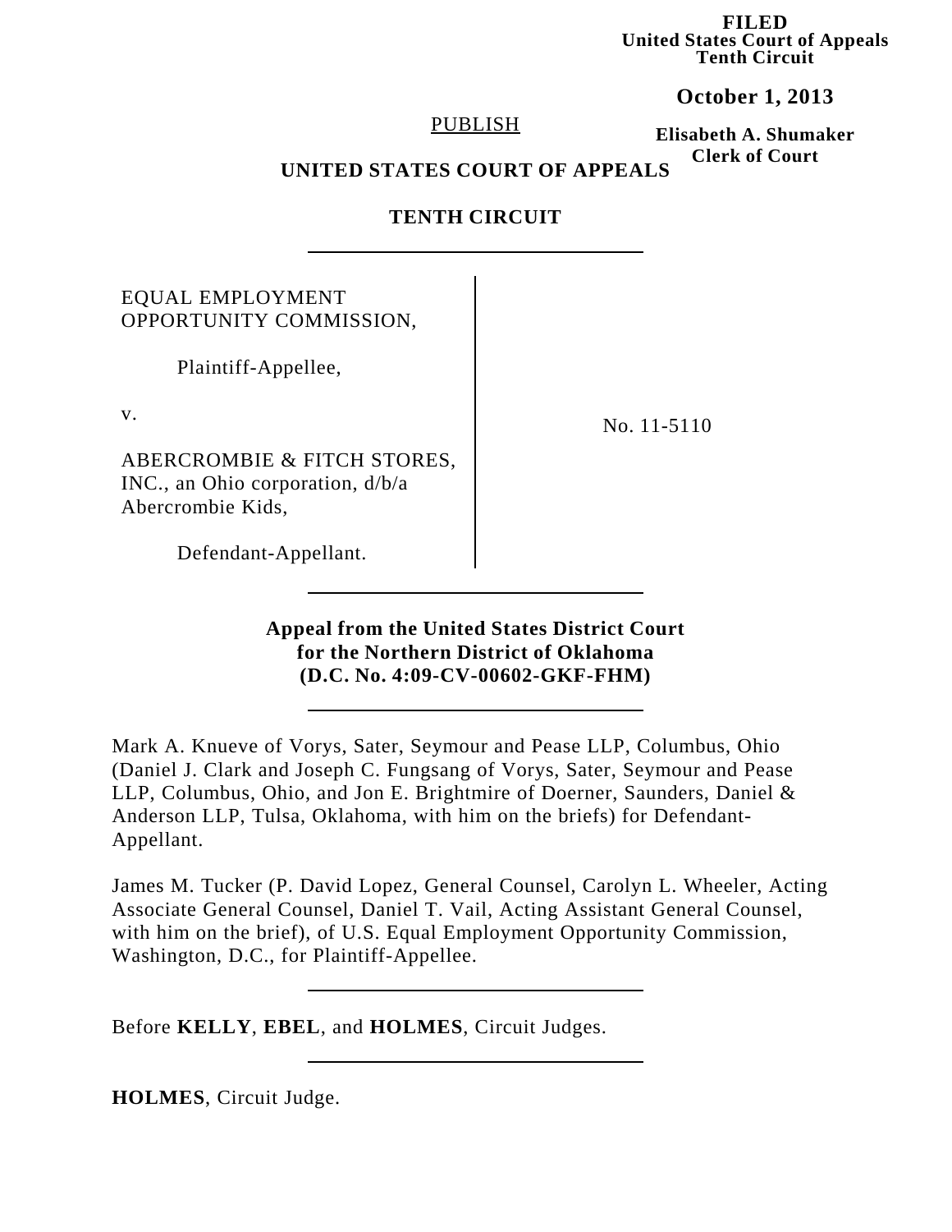**FILED**
**United States Court of Appeals**
**Tenth Circuit**

**October 1, 2013**

**Elisabeth A. Shumaker**
**Clerk of Court**

PUBLISH

**UNITED STATES COURT OF APPEALS**

**TENTH CIRCUIT**

---

| | |
|---|---|
| EQUAL EMPLOYMENT OPPORTUNITY COMMISSION,<br><br>Plaintiff-Appellee,<br><br>v.<br><br>ABERCROMBIE & FITCH STORES, INC., an Ohio corporation, d/b/a Abercrombie Kids,<br><br>Defendant-Appellant. | No. 11-5110 |

---

**Appeal from the United States District Court for the Northern District of Oklahoma (D.C. No. 4:09-CV-00602-GKF-FHM)**

---

Mark A. Knueve of Vorys, Sater, Seymour and Pease LLP, Columbus, Ohio (Daniel J. Clark and Joseph C. Fungsang of Vorys, Sater, Seymour and Pease LLP, Columbus, Ohio, and Jon E. Brightmire of Doerner, Saunders, Daniel & Anderson LLP, Tulsa, Oklahoma, with him on the briefs) for Defendant-Appellant.

James M. Tucker (P. David Lopez, General Counsel, Carolyn L. Wheeler, Acting Associate General Counsel, Daniel T. Vail, Acting Assistant General Counsel, with him on the brief), of U.S. Equal Employment Opportunity Commission, Washington, D.C., for Plaintiff-Appellee.

---

Before **KELLY**, **EBEL**, and **HOLMES**, Circuit Judges.

---

**HOLMES**, Circuit Judge.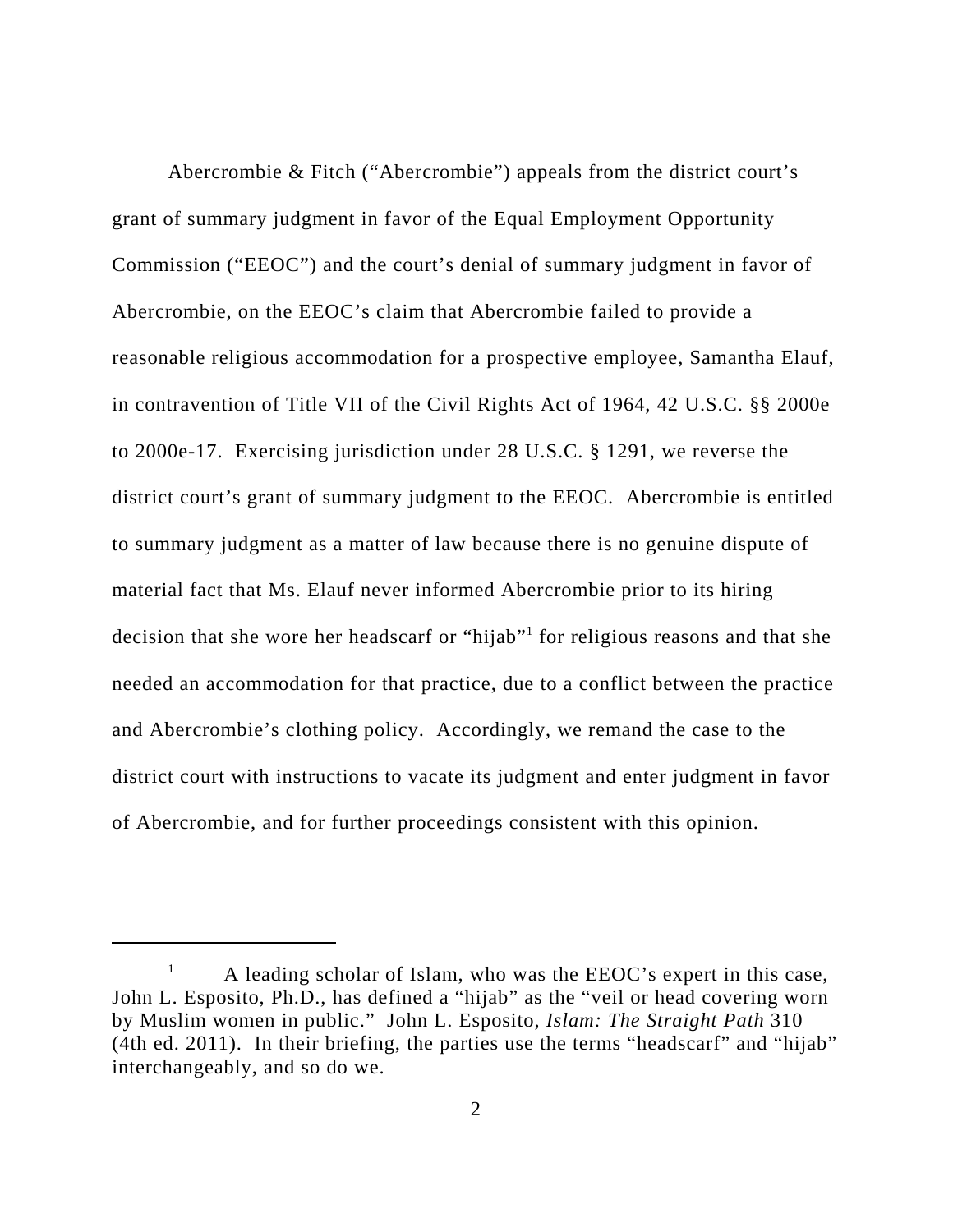---

Abercrombie & Fitch ("Abercrombie") appeals from the district court's grant of summary judgment in favor of the Equal Employment Opportunity Commission ("EEOC") and the court's denial of summary judgment in favor of Abercrombie, on the EEOC's claim that Abercrombie failed to provide a reasonable religious accommodation for a prospective employee, Samantha Elauf, in contravention of Title VII of the Civil Rights Act of 1964, 42 U.S.C. §§ 2000e to 2000e-17. Exercising jurisdiction under 28 U.S.C. § 1291, we reverse the district court's grant of summary judgment to the EEOC. Abercrombie is entitled to summary judgment as a matter of law because there is no genuine dispute of material fact that Ms. Elauf never informed Abercrombie prior to its hiring decision that she wore her headscarf or "hijab"[1] for religious reasons and that she needed an accommodation for that practice, due to a conflict between the practice and Abercrombie's clothing policy. Accordingly, we remand the case to the district court with instructions to vacate its judgment and enter judgment in favor of Abercrombie, and for further proceedings consistent with this opinion.

---

[1] A leading scholar of Islam, who was the EEOC's expert in this case, John L. Esposito, Ph.D., has defined a "hijab" as the "veil or head covering worn by Muslim women in public." John L. Esposito, *Islam: The Straight Path* 310 (4th ed. 2011). In their briefing, the parties use the terms "headscarf" and "hijab" interchangeably, and so do we.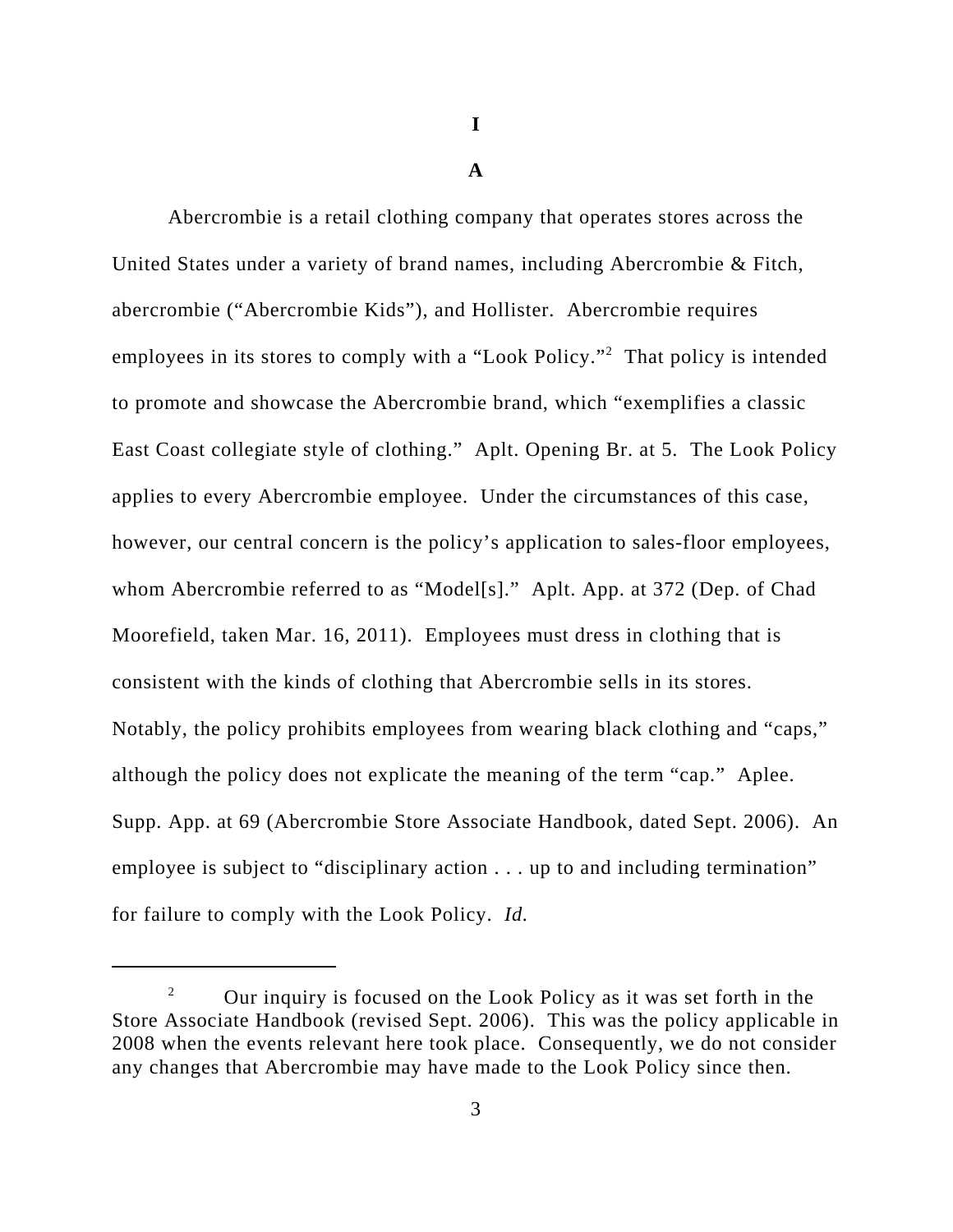# I

## A

Abercrombie is a retail clothing company that operates stores across the United States under a variety of brand names, including Abercrombie & Fitch, abercrombie ("Abercrombie Kids"), and Hollister. Abercrombie requires employees in its stores to comply with a "Look Policy."[2] That policy is intended to promote and showcase the Abercrombie brand, which "exemplifies a classic East Coast collegiate style of clothing." Aplt. Opening Br. at 5. The Look Policy applies to every Abercrombie employee. Under the circumstances of this case, however, our central concern is the policy's application to sales-floor employees, whom Abercrombie referred to as "Model[s]." Aplt. App. at 372 (Dep. of Chad Moorefield, taken Mar. 16, 2011). Employees must dress in clothing that is consistent with the kinds of clothing that Abercrombie sells in its stores. Notably, the policy prohibits employees from wearing black clothing and "caps," although the policy does not explicate the meaning of the term "cap." Aplee. Supp. App. at 69 (Abercrombie Store Associate Handbook, dated Sept. 2006). An employee is subject to "disciplinary action . . . up to and including termination" for failure to comply with the Look Policy. *Id.*

---

[2] Our inquiry is focused on the Look Policy as it was set forth in the Store Associate Handbook (revised Sept. 2006). This was the policy applicable in 2008 when the events relevant here took place. Consequently, we do not consider any changes that Abercrombie may have made to the Look Policy since then.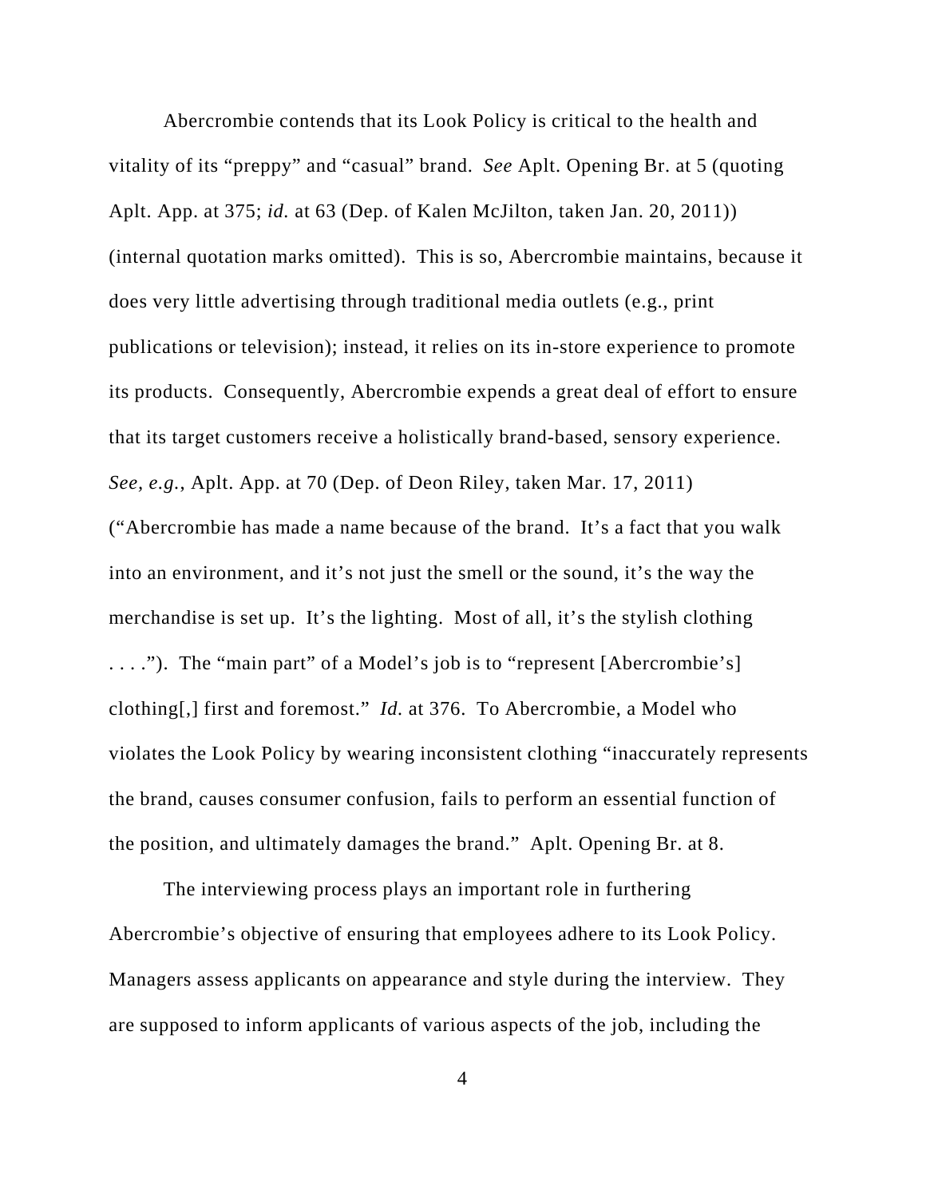Abercrombie contends that its Look Policy is critical to the health and vitality of its "preppy" and "casual" brand. *See* Aplt. Opening Br. at 5 (quoting Aplt. App. at 375; *id.* at 63 (Dep. of Kalen McJilton, taken Jan. 20, 2011)) (internal quotation marks omitted). This is so, Abercrombie maintains, because it does very little advertising through traditional media outlets (e.g., print publications or television); instead, it relies on its in-store experience to promote its products. Consequently, Abercrombie expends a great deal of effort to ensure that its target customers receive a holistically brand-based, sensory experience. *See, e.g.*, Aplt. App. at 70 (Dep. of Deon Riley, taken Mar. 17, 2011) ("Abercrombie has made a name because of the brand. It's a fact that you walk into an environment, and it's not just the smell or the sound, it's the way the merchandise is set up. It's the lighting. Most of all, it's the stylish clothing . . . ."). The "main part" of a Model's job is to "represent [Abercrombie's] clothing[,] first and foremost." *Id.* at 376. To Abercrombie, a Model who violates the Look Policy by wearing inconsistent clothing "inaccurately represents the brand, causes consumer confusion, fails to perform an essential function of the position, and ultimately damages the brand." Aplt. Opening Br. at 8.

The interviewing process plays an important role in furthering Abercrombie's objective of ensuring that employees adhere to its Look Policy. Managers assess applicants on appearance and style during the interview. They are supposed to inform applicants of various aspects of the job, including the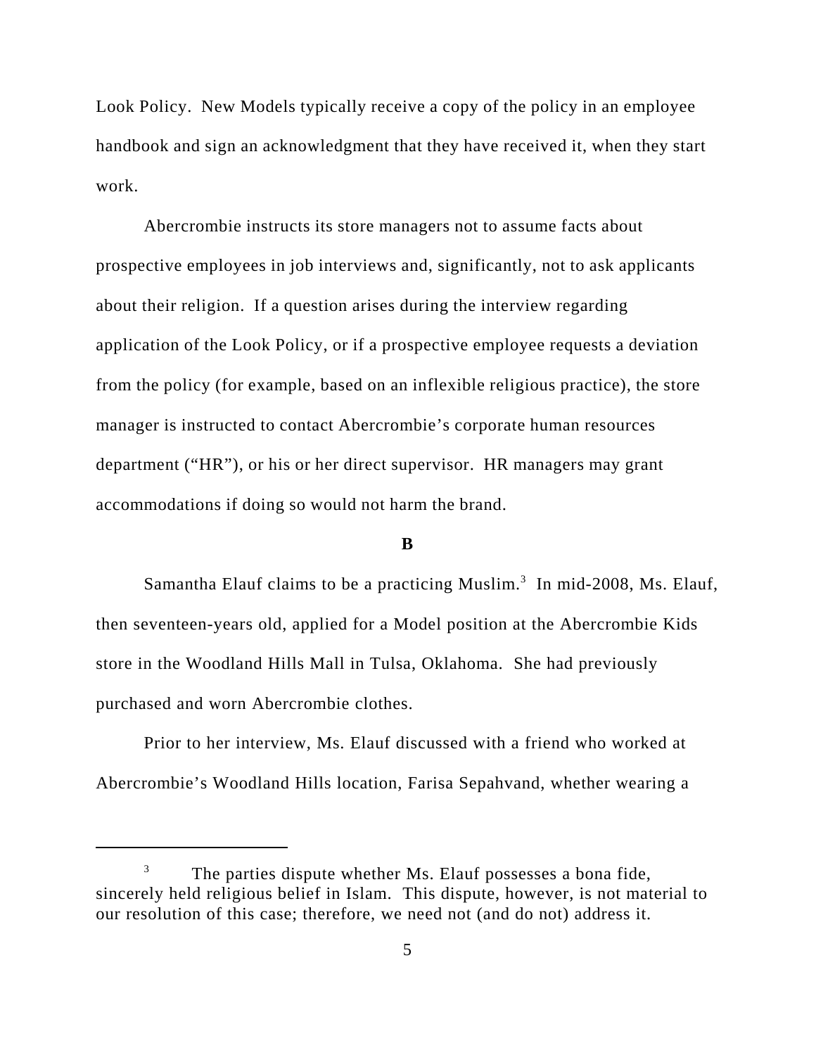Look Policy. New Models typically receive a copy of the policy in an employee handbook and sign an acknowledgment that they have received it, when they start work.

Abercrombie instructs its store managers not to assume facts about prospective employees in job interviews and, significantly, not to ask applicants about their religion. If a question arises during the interview regarding application of the Look Policy, or if a prospective employee requests a deviation from the policy (for example, based on an inflexible religious practice), the store manager is instructed to contact Abercrombie's corporate human resources department ("HR"), or his or her direct supervisor. HR managers may grant accommodations if doing so would not harm the brand.

## B

Samantha Elauf claims to be a practicing Muslim.[3] In mid-2008, Ms. Elauf, then seventeen-years old, applied for a Model position at the Abercrombie Kids store in the Woodland Hills Mall in Tulsa, Oklahoma. She had previously purchased and worn Abercrombie clothes.

Prior to her interview, Ms. Elauf discussed with a friend who worked at Abercrombie's Woodland Hills location, Farisa Sepahvand, whether wearing a

[3] The parties dispute whether Ms. Elauf possesses a bona fide, sincerely held religious belief in Islam. This dispute, however, is not material to our resolution of this case; therefore, we need not (and do not) address it.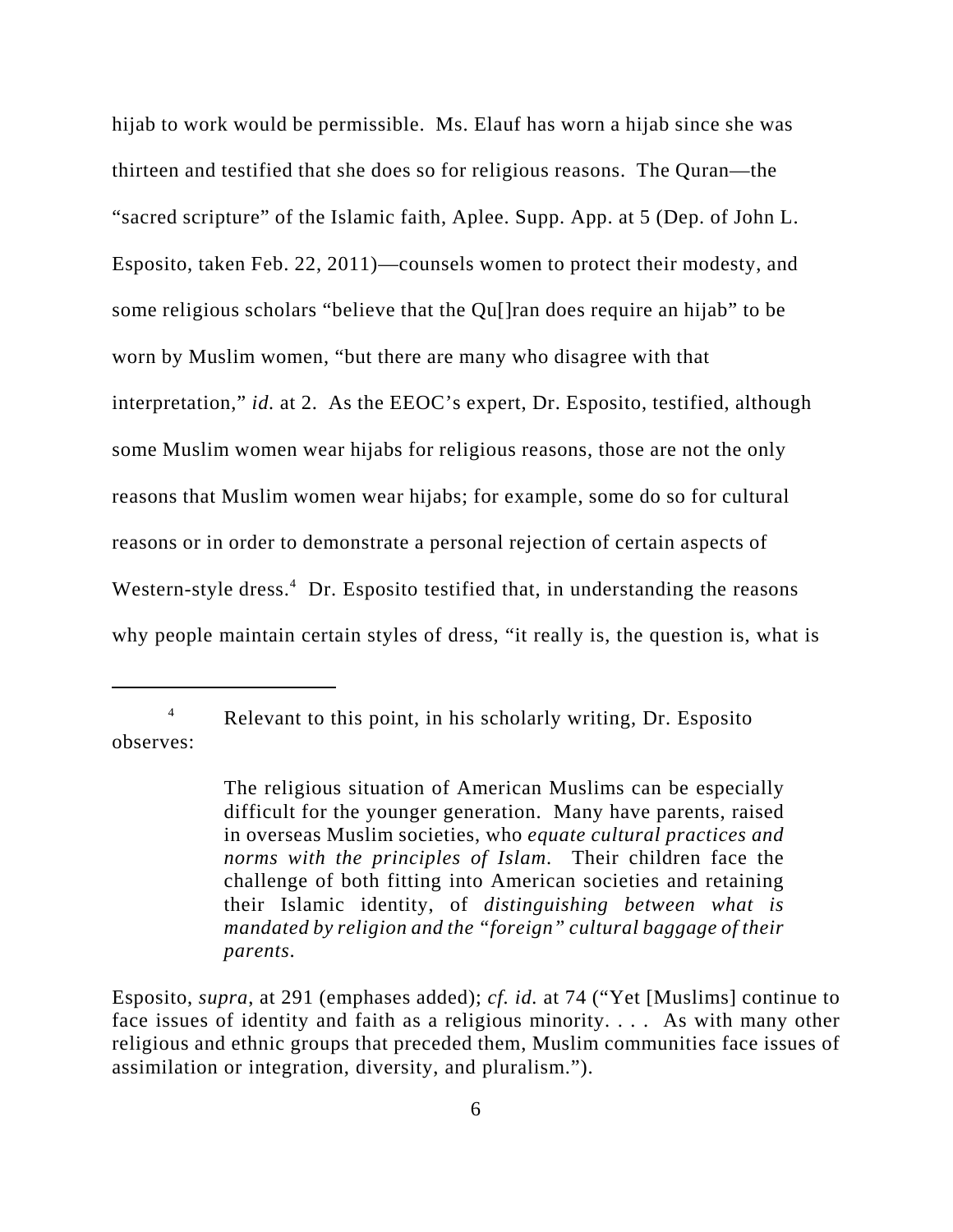hijab to work would be permissible. Ms. Elauf has worn a hijab since she was thirteen and testified that she does so for religious reasons. The Quran—the "sacred scripture" of the Islamic faith, Aplee. Supp. App. at 5 (Dep. of John L. Esposito, taken Feb. 22, 2011)—counsels women to protect their modesty, and some religious scholars "believe that the Qu[]ran does require an hijab" to be worn by Muslim women, "but there are many who disagree with that interpretation," *id.* at 2. As the EEOC's expert, Dr. Esposito, testified, although some Muslim women wear hijabs for religious reasons, those are not the only reasons that Muslim women wear hijabs; for example, some do so for cultural reasons or in order to demonstrate a personal rejection of certain aspects of Western-style dress.[4] Dr. Esposito testified that, in understanding the reasons why people maintain certain styles of dress, "it really is, the question is, what is

---

[4] Relevant to this point, in his scholarly writing, Dr. Esposito observes:

> The religious situation of American Muslims can be especially difficult for the younger generation. Many have parents, raised in overseas Muslim societies, who *equate cultural practices and norms with the principles of Islam*. Their children face the challenge of both fitting into American societies and retaining their Islamic identity, of *distinguishing between what is mandated by religion and the "foreign" cultural baggage of their parents*.

Esposito, *supra*, at 291 (emphases added); *cf. id.* at 74 ("Yet [Muslims] continue to face issues of identity and faith as a religious minority. . . . As with many other religious and ethnic groups that preceded them, Muslim communities face issues of assimilation or integration, diversity, and pluralism.").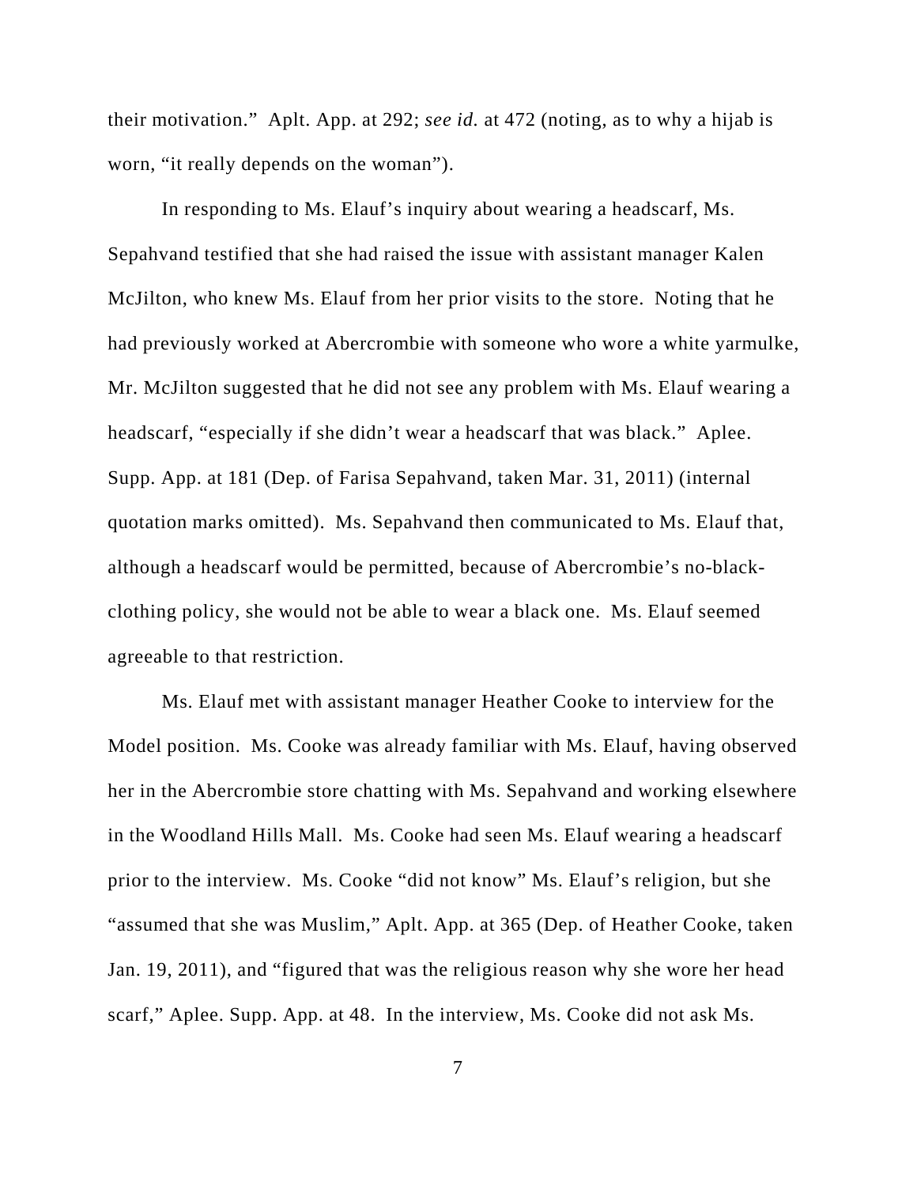their motivation." Aplt. App. at 292; *see id.* at 472 (noting, as to why a hijab is worn, "it really depends on the woman").

In responding to Ms. Elauf's inquiry about wearing a headscarf, Ms. Sepahvand testified that she had raised the issue with assistant manager Kalen McJilton, who knew Ms. Elauf from her prior visits to the store. Noting that he had previously worked at Abercrombie with someone who wore a white yarmulke, Mr. McJilton suggested that he did not see any problem with Ms. Elauf wearing a headscarf, "especially if she didn't wear a headscarf that was black." Aplee. Supp. App. at 181 (Dep. of Farisa Sepahvand, taken Mar. 31, 2011) (internal quotation marks omitted). Ms. Sepahvand then communicated to Ms. Elauf that, although a headscarf would be permitted, because of Abercrombie's no-black-clothing policy, she would not be able to wear a black one. Ms. Elauf seemed agreeable to that restriction.

Ms. Elauf met with assistant manager Heather Cooke to interview for the Model position. Ms. Cooke was already familiar with Ms. Elauf, having observed her in the Abercrombie store chatting with Ms. Sepahvand and working elsewhere in the Woodland Hills Mall. Ms. Cooke had seen Ms. Elauf wearing a headscarf prior to the interview. Ms. Cooke "did not know" Ms. Elauf's religion, but she "assumed that she was Muslim," Aplt. App. at 365 (Dep. of Heather Cooke, taken Jan. 19, 2011), and "figured that was the religious reason why she wore her head scarf," Aplee. Supp. App. at 48. In the interview, Ms. Cooke did not ask Ms.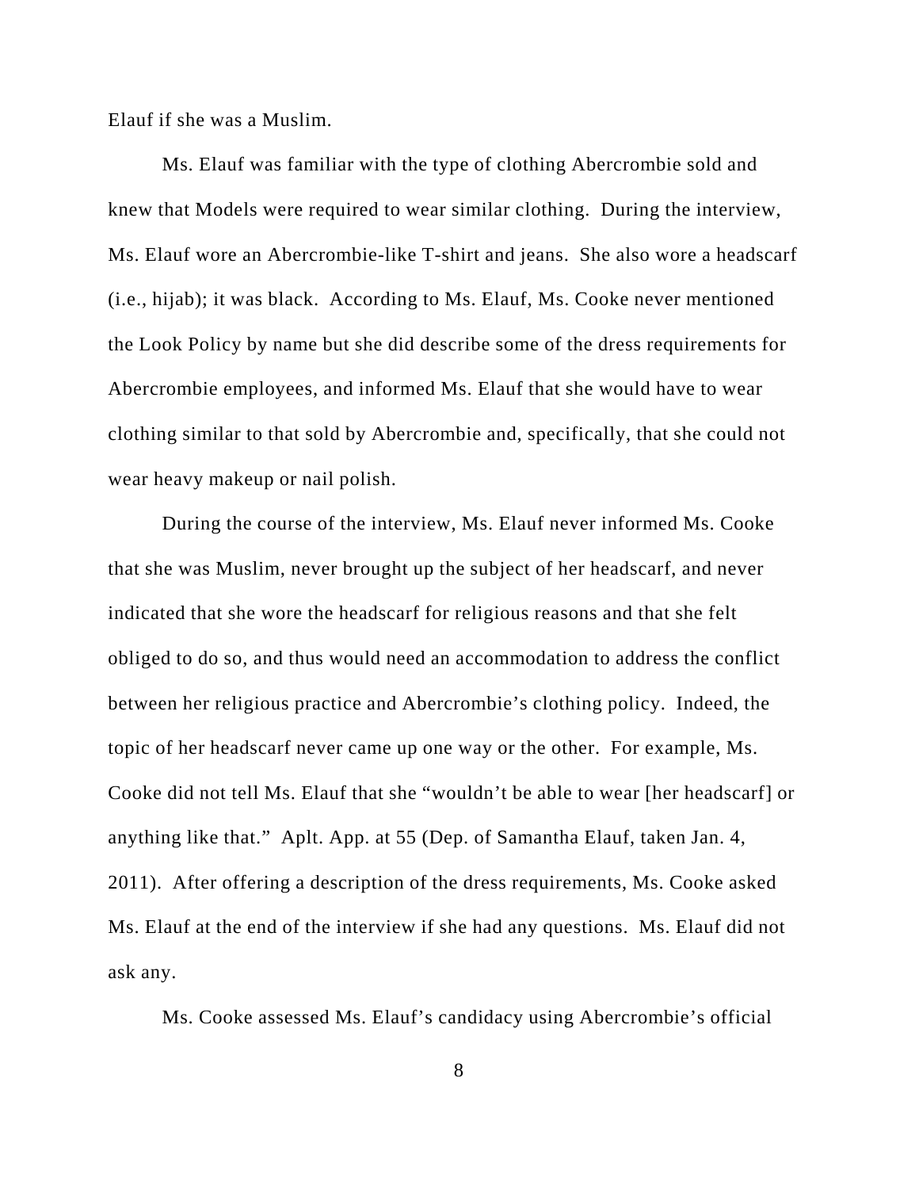Elauf if she was a Muslim.

Ms. Elauf was familiar with the type of clothing Abercrombie sold and knew that Models were required to wear similar clothing. During the interview, Ms. Elauf wore an Abercrombie-like T-shirt and jeans. She also wore a headscarf (i.e., hijab); it was black. According to Ms. Elauf, Ms. Cooke never mentioned the Look Policy by name but she did describe some of the dress requirements for Abercrombie employees, and informed Ms. Elauf that she would have to wear clothing similar to that sold by Abercrombie and, specifically, that she could not wear heavy makeup or nail polish.

During the course of the interview, Ms. Elauf never informed Ms. Cooke that she was Muslim, never brought up the subject of her headscarf, and never indicated that she wore the headscarf for religious reasons and that she felt obliged to do so, and thus would need an accommodation to address the conflict between her religious practice and Abercrombie's clothing policy. Indeed, the topic of her headscarf never came up one way or the other. For example, Ms. Cooke did not tell Ms. Elauf that she "wouldn't be able to wear [her headscarf] or anything like that." Aplt. App. at 55 (Dep. of Samantha Elauf, taken Jan. 4, 2011). After offering a description of the dress requirements, Ms. Cooke asked Ms. Elauf at the end of the interview if she had any questions. Ms. Elauf did not ask any.

Ms. Cooke assessed Ms. Elauf's candidacy using Abercrombie's official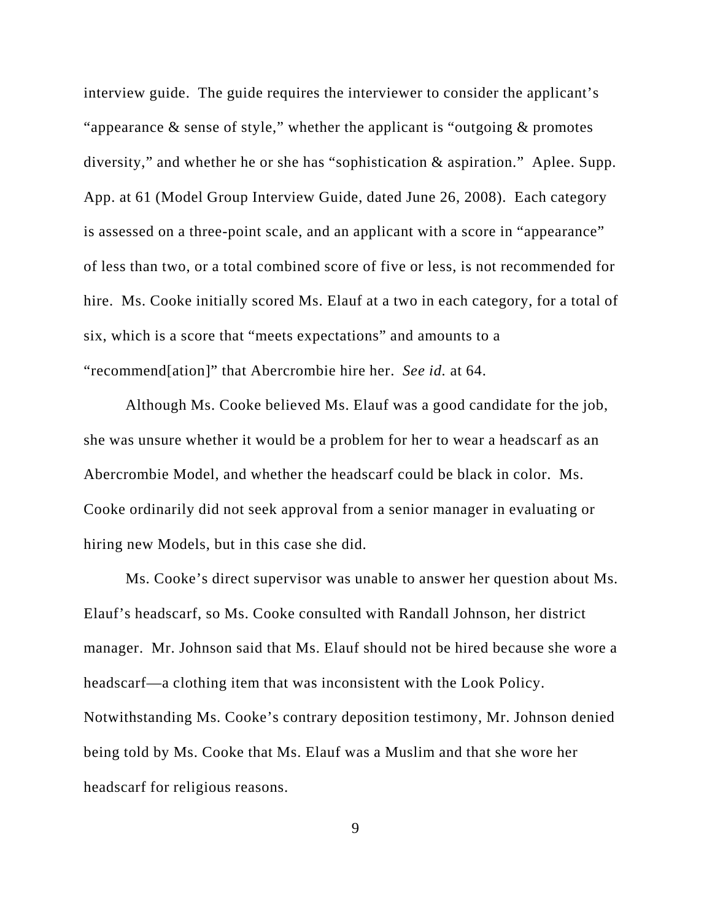interview guide. The guide requires the interviewer to consider the applicant's "appearance & sense of style," whether the applicant is "outgoing & promotes diversity," and whether he or she has "sophistication & aspiration." Aplee. Supp. App. at 61 (Model Group Interview Guide, dated June 26, 2008). Each category is assessed on a three-point scale, and an applicant with a score in "appearance" of less than two, or a total combined score of five or less, is not recommended for hire. Ms. Cooke initially scored Ms. Elauf at a two in each category, for a total of six, which is a score that "meets expectations" and amounts to a "recommend[ation]" that Abercrombie hire her. *See id.* at 64.

Although Ms. Cooke believed Ms. Elauf was a good candidate for the job, she was unsure whether it would be a problem for her to wear a headscarf as an Abercrombie Model, and whether the headscarf could be black in color. Ms. Cooke ordinarily did not seek approval from a senior manager in evaluating or hiring new Models, but in this case she did.

Ms. Cooke's direct supervisor was unable to answer her question about Ms. Elauf's headscarf, so Ms. Cooke consulted with Randall Johnson, her district manager. Mr. Johnson said that Ms. Elauf should not be hired because she wore a headscarf—a clothing item that was inconsistent with the Look Policy. Notwithstanding Ms. Cooke's contrary deposition testimony, Mr. Johnson denied being told by Ms. Cooke that Ms. Elauf was a Muslim and that she wore her headscarf for religious reasons.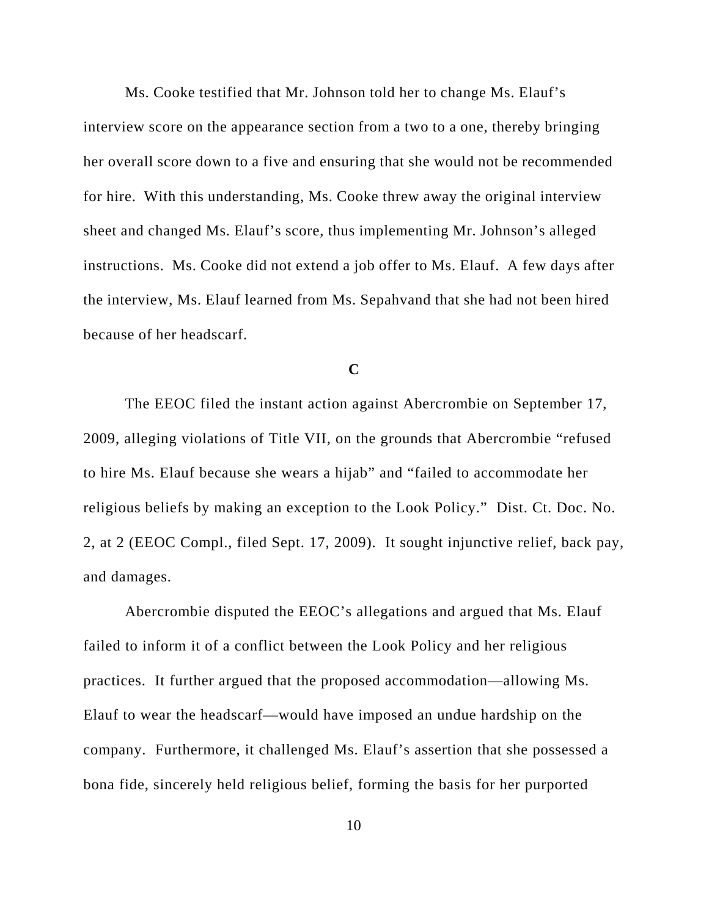Ms. Cooke testified that Mr. Johnson told her to change Ms. Elauf's interview score on the appearance section from a two to a one, thereby bringing her overall score down to a five and ensuring that she would not be recommended for hire. With this understanding, Ms. Cooke threw away the original interview sheet and changed Ms. Elauf's score, thus implementing Mr. Johnson's alleged instructions. Ms. Cooke did not extend a job offer to Ms. Elauf. A few days after the interview, Ms. Elauf learned from Ms. Sepahvand that she had not been hired because of her headscarf.

### C

The EEOC filed the instant action against Abercrombie on September 17, 2009, alleging violations of Title VII, on the grounds that Abercrombie "refused to hire Ms. Elauf because she wears a hijab" and "failed to accommodate her religious beliefs by making an exception to the Look Policy." Dist. Ct. Doc. No. 2, at 2 (EEOC Compl., filed Sept. 17, 2009). It sought injunctive relief, back pay, and damages.

Abercrombie disputed the EEOC's allegations and argued that Ms. Elauf failed to inform it of a conflict between the Look Policy and her religious practices. It further argued that the proposed accommodation—allowing Ms. Elauf to wear the headscarf—would have imposed an undue hardship on the company. Furthermore, it challenged Ms. Elauf's assertion that she possessed a bona fide, sincerely held religious belief, forming the basis for her purported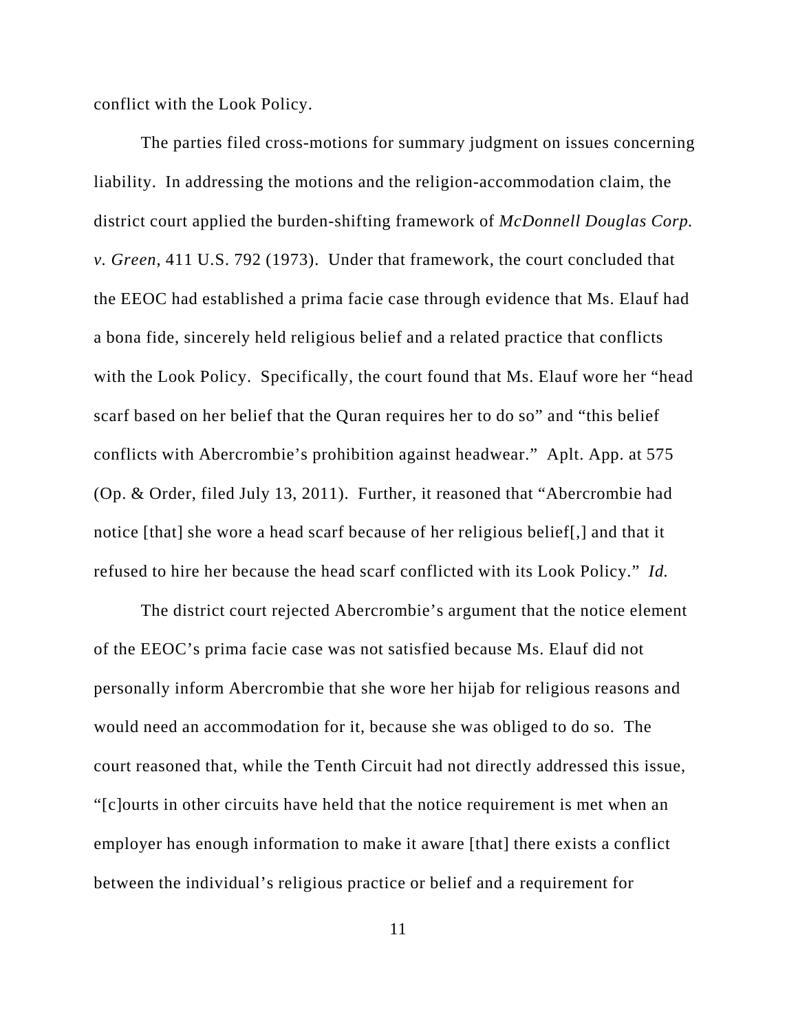conflict with the Look Policy.

The parties filed cross-motions for summary judgment on issues concerning liability. In addressing the motions and the religion-accommodation claim, the district court applied the burden-shifting framework of *McDonnell Douglas Corp. v. Green*, 411 U.S. 792 (1973). Under that framework, the court concluded that the EEOC had established a prima facie case through evidence that Ms. Elauf had a bona fide, sincerely held religious belief and a related practice that conflicts with the Look Policy. Specifically, the court found that Ms. Elauf wore her "head scarf based on her belief that the Quran requires her to do so" and "this belief conflicts with Abercrombie's prohibition against headwear." Aplt. App. at 575 (Op. & Order, filed July 13, 2011). Further, it reasoned that "Abercrombie had notice [that] she wore a head scarf because of her religious belief[,] and that it refused to hire her because the head scarf conflicted with its Look Policy." *Id.*

The district court rejected Abercrombie's argument that the notice element of the EEOC's prima facie case was not satisfied because Ms. Elauf did not personally inform Abercrombie that she wore her hijab for religious reasons and would need an accommodation for it, because she was obliged to do so. The court reasoned that, while the Tenth Circuit had not directly addressed this issue, "[c]ourts in other circuits have held that the notice requirement is met when an employer has enough information to make it aware [that] there exists a conflict between the individual's religious practice or belief and a requirement for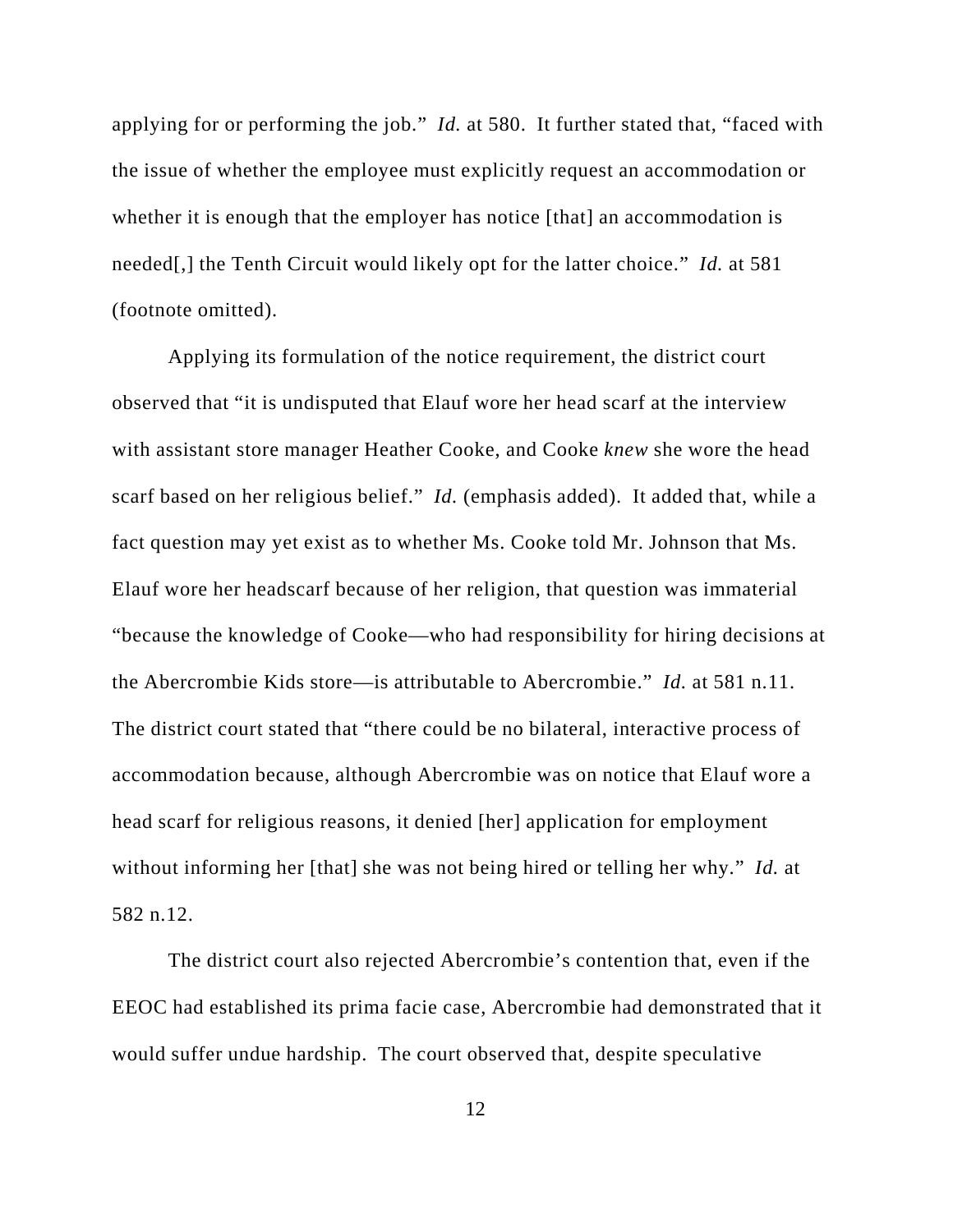applying for or performing the job." *Id.* at 580. It further stated that, "faced with the issue of whether the employee must explicitly request an accommodation or whether it is enough that the employer has notice [that] an accommodation is needed[,] the Tenth Circuit would likely opt for the latter choice." *Id.* at 581 (footnote omitted).

Applying its formulation of the notice requirement, the district court observed that "it is undisputed that Elauf wore her head scarf at the interview with assistant store manager Heather Cooke, and Cooke *knew* she wore the head scarf based on her religious belief." *Id.* (emphasis added). It added that, while a fact question may yet exist as to whether Ms. Cooke told Mr. Johnson that Ms. Elauf wore her headscarf because of her religion, that question was immaterial "because the knowledge of Cooke—who had responsibility for hiring decisions at the Abercrombie Kids store—is attributable to Abercrombie." *Id.* at 581 n.11. The district court stated that "there could be no bilateral, interactive process of accommodation because, although Abercrombie was on notice that Elauf wore a head scarf for religious reasons, it denied [her] application for employment without informing her [that] she was not being hired or telling her why." *Id.* at 582 n.12.

The district court also rejected Abercrombie's contention that, even if the EEOC had established its prima facie case, Abercrombie had demonstrated that it would suffer undue hardship. The court observed that, despite speculative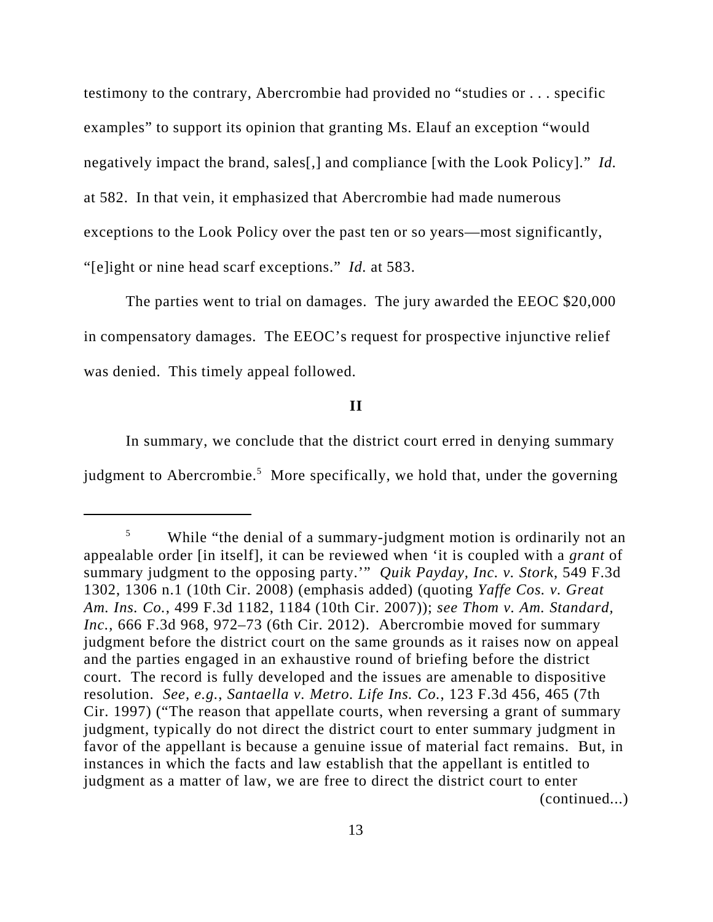testimony to the contrary, Abercrombie had provided no "studies or . . . specific examples" to support its opinion that granting Ms. Elauf an exception "would negatively impact the brand, sales[,] and compliance [with the Look Policy]." *Id.* at 582. In that vein, it emphasized that Abercrombie had made numerous exceptions to the Look Policy over the past ten or so years—most significantly, "[e]ight or nine head scarf exceptions." *Id.* at 583.

The parties went to trial on damages. The jury awarded the EEOC $20,000 in compensatory damages. The EEOC's request for prospective injunctive relief was denied. This timely appeal followed.

## II

In summary, we conclude that the district court erred in denying summary judgment to Abercrombie.[5] More specifically, we hold that, under the governing

---

[5] While "the denial of a summary-judgment motion is ordinarily not an appealable order [in itself], it can be reviewed when 'it is coupled with a *grant* of summary judgment to the opposing party.'" *Quik Payday, Inc. v. Stork*, 549 F.3d 1302, 1306 n.1 (10th Cir. 2008) (emphasis added) (quoting *Yaffe Cos. v. Great Am. Ins. Co.*, 499 F.3d 1182, 1184 (10th Cir. 2007)); *see Thom v. Am. Standard, Inc.*, 666 F.3d 968, 972–73 (6th Cir. 2012). Abercrombie moved for summary judgment before the district court on the same grounds as it raises now on appeal and the parties engaged in an exhaustive round of briefing before the district court. The record is fully developed and the issues are amenable to dispositive resolution. *See, e.g.*, *Santaella v. Metro. Life Ins. Co.*, 123 F.3d 456, 465 (7th Cir. 1997) ("The reason that appellate courts, when reversing a grant of summary judgment, typically do not direct the district court to enter summary judgment in favor of the appellant is because a genuine issue of material fact remains. But, in instances in which the facts and law establish that the appellant is entitled to judgment as a matter of law, we are free to direct the district court to enter

(continued...)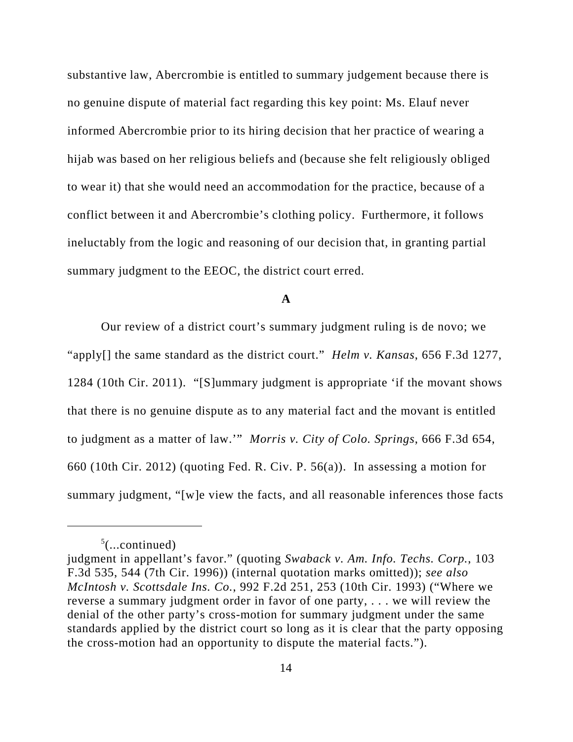substantive law, Abercrombie is entitled to summary judgement because there is no genuine dispute of material fact regarding this key point: Ms. Elauf never informed Abercrombie prior to its hiring decision that her practice of wearing a hijab was based on her religious beliefs and (because she felt religiously obliged to wear it) that she would need an accommodation for the practice, because of a conflict between it and Abercrombie's clothing policy. Furthermore, it follows ineluctably from the logic and reasoning of our decision that, in granting partial summary judgment to the EEOC, the district court erred.

**A**

Our review of a district court's summary judgment ruling is de novo; we "apply[] the same standard as the district court." *Helm v. Kansas*, 656 F.3d 1277, 1284 (10th Cir. 2011). "[S]ummary judgment is appropriate 'if the movant shows that there is no genuine dispute as to any material fact and the movant is entitled to judgment as a matter of law.'" *Morris v. City of Colo. Springs*, 666 F.3d 654, 660 (10th Cir. 2012) (quoting Fed. R. Civ. P. 56(a)). In assessing a motion for summary judgment, "[w]e view the facts, and all reasonable inferences those facts

---

[5](...continued)
judgment in appellant's favor." (quoting *Swaback v. Am. Info. Techs. Corp.*, 103 F.3d 535, 544 (7th Cir. 1996)) (internal quotation marks omitted)); *see also McIntosh v. Scottsdale Ins. Co.*, 992 F.2d 251, 253 (10th Cir. 1993) ("Where we reverse a summary judgment order in favor of one party, . . . we will review the denial of the other party's cross-motion for summary judgment under the same standards applied by the district court so long as it is clear that the party opposing the cross-motion had an opportunity to dispute the material facts.").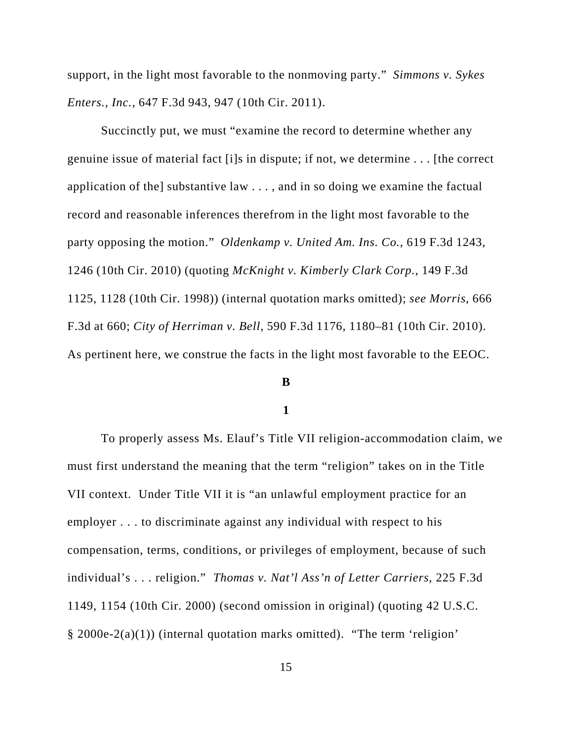support, in the light most favorable to the nonmoving party." *Simmons v. Sykes Enters., Inc.*, 647 F.3d 943, 947 (10th Cir. 2011).

Succinctly put, we must "examine the record to determine whether any genuine issue of material fact [i]s in dispute; if not, we determine . . . [the correct application of the] substantive law . . . , and in so doing we examine the factual record and reasonable inferences therefrom in the light most favorable to the party opposing the motion." *Oldenkamp v. United Am. Ins. Co.*, 619 F.3d 1243, 1246 (10th Cir. 2010) (quoting *McKnight v. Kimberly Clark Corp.*, 149 F.3d 1125, 1128 (10th Cir. 1998)) (internal quotation marks omitted); *see Morris*, 666 F.3d at 660; *City of Herriman v. Bell*, 590 F.3d 1176, 1180–81 (10th Cir. 2010). As pertinent here, we construe the facts in the light most favorable to the EEOC.

**B**

**1**

To properly assess Ms. Elauf's Title VII religion-accommodation claim, we must first understand the meaning that the term "religion" takes on in the Title VII context. Under Title VII it is "an unlawful employment practice for an employer . . . to discriminate against any individual with respect to his compensation, terms, conditions, or privileges of employment, because of such individual's . . . religion." *Thomas v. Nat'l Ass'n of Letter Carriers*, 225 F.3d 1149, 1154 (10th Cir. 2000) (second omission in original) (quoting 42 U.S.C. § 2000e-2(a)(1)) (internal quotation marks omitted). "The term 'religion'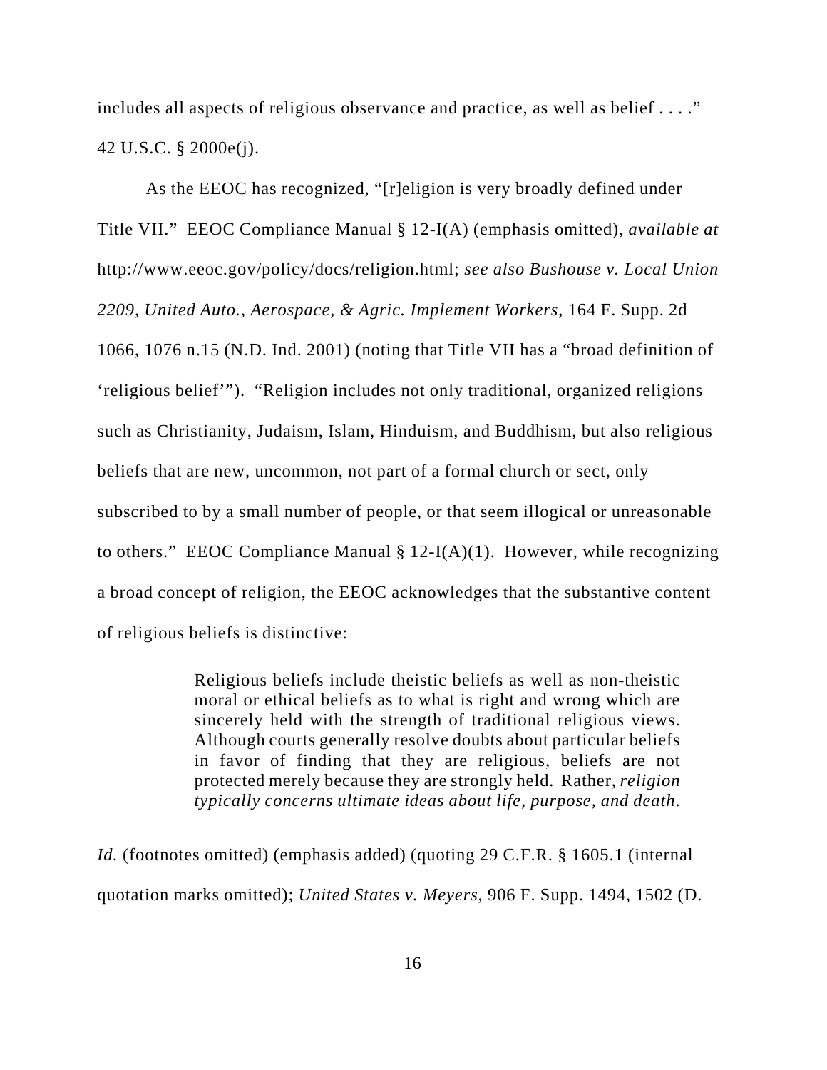includes all aspects of religious observance and practice, as well as belief . . . ." 42 U.S.C. § 2000e(j).

As the EEOC has recognized, "[r]eligion is very broadly defined under Title VII." EEOC Compliance Manual § 12-I(A) (emphasis omitted), *available at* http://www.eeoc.gov/policy/docs/religion.html; *see also Bushouse v. Local Union 2209, United Auto., Aerospace, & Agric. Implement Workers*, 164 F. Supp. 2d 1066, 1076 n.15 (N.D. Ind. 2001) (noting that Title VII has a "broad definition of 'religious belief'"). "Religion includes not only traditional, organized religions such as Christianity, Judaism, Islam, Hinduism, and Buddhism, but also religious beliefs that are new, uncommon, not part of a formal church or sect, only subscribed to by a small number of people, or that seem illogical or unreasonable to others." EEOC Compliance Manual § 12-I(A)(1). However, while recognizing a broad concept of religion, the EEOC acknowledges that the substantive content of religious beliefs is distinctive:

> Religious beliefs include theistic beliefs as well as non-theistic moral or ethical beliefs as to what is right and wrong which are sincerely held with the strength of traditional religious views. Although courts generally resolve doubts about particular beliefs in favor of finding that they are religious, beliefs are not protected merely because they are strongly held. Rather, *religion typically concerns ultimate ideas about life, purpose, and death*.

*Id.* (footnotes omitted) (emphasis added) (quoting 29 C.F.R. § 1605.1 (internal quotation marks omitted); *United States v. Meyers*, 906 F. Supp. 1494, 1502 (D.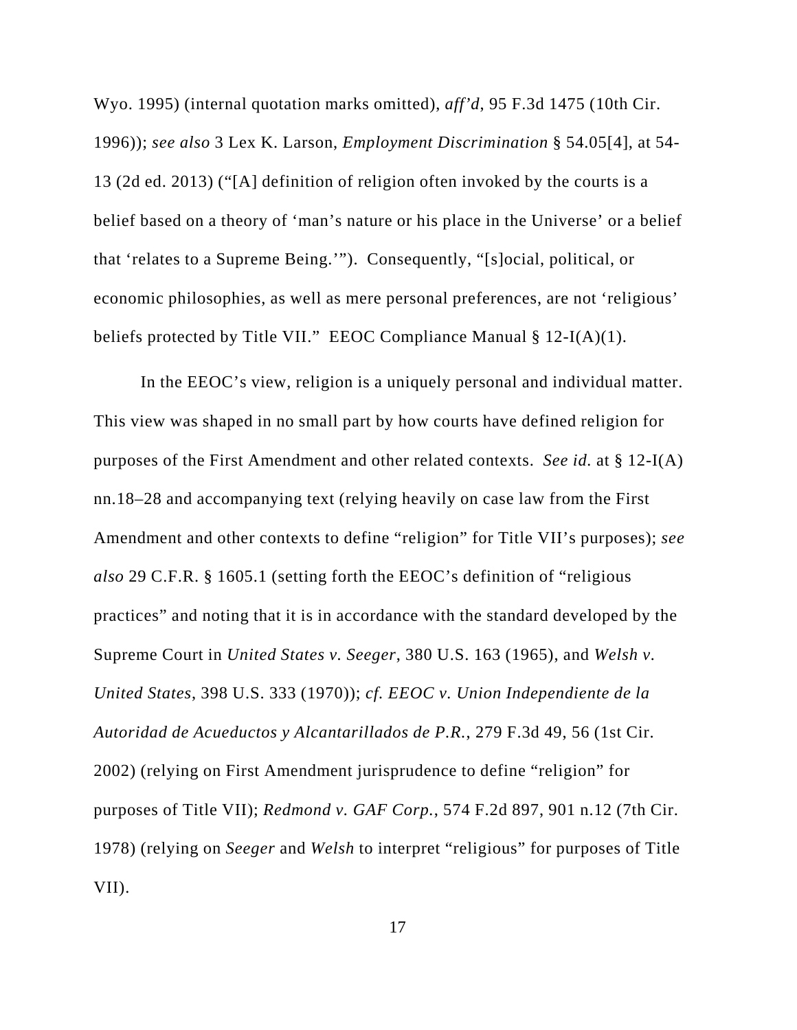Wyo. 1995) (internal quotation marks omitted), *aff'd*, 95 F.3d 1475 (10th Cir. 1996)); *see also* 3 Lex K. Larson, *Employment Discrimination* § 54.05[4], at 54-13 (2d ed. 2013) ("[A] definition of religion often invoked by the courts is a belief based on a theory of 'man's nature or his place in the Universe' or a belief that 'relates to a Supreme Being.'"). Consequently, "[s]ocial, political, or economic philosophies, as well as mere personal preferences, are not 'religious' beliefs protected by Title VII." EEOC Compliance Manual § 12-I(A)(1).

In the EEOC's view, religion is a uniquely personal and individual matter. This view was shaped in no small part by how courts have defined religion for purposes of the First Amendment and other related contexts. *See id.* at § 12-I(A) nn.18–28 and accompanying text (relying heavily on case law from the First Amendment and other contexts to define "religion" for Title VII's purposes); *see also* 29 C.F.R. § 1605.1 (setting forth the EEOC's definition of "religious practices" and noting that it is in accordance with the standard developed by the Supreme Court in *United States v. Seeger*, 380 U.S. 163 (1965), and *Welsh v. United States*, 398 U.S. 333 (1970)); *cf. EEOC v. Union Independiente de la Autoridad de Acueductos y Alcantarillados de P.R.*, 279 F.3d 49, 56 (1st Cir. 2002) (relying on First Amendment jurisprudence to define "religion" for purposes of Title VII); *Redmond v. GAF Corp.*, 574 F.2d 897, 901 n.12 (7th Cir. 1978) (relying on *Seeger* and *Welsh* to interpret "religious" for purposes of Title VII).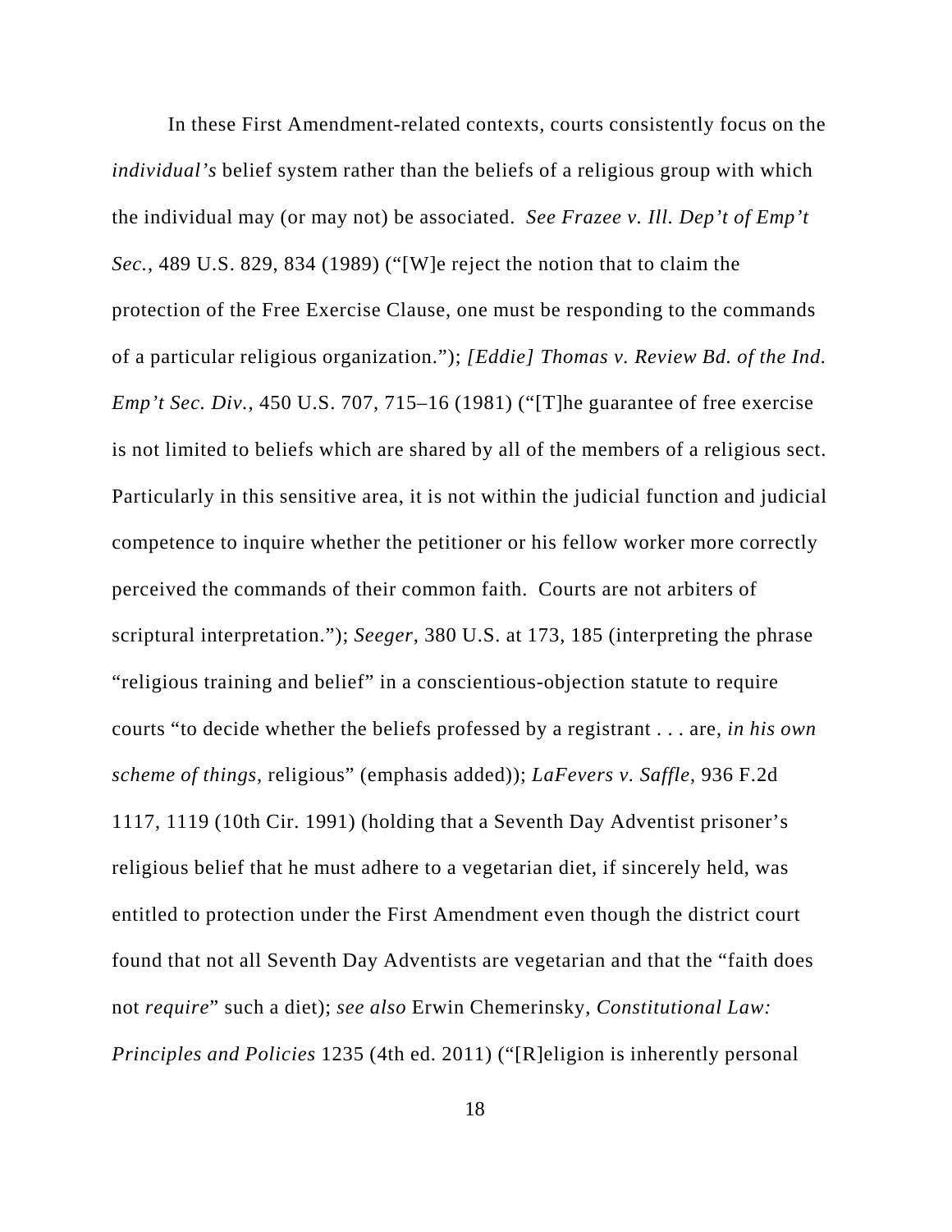In these First Amendment-related contexts, courts consistently focus on the *individual's* belief system rather than the beliefs of a religious group with which the individual may (or may not) be associated. *See Frazee v. Ill. Dep't of Emp't Sec.*, 489 U.S. 829, 834 (1989) ("[W]e reject the notion that to claim the protection of the Free Exercise Clause, one must be responding to the commands of a particular religious organization."); *[Eddie] Thomas v. Review Bd. of the Ind. Emp't Sec. Div.*, 450 U.S. 707, 715–16 (1981) ("[T]he guarantee of free exercise is not limited to beliefs which are shared by all of the members of a religious sect. Particularly in this sensitive area, it is not within the judicial function and judicial competence to inquire whether the petitioner or his fellow worker more correctly perceived the commands of their common faith. Courts are not arbiters of scriptural interpretation."); *Seeger*, 380 U.S. at 173, 185 (interpreting the phrase "religious training and belief" in a conscientious-objection statute to require courts "to decide whether the beliefs professed by a registrant . . . are, *in his own scheme of things*, religious" (emphasis added)); *LaFevers v. Saffle*, 936 F.2d 1117, 1119 (10th Cir. 1991) (holding that a Seventh Day Adventist prisoner's religious belief that he must adhere to a vegetarian diet, if sincerely held, was entitled to protection under the First Amendment even though the district court found that not all Seventh Day Adventists are vegetarian and that the "faith does not *require*" such a diet); *see also* Erwin Chemerinsky, *Constitutional Law: Principles and Policies* 1235 (4th ed. 2011) ("[R]eligion is inherently personal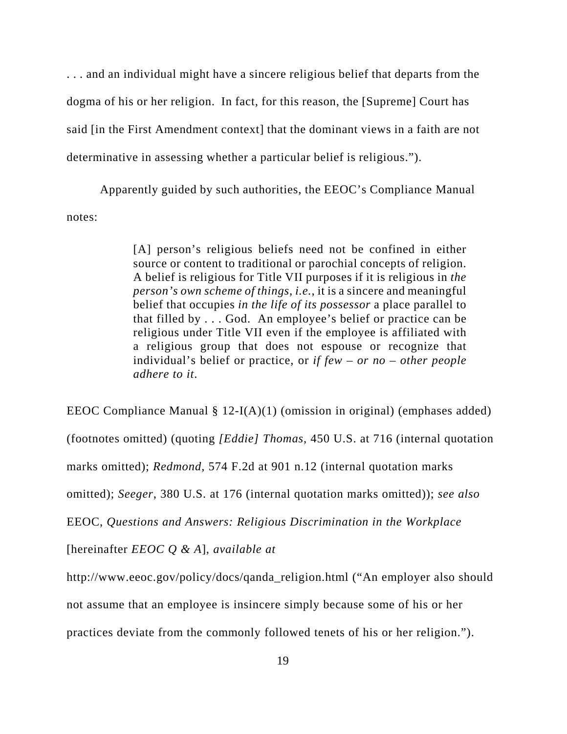. . . and an individual might have a sincere religious belief that departs from the dogma of his or her religion. In fact, for this reason, the [Supreme] Court has said [in the First Amendment context] that the dominant views in a faith are not determinative in assessing whether a particular belief is religious.").

Apparently guided by such authorities, the EEOC's Compliance Manual notes:

> [A] person's religious beliefs need not be confined in either source or content to traditional or parochial concepts of religion. A belief is religious for Title VII purposes if it is religious in *the person's own scheme of things*, *i.e.*, it is a sincere and meaningful belief that occupies *in the life of its possessor* a place parallel to that filled by . . . God. An employee's belief or practice can be religious under Title VII even if the employee is affiliated with a religious group that does not espouse or recognize that individual's belief or practice, or *if few – or no – other people adhere to it*.

EEOC Compliance Manual § 12-I(A)(1) (omission in original) (emphases added) (footnotes omitted) (quoting *[Eddie] Thomas*, 450 U.S. at 716 (internal quotation marks omitted); *Redmond*, 574 F.2d at 901 n.12 (internal quotation marks omitted); *Seeger*, 380 U.S. at 176 (internal quotation marks omitted)); *see also* EEOC, *Questions and Answers: Religious Discrimination in the Workplace* [hereinafter *EEOC Q & A*], *available at* http://www.eeoc.gov/policy/docs/qanda_religion.html ("An employer also should not assume that an employee is insincere simply because some of his or her practices deviate from the commonly followed tenets of his or her religion.").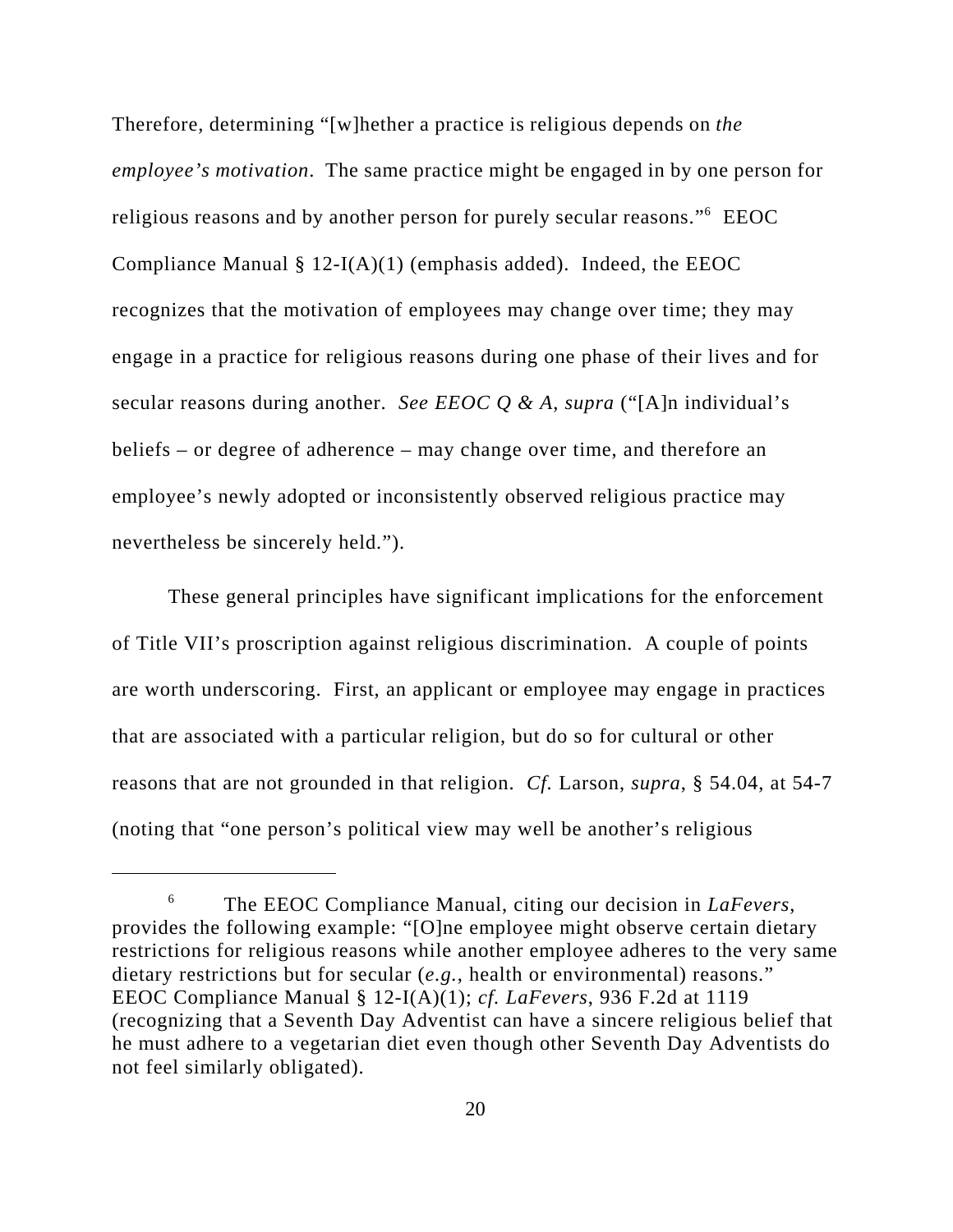Therefore, determining "[w]hether a practice is religious depends on *the employee's motivation*. The same practice might be engaged in by one person for religious reasons and by another person for purely secular reasons."[6] EEOC Compliance Manual § 12-I(A)(1) (emphasis added). Indeed, the EEOC recognizes that the motivation of employees may change over time; they may engage in a practice for religious reasons during one phase of their lives and for secular reasons during another. *See EEOC Q & A*, *supra* ("[A]n individual's beliefs – or degree of adherence – may change over time, and therefore an employee's newly adopted or inconsistently observed religious practice may nevertheless be sincerely held.").

These general principles have significant implications for the enforcement of Title VII's proscription against religious discrimination. A couple of points are worth underscoring. First, an applicant or employee may engage in practices that are associated with a particular religion, but do so for cultural or other reasons that are not grounded in that religion. *Cf.* Larson, *supra*, § 54.04, at 54-7 (noting that "one person's political view may well be another's religious

---

[6] The EEOC Compliance Manual, citing our decision in *LaFevers*, provides the following example: "[O]ne employee might observe certain dietary restrictions for religious reasons while another employee adheres to the very same dietary restrictions but for secular (*e.g.*, health or environmental) reasons." EEOC Compliance Manual § 12-I(A)(1); *cf. LaFevers*, 936 F.2d at 1119 (recognizing that a Seventh Day Adventist can have a sincere religious belief that he must adhere to a vegetarian diet even though other Seventh Day Adventists do not feel similarly obligated).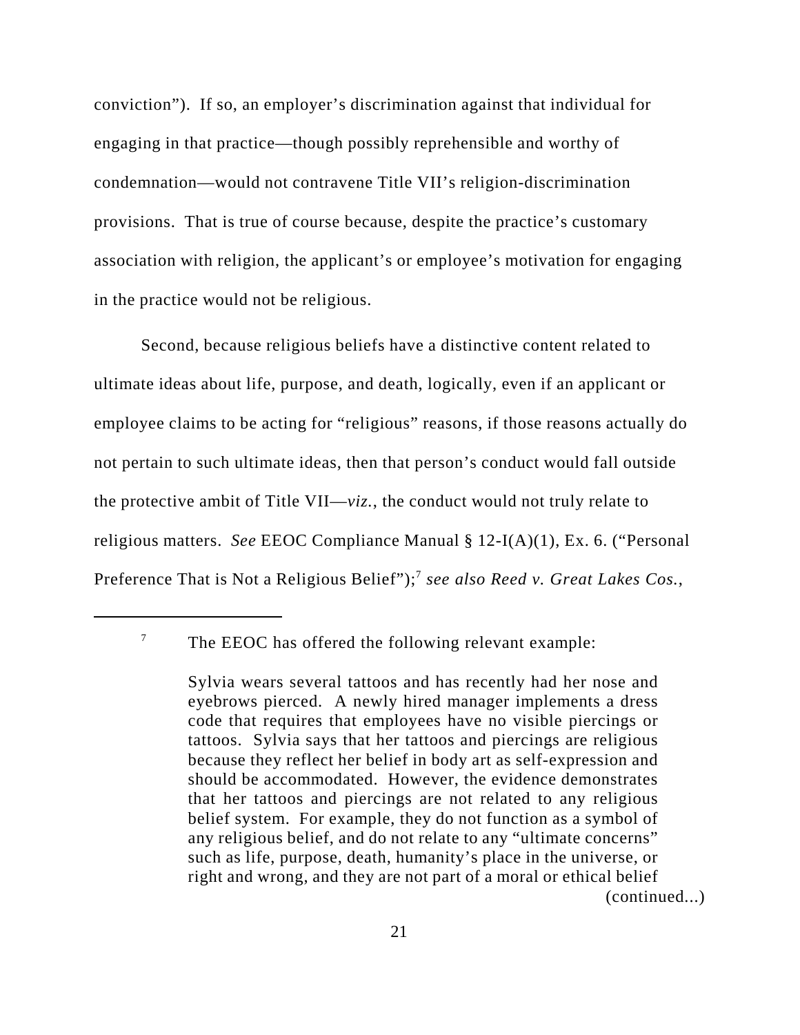conviction"). If so, an employer's discrimination against that individual for engaging in that practice—though possibly reprehensible and worthy of condemnation—would not contravene Title VII's religion-discrimination provisions. That is true of course because, despite the practice's customary association with religion, the applicant's or employee's motivation for engaging in the practice would not be religious.

Second, because religious beliefs have a distinctive content related to ultimate ideas about life, purpose, and death, logically, even if an applicant or employee claims to be acting for "religious" reasons, if those reasons actually do not pertain to such ultimate ideas, then that person's conduct would fall outside the protective ambit of Title VII—*viz.*, the conduct would not truly relate to religious matters. *See* EEOC Compliance Manual § 12-I(A)(1), Ex. 6. ("Personal Preference That is Not a Religious Belief");[7] *see also Reed v. Great Lakes Cos.*,

---

[7] The EEOC has offered the following relevant example:

> Sylvia wears several tattoos and has recently had her nose and eyebrows pierced. A newly hired manager implements a dress code that requires that employees have no visible piercings or tattoos. Sylvia says that her tattoos and piercings are religious because they reflect her belief in body art as self-expression and should be accommodated. However, the evidence demonstrates that her tattoos and piercings are not related to any religious belief system. For example, they do not function as a symbol of any religious belief, and do not relate to any "ultimate concerns" such as life, purpose, death, humanity's place in the universe, or right and wrong, and they are not part of a moral or ethical belief

(continued...)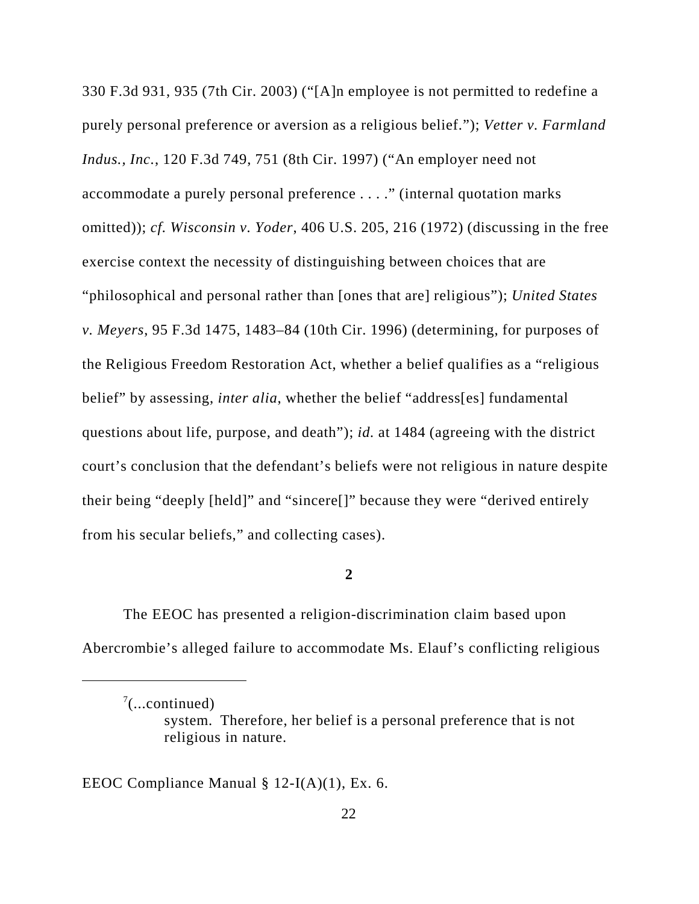330 F.3d 931, 935 (7th Cir. 2003) ("[A]n employee is not permitted to redefine a purely personal preference or aversion as a religious belief."); *Vetter v. Farmland Indus., Inc.*, 120 F.3d 749, 751 (8th Cir. 1997) ("An employer need not accommodate a purely personal preference . . . ." (internal quotation marks omitted)); *cf. Wisconsin v. Yoder*, 406 U.S. 205, 216 (1972) (discussing in the free exercise context the necessity of distinguishing between choices that are "philosophical and personal rather than [ones that are] religious"); *United States v. Meyers*, 95 F.3d 1475, 1483–84 (10th Cir. 1996) (determining, for purposes of the Religious Freedom Restoration Act, whether a belief qualifies as a "religious belief" by assessing, *inter alia*, whether the belief "address[es] fundamental questions about life, purpose, and death"); *id.* at 1484 (agreeing with the district court's conclusion that the defendant's beliefs were not religious in nature despite their being "deeply [held]" and "sincere[]" because they were "derived entirely from his secular beliefs," and collecting cases).

**2**

The EEOC has presented a religion-discrimination claim based upon Abercrombie's alleged failure to accommodate Ms. Elauf's conflicting religious

---

[7](...continued)

> system. Therefore, her belief is a personal preference that is not religious in nature.

EEOC Compliance Manual § 12-I(A)(1), Ex. 6.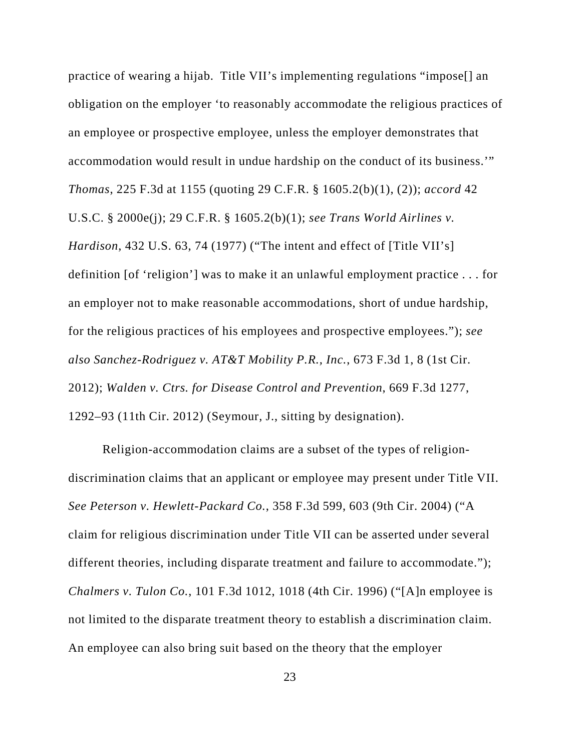practice of wearing a hijab. Title VII's implementing regulations "impose[] an obligation on the employer 'to reasonably accommodate the religious practices of an employee or prospective employee, unless the employer demonstrates that accommodation would result in undue hardship on the conduct of its business.'" *Thomas*, 225 F.3d at 1155 (quoting 29 C.F.R. § 1605.2(b)(1), (2)); *accord* 42 U.S.C. § 2000e(j); 29 C.F.R. § 1605.2(b)(1); *see Trans World Airlines v. Hardison*, 432 U.S. 63, 74 (1977) ("The intent and effect of [Title VII's] definition [of 'religion'] was to make it an unlawful employment practice . . . for an employer not to make reasonable accommodations, short of undue hardship, for the religious practices of his employees and prospective employees."); *see also Sanchez-Rodriguez v. AT&T Mobility P.R., Inc.*, 673 F.3d 1, 8 (1st Cir. 2012); *Walden v. Ctrs. for Disease Control and Prevention*, 669 F.3d 1277, 1292–93 (11th Cir. 2012) (Seymour, J., sitting by designation).

Religion-accommodation claims are a subset of the types of religion-discrimination claims that an applicant or employee may present under Title VII. *See Peterson v. Hewlett-Packard Co.*, 358 F.3d 599, 603 (9th Cir. 2004) ("A claim for religious discrimination under Title VII can be asserted under several different theories, including disparate treatment and failure to accommodate."); *Chalmers v. Tulon Co.*, 101 F.3d 1012, 1018 (4th Cir. 1996) ("[A]n employee is not limited to the disparate treatment theory to establish a discrimination claim. An employee can also bring suit based on the theory that the employer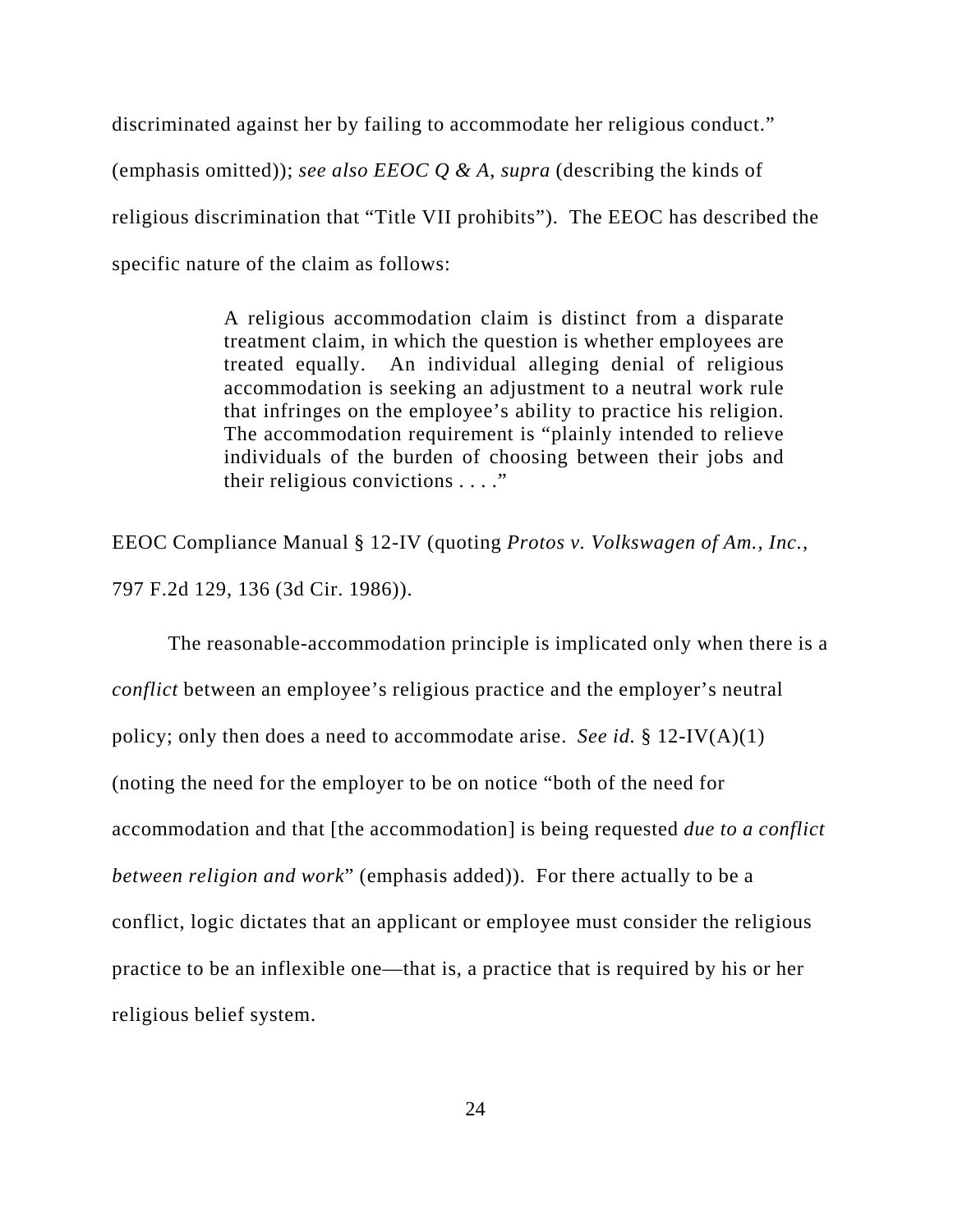discriminated against her by failing to accommodate her religious conduct." (emphasis omitted)); *see also EEOC Q & A*, *supra* (describing the kinds of religious discrimination that "Title VII prohibits"). The EEOC has described the specific nature of the claim as follows:

> A religious accommodation claim is distinct from a disparate treatment claim, in which the question is whether employees are treated equally. An individual alleging denial of religious accommodation is seeking an adjustment to a neutral work rule that infringes on the employee's ability to practice his religion. The accommodation requirement is "plainly intended to relieve individuals of the burden of choosing between their jobs and their religious convictions . . . ."

EEOC Compliance Manual § 12-IV (quoting *Protos v. Volkswagen of Am., Inc.*, 797 F.2d 129, 136 (3d Cir. 1986)).

The reasonable-accommodation principle is implicated only when there is a *conflict* between an employee's religious practice and the employer's neutral policy; only then does a need to accommodate arise. *See id.* § 12-IV(A)(1) (noting the need for the employer to be on notice "both of the need for accommodation and that [the accommodation] is being requested *due to a conflict between religion and work*" (emphasis added)). For there actually to be a conflict, logic dictates that an applicant or employee must consider the religious practice to be an inflexible one—that is, a practice that is required by his or her religious belief system.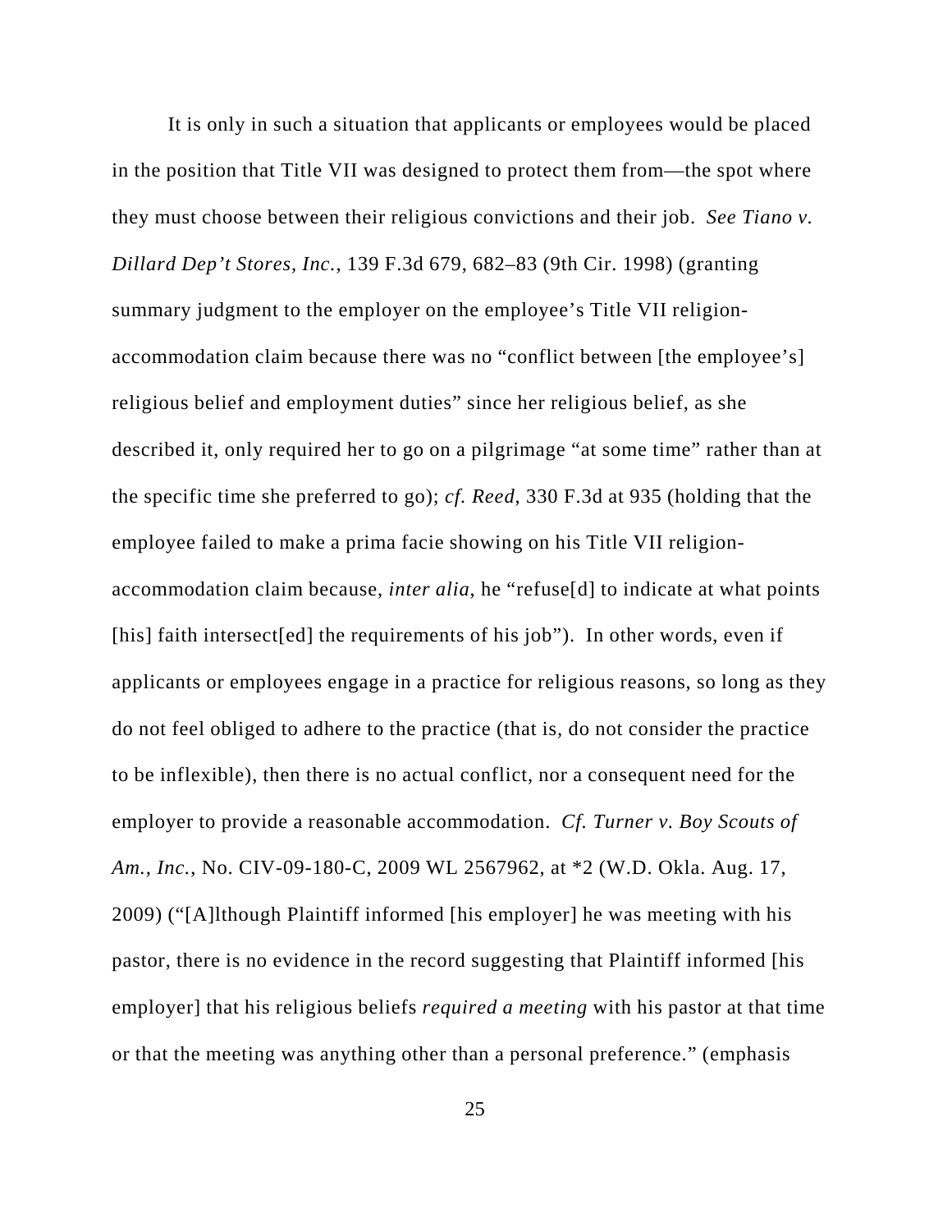It is only in such a situation that applicants or employees would be placed in the position that Title VII was designed to protect them from—the spot where they must choose between their religious convictions and their job. *See Tiano v. Dillard Dep't Stores, Inc.*, 139 F.3d 679, 682–83 (9th Cir. 1998) (granting summary judgment to the employer on the employee's Title VII religion-accommodation claim because there was no "conflict between [the employee's] religious belief and employment duties" since her religious belief, as she described it, only required her to go on a pilgrimage "at some time" rather than at the specific time she preferred to go); *cf. Reed*, 330 F.3d at 935 (holding that the employee failed to make a prima facie showing on his Title VII religion-accommodation claim because, *inter alia*, he "refuse[d] to indicate at what points [his] faith intersect[ed] the requirements of his job"). In other words, even if applicants or employees engage in a practice for religious reasons, so long as they do not feel obliged to adhere to the practice (that is, do not consider the practice to be inflexible), then there is no actual conflict, nor a consequent need for the employer to provide a reasonable accommodation. *Cf. Turner v. Boy Scouts of Am., Inc.*, No. CIV-09-180-C, 2009 WL 2567962, at *2 (W.D. Okla. Aug. 17, 2009) ("[A]lthough Plaintiff informed [his employer] he was meeting with his pastor, there is no evidence in the record suggesting that Plaintiff informed [his employer] that his religious beliefs *required a meeting* with his pastor at that time or that the meeting was anything other than a personal preference." (emphasis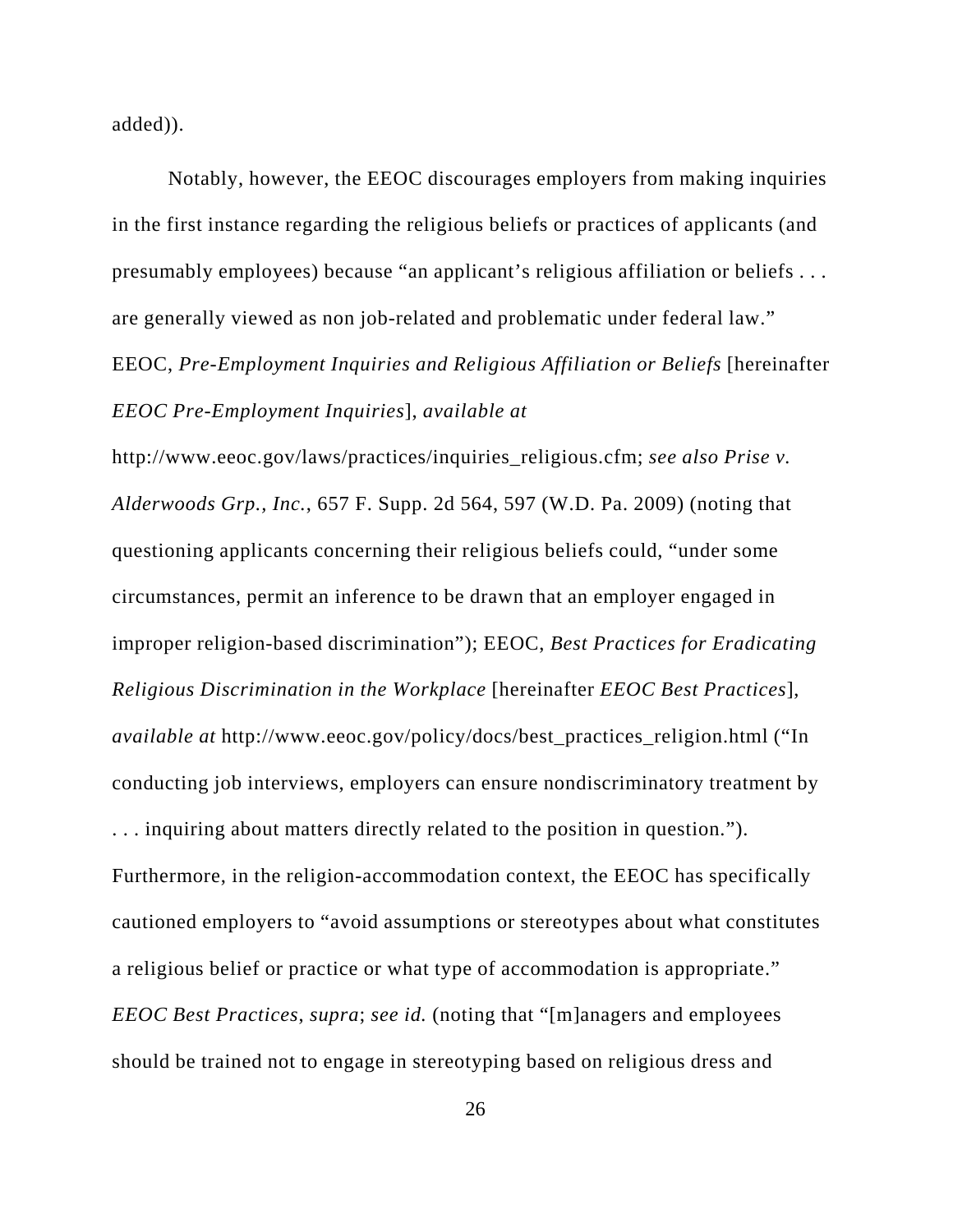added)).

Notably, however, the EEOC discourages employers from making inquiries in the first instance regarding the religious beliefs or practices of applicants (and presumably employees) because "an applicant's religious affiliation or beliefs . . . are generally viewed as non job-related and problematic under federal law." EEOC, *Pre-Employment Inquiries and Religious Affiliation or Beliefs* [hereinafter *EEOC Pre-Employment Inquiries*], *available at* http://www.eeoc.gov/laws/practices/inquiries_religious.cfm; *see also Prise v. Alderwoods Grp., Inc.*, 657 F. Supp. 2d 564, 597 (W.D. Pa. 2009) (noting that questioning applicants concerning their religious beliefs could, "under some circumstances, permit an inference to be drawn that an employer engaged in improper religion-based discrimination"); EEOC, *Best Practices for Eradicating Religious Discrimination in the Workplace* [hereinafter *EEOC Best Practices*], *available at* http://www.eeoc.gov/policy/docs/best_practices_religion.html ("In conducting job interviews, employers can ensure nondiscriminatory treatment by . . . inquiring about matters directly related to the position in question."). Furthermore, in the religion-accommodation context, the EEOC has specifically cautioned employers to "avoid assumptions or stereotypes about what constitutes a religious belief or practice or what type of accommodation is appropriate." *EEOC Best Practices*, *supra*; *see id.* (noting that "[m]anagers and employees should be trained not to engage in stereotyping based on religious dress and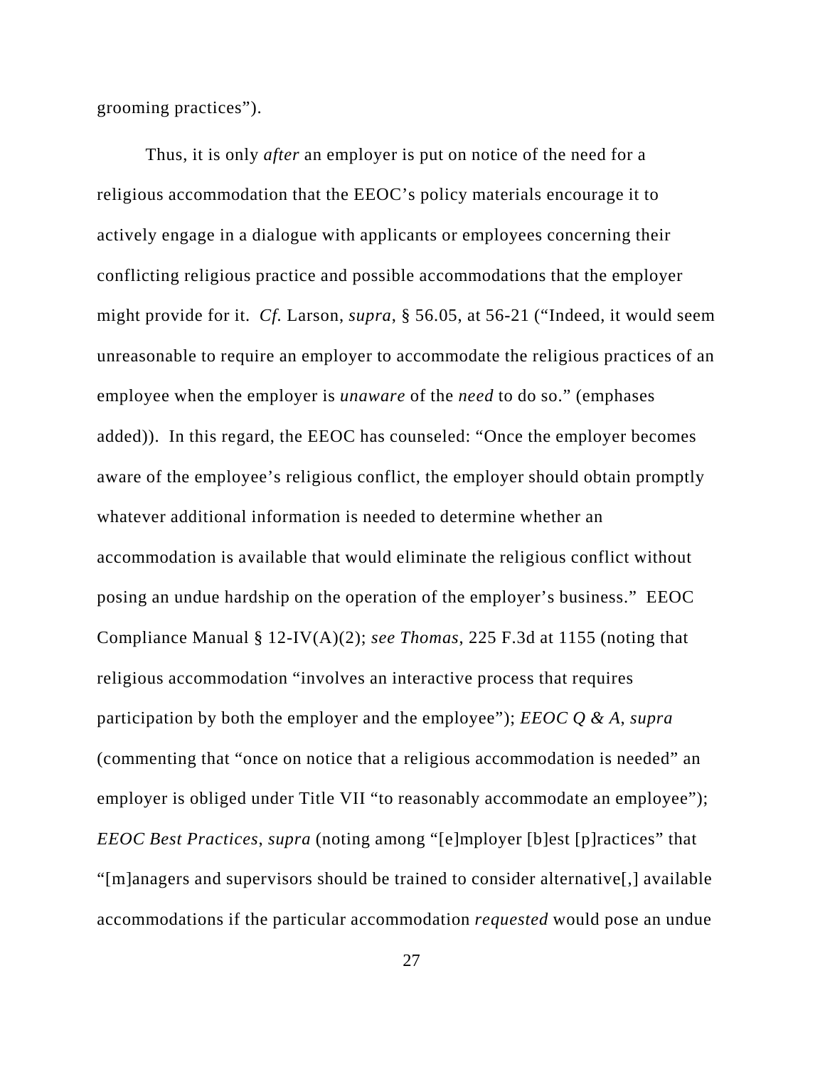grooming practices”).

Thus, it is only *after* an employer is put on notice of the need for a religious accommodation that the EEOC’s policy materials encourage it to actively engage in a dialogue with applicants or employees concerning their conflicting religious practice and possible accommodations that the employer might provide for it. *Cf.* Larson, *supra*, § 56.05, at 56-21 (“Indeed, it would seem unreasonable to require an employer to accommodate the religious practices of an employee when the employer is *unaware* of the *need* to do so.” (emphases added)). In this regard, the EEOC has counseled: “Once the employer becomes aware of the employee’s religious conflict, the employer should obtain promptly whatever additional information is needed to determine whether an accommodation is available that would eliminate the religious conflict without posing an undue hardship on the operation of the employer’s business.” EEOC Compliance Manual § 12-IV(A)(2); *see Thomas*, 225 F.3d at 1155 (noting that religious accommodation “involves an interactive process that requires participation by both the employer and the employee”); *EEOC Q & A*, *supra* (commenting that “once on notice that a religious accommodation is needed” an employer is obliged under Title VII “to reasonably accommodate an employee”); *EEOC Best Practices*, *supra* (noting among “[e]mployer [b]est [p]ractices” that “[m]anagers and supervisors should be trained to consider alternative[,] available accommodations if the particular accommodation *requested* would pose an undue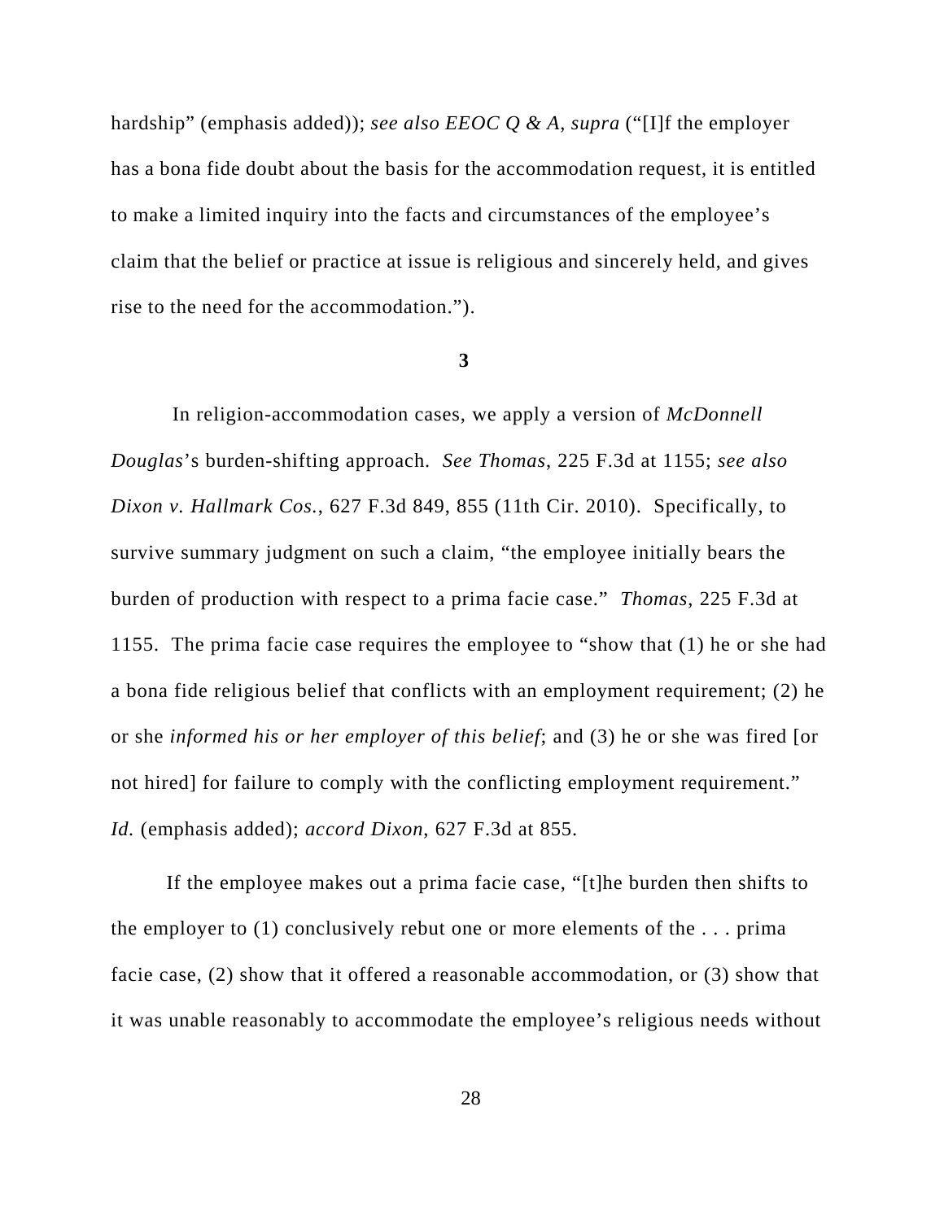hardship" (emphasis added)); *see also EEOC Q & A*, *supra* ("[I]f the employer has a bona fide doubt about the basis for the accommodation request, it is entitled to make a limited inquiry into the facts and circumstances of the employee's claim that the belief or practice at issue is religious and sincerely held, and gives rise to the need for the accommodation.").

**3**

In religion-accommodation cases, we apply a version of *McDonnell Douglas*'s burden-shifting approach. *See Thomas*, 225 F.3d at 1155; *see also Dixon v. Hallmark Cos.*, 627 F.3d 849, 855 (11th Cir. 2010). Specifically, to survive summary judgment on such a claim, "the employee initially bears the burden of production with respect to a prima facie case." *Thomas*, 225 F.3d at 1155. The prima facie case requires the employee to "show that (1) he or she had a bona fide religious belief that conflicts with an employment requirement; (2) he or she *informed his or her employer of this belief*; and (3) he or she was fired [or not hired] for failure to comply with the conflicting employment requirement." *Id.* (emphasis added); *accord Dixon*, 627 F.3d at 855.

If the employee makes out a prima facie case, "[t]he burden then shifts to the employer to (1) conclusively rebut one or more elements of the . . . prima facie case, (2) show that it offered a reasonable accommodation, or (3) show that it was unable reasonably to accommodate the employee's religious needs without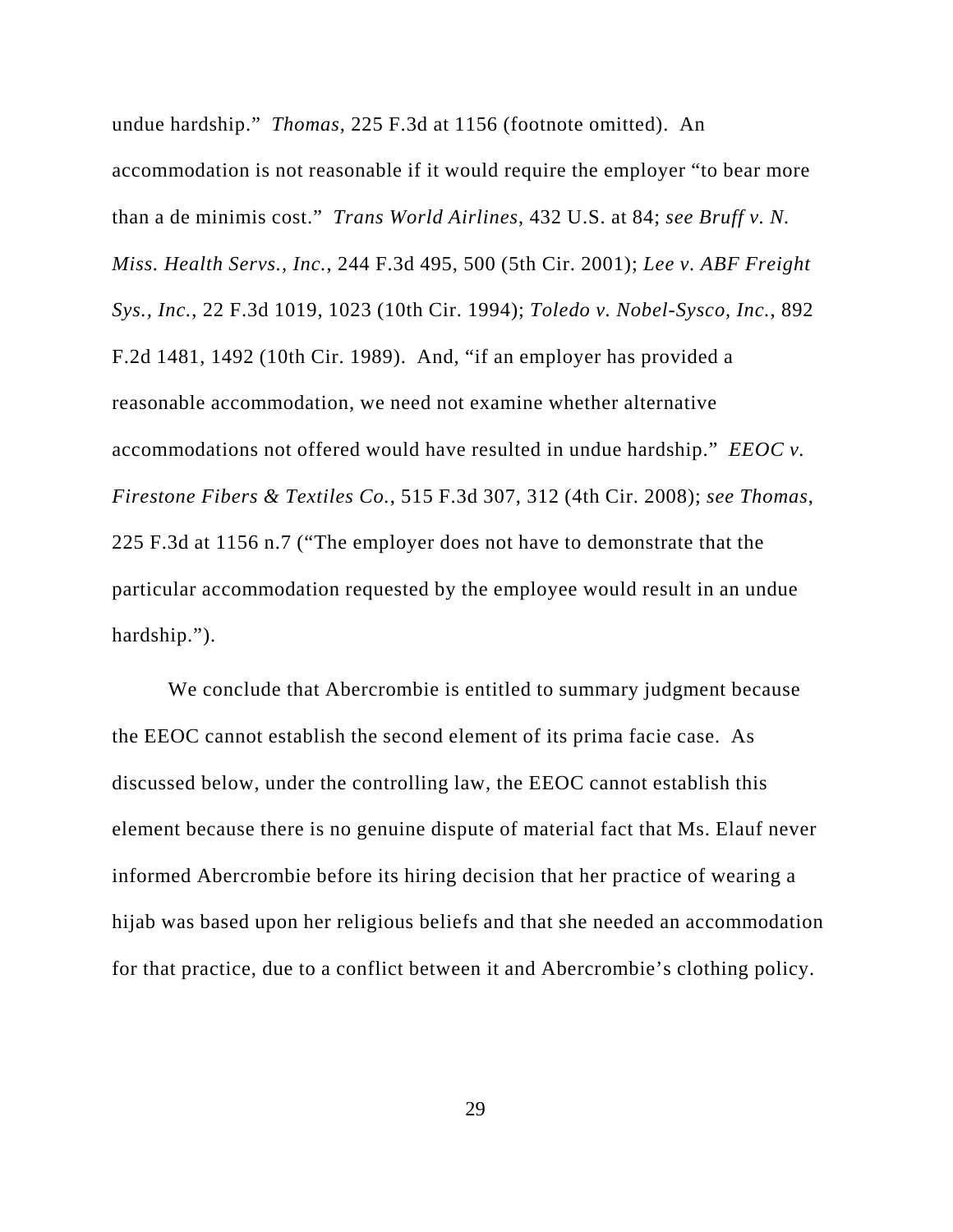undue hardship." *Thomas*, 225 F.3d at 1156 (footnote omitted). An accommodation is not reasonable if it would require the employer "to bear more than a de minimis cost." *Trans World Airlines*, 432 U.S. at 84; *see Bruff v. N. Miss. Health Servs., Inc.*, 244 F.3d 495, 500 (5th Cir. 2001); *Lee v. ABF Freight Sys., Inc.*, 22 F.3d 1019, 1023 (10th Cir. 1994); *Toledo v. Nobel-Sysco, Inc.*, 892 F.2d 1481, 1492 (10th Cir. 1989). And, "if an employer has provided a reasonable accommodation, we need not examine whether alternative accommodations not offered would have resulted in undue hardship." *EEOC v. Firestone Fibers & Textiles Co.*, 515 F.3d 307, 312 (4th Cir. 2008); *see Thomas*, 225 F.3d at 1156 n.7 ("The employer does not have to demonstrate that the particular accommodation requested by the employee would result in an undue hardship.").

We conclude that Abercrombie is entitled to summary judgment because the EEOC cannot establish the second element of its prima facie case. As discussed below, under the controlling law, the EEOC cannot establish this element because there is no genuine dispute of material fact that Ms. Elauf never informed Abercrombie before its hiring decision that her practice of wearing a hijab was based upon her religious beliefs and that she needed an accommodation for that practice, due to a conflict between it and Abercrombie's clothing policy.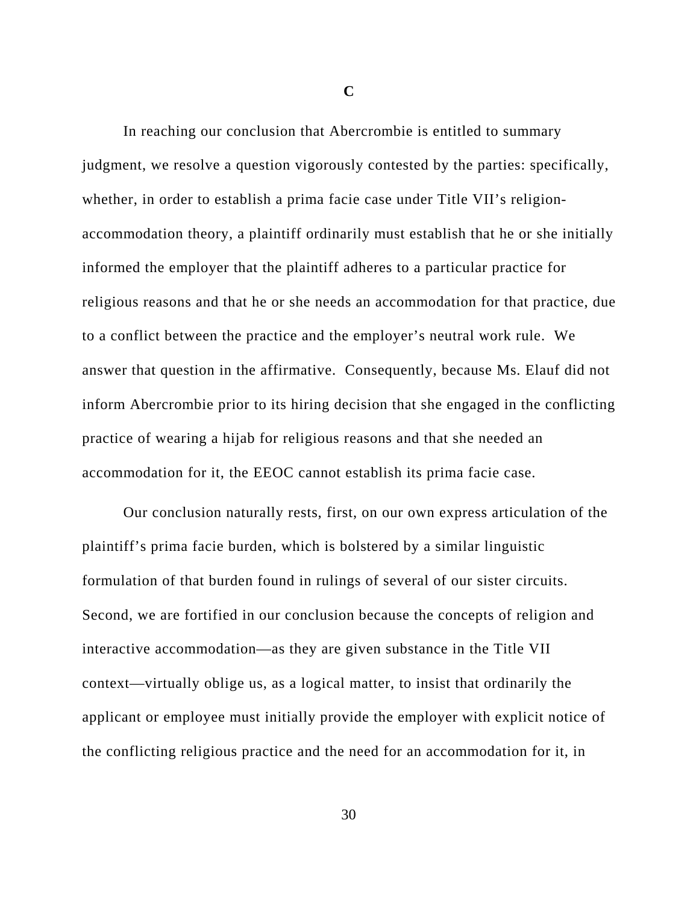### C

In reaching our conclusion that Abercrombie is entitled to summary judgment, we resolve a question vigorously contested by the parties: specifically, whether, in order to establish a prima facie case under Title VII's religion-accommodation theory, a plaintiff ordinarily must establish that he or she initially informed the employer that the plaintiff adheres to a particular practice for religious reasons and that he or she needs an accommodation for that practice, due to a conflict between the practice and the employer's neutral work rule. We answer that question in the affirmative. Consequently, because Ms. Elauf did not inform Abercrombie prior to its hiring decision that she engaged in the conflicting practice of wearing a hijab for religious reasons and that she needed an accommodation for it, the EEOC cannot establish its prima facie case.

Our conclusion naturally rests, first, on our own express articulation of the plaintiff's prima facie burden, which is bolstered by a similar linguistic formulation of that burden found in rulings of several of our sister circuits. Second, we are fortified in our conclusion because the concepts of religion and interactive accommodation—as they are given substance in the Title VII context—virtually oblige us, as a logical matter, to insist that ordinarily the applicant or employee must initially provide the employer with explicit notice of the conflicting religious practice and the need for an accommodation for it, in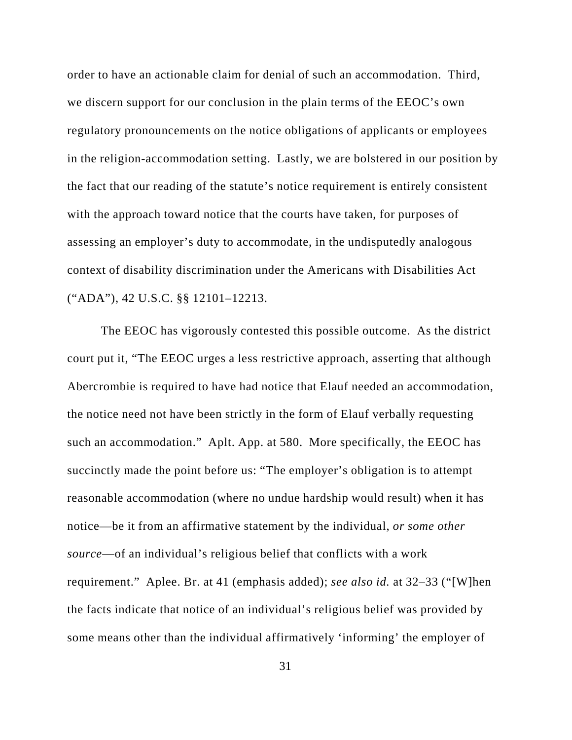order to have an actionable claim for denial of such an accommodation. Third, we discern support for our conclusion in the plain terms of the EEOC's own regulatory pronouncements on the notice obligations of applicants or employees in the religion-accommodation setting. Lastly, we are bolstered in our position by the fact that our reading of the statute's notice requirement is entirely consistent with the approach toward notice that the courts have taken, for purposes of assessing an employer's duty to accommodate, in the undisputedly analogous context of disability discrimination under the Americans with Disabilities Act ("ADA"), 42 U.S.C. §§ 12101–12213.

The EEOC has vigorously contested this possible outcome. As the district court put it, "The EEOC urges a less restrictive approach, asserting that although Abercrombie is required to have had notice that Elauf needed an accommodation, the notice need not have been strictly in the form of Elauf verbally requesting such an accommodation." Aplt. App. at 580. More specifically, the EEOC has succinctly made the point before us: "The employer's obligation is to attempt reasonable accommodation (where no undue hardship would result) when it has notice—be it from an affirmative statement by the individual, *or some other source*—of an individual's religious belief that conflicts with a work requirement." Aplee. Br. at 41 (emphasis added); *see also id.* at 32–33 ("[W]hen the facts indicate that notice of an individual's religious belief was provided by some means other than the individual affirmatively 'informing' the employer of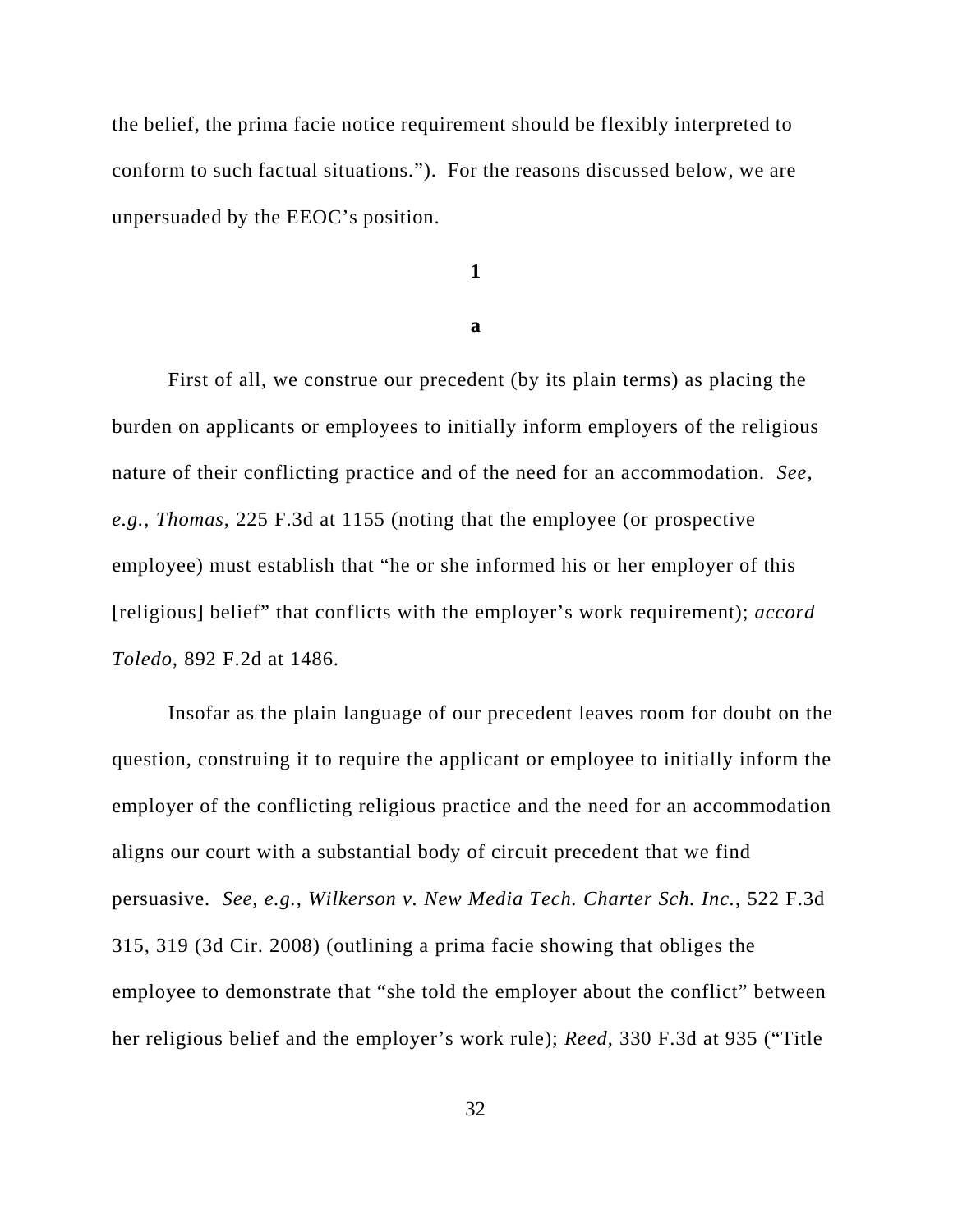the belief, the prima facie notice requirement should be flexibly interpreted to conform to such factual situations."). For the reasons discussed below, we are unpersuaded by the EEOC's position.

**1**

**a**

First of all, we construe our precedent (by its plain terms) as placing the burden on applicants or employees to initially inform employers of the religious nature of their conflicting practice and of the need for an accommodation. *See, e.g.*, *Thomas*, 225 F.3d at 1155 (noting that the employee (or prospective employee) must establish that "he or she informed his or her employer of this [religious] belief" that conflicts with the employer's work requirement); *accord Toledo*, 892 F.2d at 1486.

Insofar as the plain language of our precedent leaves room for doubt on the question, construing it to require the applicant or employee to initially inform the employer of the conflicting religious practice and the need for an accommodation aligns our court with a substantial body of circuit precedent that we find persuasive. *See, e.g.*, *Wilkerson v. New Media Tech. Charter Sch. Inc.*, 522 F.3d 315, 319 (3d Cir. 2008) (outlining a prima facie showing that obliges the employee to demonstrate that "she told the employer about the conflict" between her religious belief and the employer's work rule); *Reed*, 330 F.3d at 935 ("Title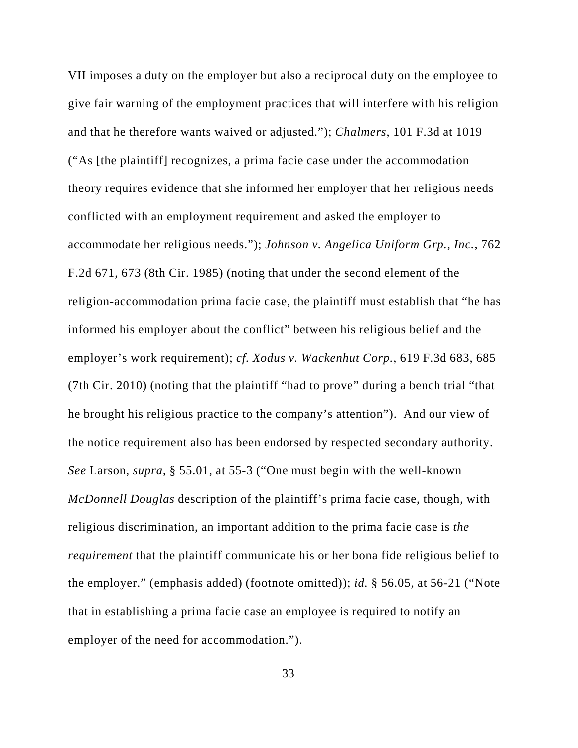VII imposes a duty on the employer but also a reciprocal duty on the employee to give fair warning of the employment practices that will interfere with his religion and that he therefore wants waived or adjusted."); *Chalmers*, 101 F.3d at 1019 ("As [the plaintiff] recognizes, a prima facie case under the accommodation theory requires evidence that she informed her employer that her religious needs conflicted with an employment requirement and asked the employer to accommodate her religious needs."); *Johnson v. Angelica Uniform Grp., Inc.*, 762 F.2d 671, 673 (8th Cir. 1985) (noting that under the second element of the religion-accommodation prima facie case, the plaintiff must establish that "he has informed his employer about the conflict" between his religious belief and the employer's work requirement); *cf. Xodus v. Wackenhut Corp.*, 619 F.3d 683, 685 (7th Cir. 2010) (noting that the plaintiff "had to prove" during a bench trial "that he brought his religious practice to the company's attention"). And our view of the notice requirement also has been endorsed by respected secondary authority. *See* Larson, *supra*, § 55.01, at 55-3 ("One must begin with the well-known *McDonnell Douglas* description of the plaintiff's prima facie case, though, with religious discrimination, an important addition to the prima facie case is *the requirement* that the plaintiff communicate his or her bona fide religious belief to the employer." (emphasis added) (footnote omitted)); *id.* § 56.05, at 56-21 ("Note that in establishing a prima facie case an employee is required to notify an employer of the need for accommodation.").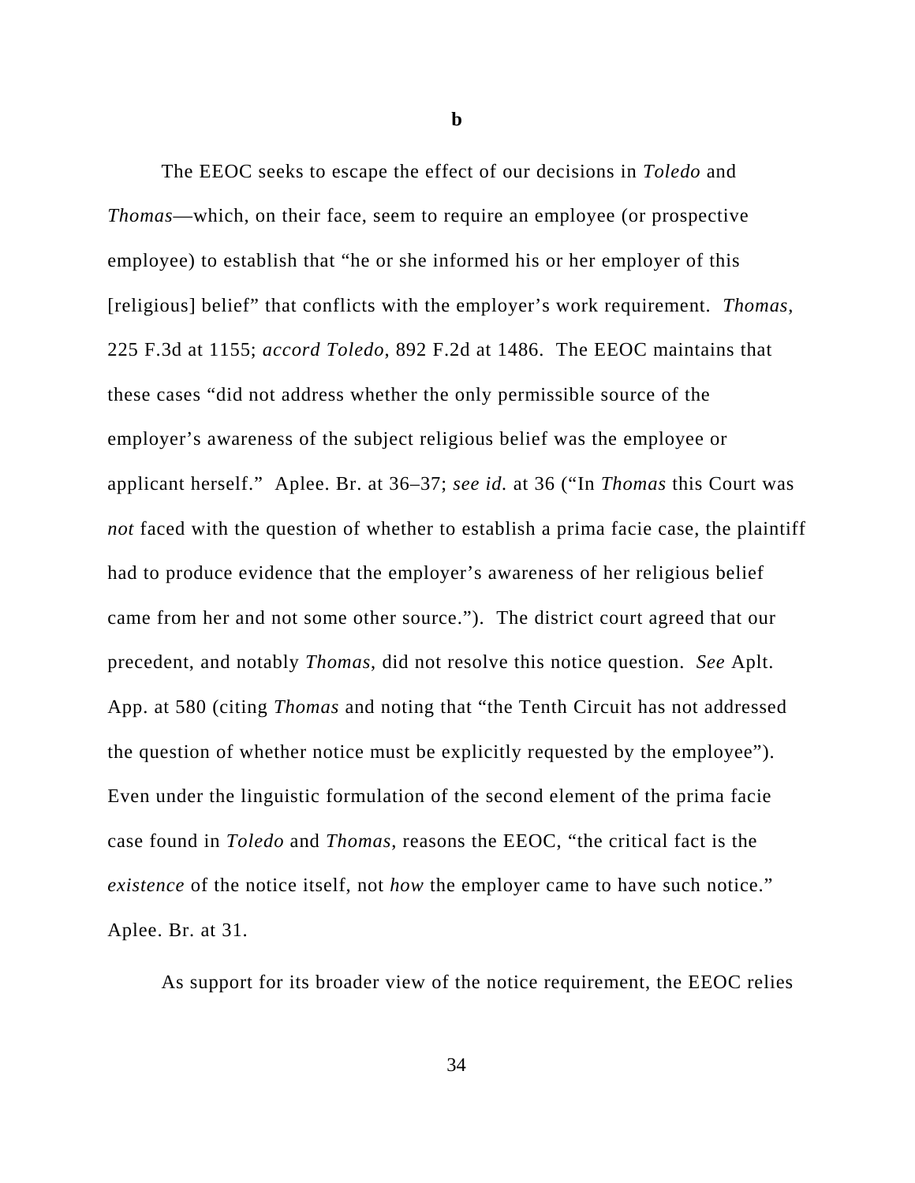**b**

The EEOC seeks to escape the effect of our decisions in *Toledo* and *Thomas*—which, on their face, seem to require an employee (or prospective employee) to establish that "he or she informed his or her employer of this [religious] belief" that conflicts with the employer's work requirement. *Thomas*, 225 F.3d at 1155; *accord Toledo*, 892 F.2d at 1486. The EEOC maintains that these cases "did not address whether the only permissible source of the employer's awareness of the subject religious belief was the employee or applicant herself." Aplee. Br. at 36–37; *see id.* at 36 ("In *Thomas* this Court was *not* faced with the question of whether to establish a prima facie case, the plaintiff had to produce evidence that the employer's awareness of her religious belief came from her and not some other source."). The district court agreed that our precedent, and notably *Thomas*, did not resolve this notice question. *See* Aplt. App. at 580 (citing *Thomas* and noting that "the Tenth Circuit has not addressed the question of whether notice must be explicitly requested by the employee"). Even under the linguistic formulation of the second element of the prima facie case found in *Toledo* and *Thomas*, reasons the EEOC, "the critical fact is the *existence* of the notice itself, not *how* the employer came to have such notice." Aplee. Br. at 31.

As support for its broader view of the notice requirement, the EEOC relies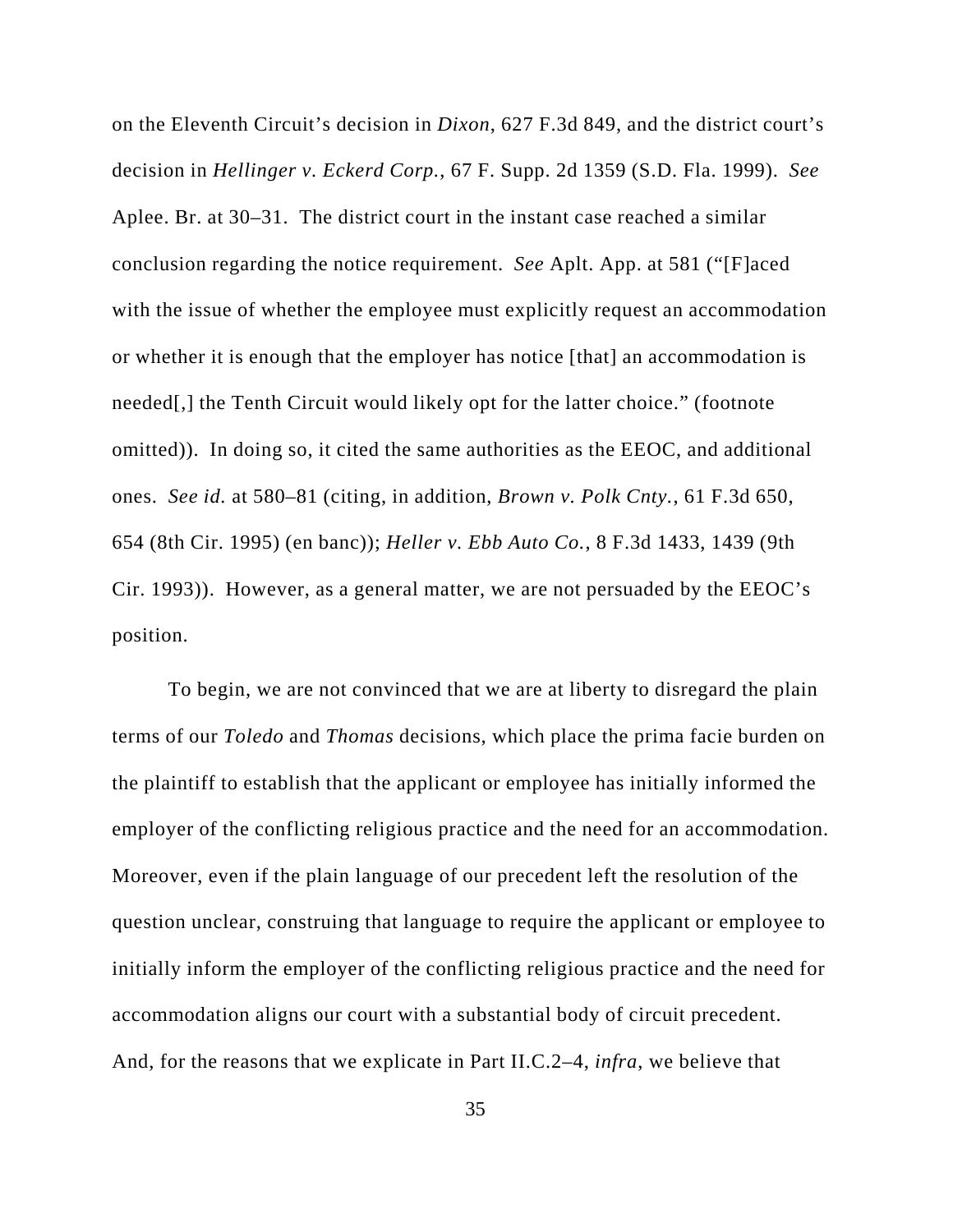on the Eleventh Circuit's decision in *Dixon*, 627 F.3d 849, and the district court's decision in *Hellinger v. Eckerd Corp.*, 67 F. Supp. 2d 1359 (S.D. Fla. 1999). *See* Aplee. Br. at 30–31. The district court in the instant case reached a similar conclusion regarding the notice requirement. *See* Aplt. App. at 581 ("[F]aced with the issue of whether the employee must explicitly request an accommodation or whether it is enough that the employer has notice [that] an accommodation is needed[,] the Tenth Circuit would likely opt for the latter choice." (footnote omitted)). In doing so, it cited the same authorities as the EEOC, and additional ones. *See id.* at 580–81 (citing, in addition, *Brown v. Polk Cnty.*, 61 F.3d 650, 654 (8th Cir. 1995) (en banc)); *Heller v. Ebb Auto Co.*, 8 F.3d 1433, 1439 (9th Cir. 1993)). However, as a general matter, we are not persuaded by the EEOC's position.

To begin, we are not convinced that we are at liberty to disregard the plain terms of our *Toledo* and *Thomas* decisions, which place the prima facie burden on the plaintiff to establish that the applicant or employee has initially informed the employer of the conflicting religious practice and the need for an accommodation. Moreover, even if the plain language of our precedent left the resolution of the question unclear, construing that language to require the applicant or employee to initially inform the employer of the conflicting religious practice and the need for accommodation aligns our court with a substantial body of circuit precedent. And, for the reasons that we explicate in Part II.C.2–4, *infra*, we believe that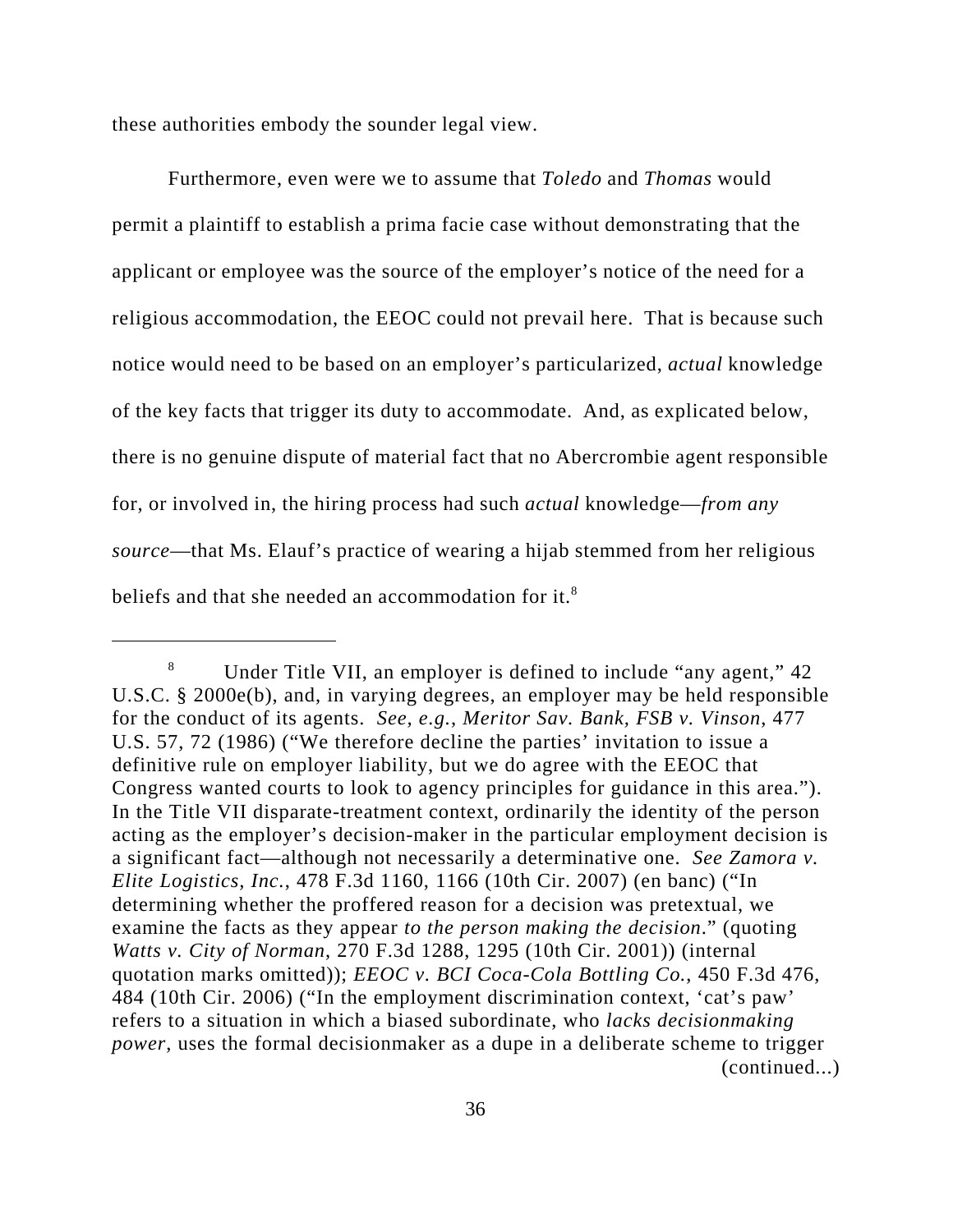these authorities embody the sounder legal view.

Furthermore, even were we to assume that *Toledo* and *Thomas* would permit a plaintiff to establish a prima facie case without demonstrating that the applicant or employee was the source of the employer's notice of the need for a religious accommodation, the EEOC could not prevail here. That is because such notice would need to be based on an employer's particularized, *actual* knowledge of the key facts that trigger its duty to accommodate. And, as explicated below, there is no genuine dispute of material fact that no Abercrombie agent responsible for, or involved in, the hiring process had such *actual* knowledge—*from any source*—that Ms. Elauf's practice of wearing a hijab stemmed from her religious beliefs and that she needed an accommodation for it.[8]

---

[8] Under Title VII, an employer is defined to include "any agent," 42 U.S.C. § 2000e(b), and, in varying degrees, an employer may be held responsible for the conduct of its agents. *See, e.g.*, *Meritor Sav. Bank, FSB v. Vinson*, 477 U.S. 57, 72 (1986) ("We therefore decline the parties' invitation to issue a definitive rule on employer liability, but we do agree with the EEOC that Congress wanted courts to look to agency principles for guidance in this area."). In the Title VII disparate-treatment context, ordinarily the identity of the person acting as the employer's decision-maker in the particular employment decision is a significant fact—although not necessarily a determinative one. *See Zamora v. Elite Logistics, Inc.*, 478 F.3d 1160, 1166 (10th Cir. 2007) (en banc) ("In determining whether the proffered reason for a decision was pretextual, we examine the facts as they appear *to the person making the decision*." (quoting *Watts v. City of Norman*, 270 F.3d 1288, 1295 (10th Cir. 2001)) (internal quotation marks omitted)); *EEOC v. BCI Coca-Cola Bottling Co.*, 450 F.3d 476, 484 (10th Cir. 2006) ("In the employment discrimination context, 'cat's paw' refers to a situation in which a biased subordinate, who *lacks decisionmaking power*, uses the formal decisionmaker as a dupe in a deliberate scheme to trigger (continued...)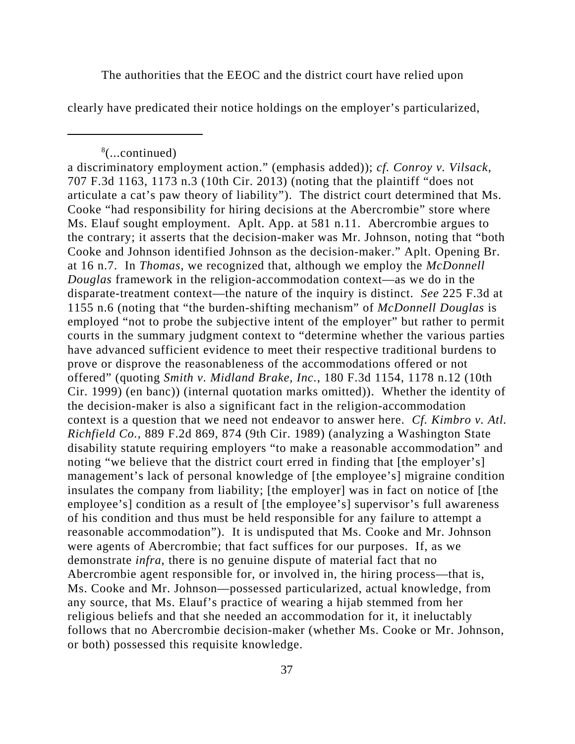The authorities that the EEOC and the district court have relied upon clearly have predicated their notice holdings on the employer's particularized,

---

[8](...continued)
a discriminatory employment action." (emphasis added)); *cf. Conroy v. Vilsack*, 707 F.3d 1163, 1173 n.3 (10th Cir. 2013) (noting that the plaintiff "does not articulate a cat's paw theory of liability"). The district court determined that Ms. Cooke "had responsibility for hiring decisions at the Abercrombie" store where Ms. Elauf sought employment. Aplt. App. at 581 n.11. Abercrombie argues to the contrary; it asserts that the decision-maker was Mr. Johnson, noting that "both Cooke and Johnson identified Johnson as the decision-maker." Aplt. Opening Br. at 16 n.7. In *Thomas*, we recognized that, although we employ the *McDonnell Douglas* framework in the religion-accommodation context—as we do in the disparate-treatment context—the nature of the inquiry is distinct. *See* 225 F.3d at 1155 n.6 (noting that "the burden-shifting mechanism" of *McDonnell Douglas* is employed "not to probe the subjective intent of the employer" but rather to permit courts in the summary judgment context to "determine whether the various parties have advanced sufficient evidence to meet their respective traditional burdens to prove or disprove the reasonableness of the accommodations offered or not offered" (quoting *Smith v. Midland Brake, Inc.*, 180 F.3d 1154, 1178 n.12 (10th Cir. 1999) (en banc)) (internal quotation marks omitted)). Whether the identity of the decision-maker is also a significant fact in the religion-accommodation context is a question that we need not endeavor to answer here. *Cf. Kimbro v. Atl. Richfield Co.*, 889 F.2d 869, 874 (9th Cir. 1989) (analyzing a Washington State disability statute requiring employers "to make a reasonable accommodation" and noting "we believe that the district court erred in finding that [the employer's] management's lack of personal knowledge of [the employee's] migraine condition insulates the company from liability; [the employer] was in fact on notice of [the employee's] condition as a result of [the employee's] supervisor's full awareness of his condition and thus must be held responsible for any failure to attempt a reasonable accommodation"). It is undisputed that Ms. Cooke and Mr. Johnson were agents of Abercrombie; that fact suffices for our purposes. If, as we demonstrate *infra*, there is no genuine dispute of material fact that no Abercrombie agent responsible for, or involved in, the hiring process—that is, Ms. Cooke and Mr. Johnson—possessed particularized, actual knowledge, from any source, that Ms. Elauf's practice of wearing a hijab stemmed from her religious beliefs and that she needed an accommodation for it, it ineluctably follows that no Abercrombie decision-maker (whether Ms. Cooke or Mr. Johnson, or both) possessed this requisite knowledge.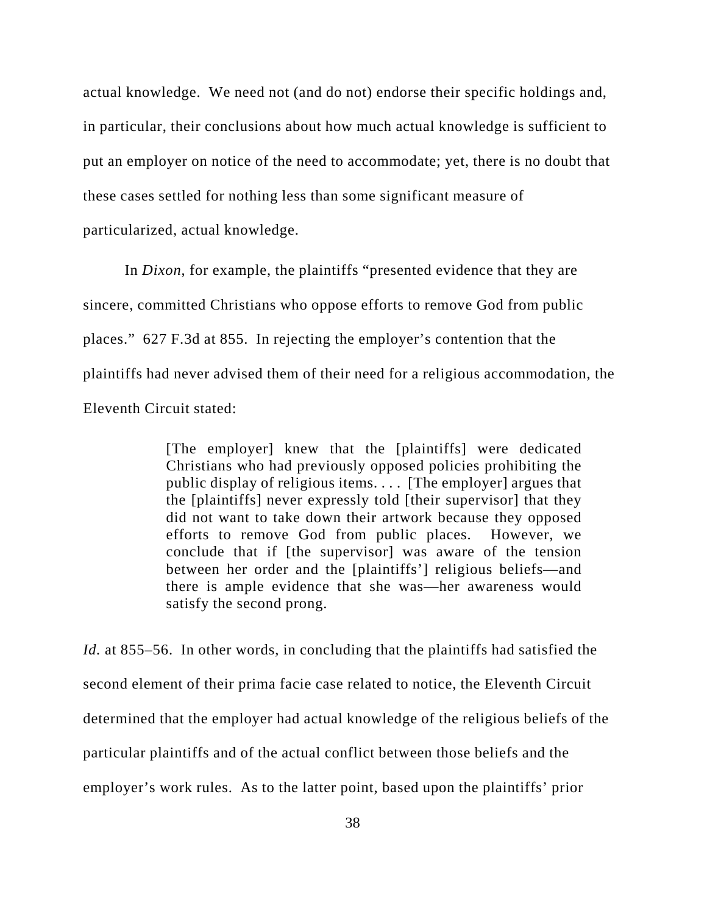actual knowledge. We need not (and do not) endorse their specific holdings and, in particular, their conclusions about how much actual knowledge is sufficient to put an employer on notice of the need to accommodate; yet, there is no doubt that these cases settled for nothing less than some significant measure of particularized, actual knowledge.

In *Dixon*, for example, the plaintiffs "presented evidence that they are sincere, committed Christians who oppose efforts to remove God from public places." 627 F.3d at 855. In rejecting the employer's contention that the plaintiffs had never advised them of their need for a religious accommodation, the Eleventh Circuit stated:

> [The employer] knew that the [plaintiffs] were dedicated Christians who had previously opposed policies prohibiting the public display of religious items. . . . [The employer] argues that the [plaintiffs] never expressly told [their supervisor] that they did not want to take down their artwork because they opposed efforts to remove God from public places. However, we conclude that if [the supervisor] was aware of the tension between her order and the [plaintiffs'] religious beliefs—and there is ample evidence that she was—her awareness would satisfy the second prong.

*Id.* at 855–56. In other words, in concluding that the plaintiffs had satisfied the second element of their prima facie case related to notice, the Eleventh Circuit determined that the employer had actual knowledge of the religious beliefs of the particular plaintiffs and of the actual conflict between those beliefs and the employer's work rules. As to the latter point, based upon the plaintiffs' prior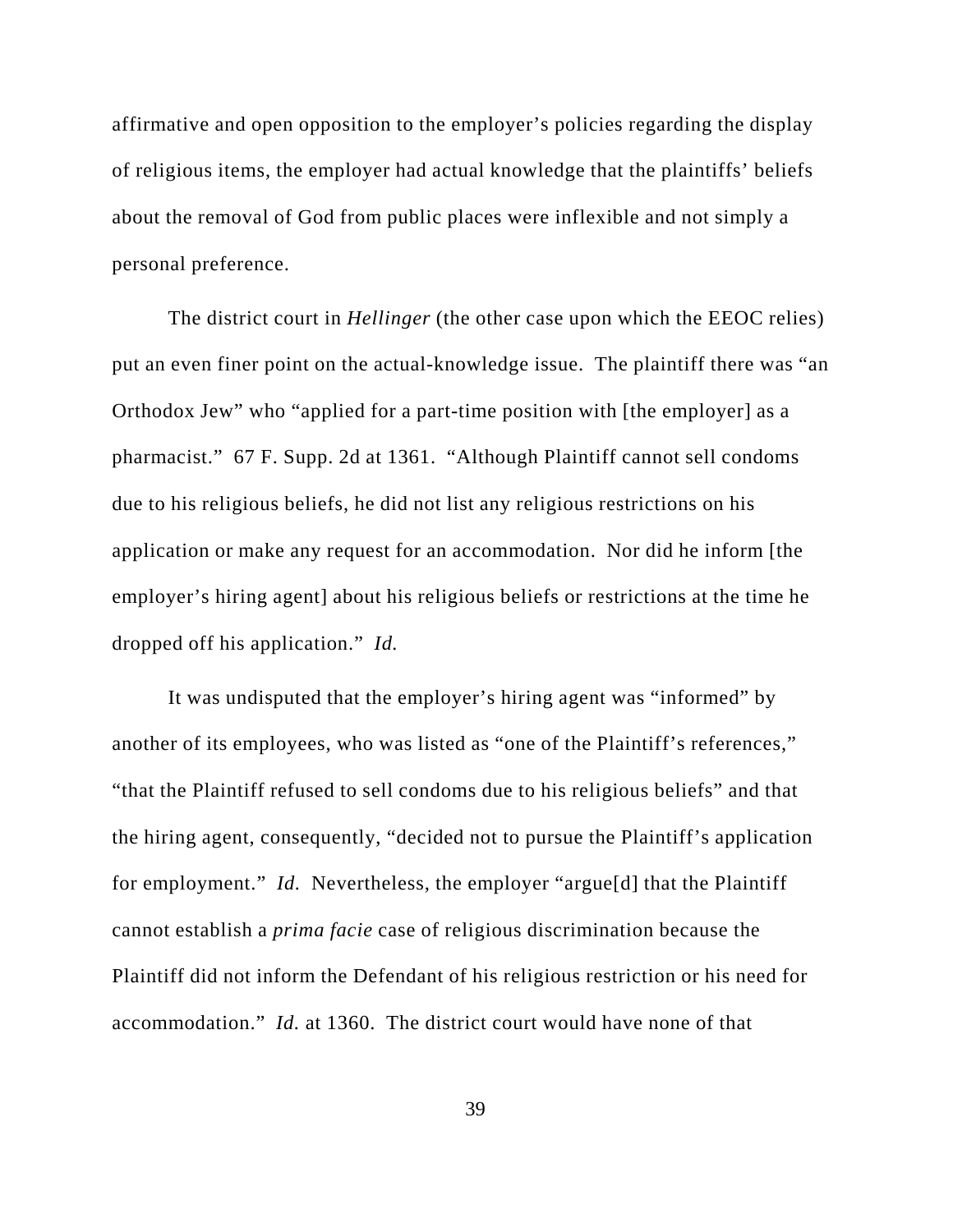affirmative and open opposition to the employer's policies regarding the display of religious items, the employer had actual knowledge that the plaintiffs' beliefs about the removal of God from public places were inflexible and not simply a personal preference.

The district court in *Hellinger* (the other case upon which the EEOC relies) put an even finer point on the actual-knowledge issue. The plaintiff there was "an Orthodox Jew" who "applied for a part-time position with [the employer] as a pharmacist." 67 F. Supp. 2d at 1361. "Although Plaintiff cannot sell condoms due to his religious beliefs, he did not list any religious restrictions on his application or make any request for an accommodation. Nor did he inform [the employer's hiring agent] about his religious beliefs or restrictions at the time he dropped off his application." *Id.*

It was undisputed that the employer's hiring agent was "informed" by another of its employees, who was listed as "one of the Plaintiff's references," "that the Plaintiff refused to sell condoms due to his religious beliefs" and that the hiring agent, consequently, "decided not to pursue the Plaintiff's application for employment." *Id.* Nevertheless, the employer "argue[d] that the Plaintiff cannot establish a *prima facie* case of religious discrimination because the Plaintiff did not inform the Defendant of his religious restriction or his need for accommodation." *Id.* at 1360. The district court would have none of that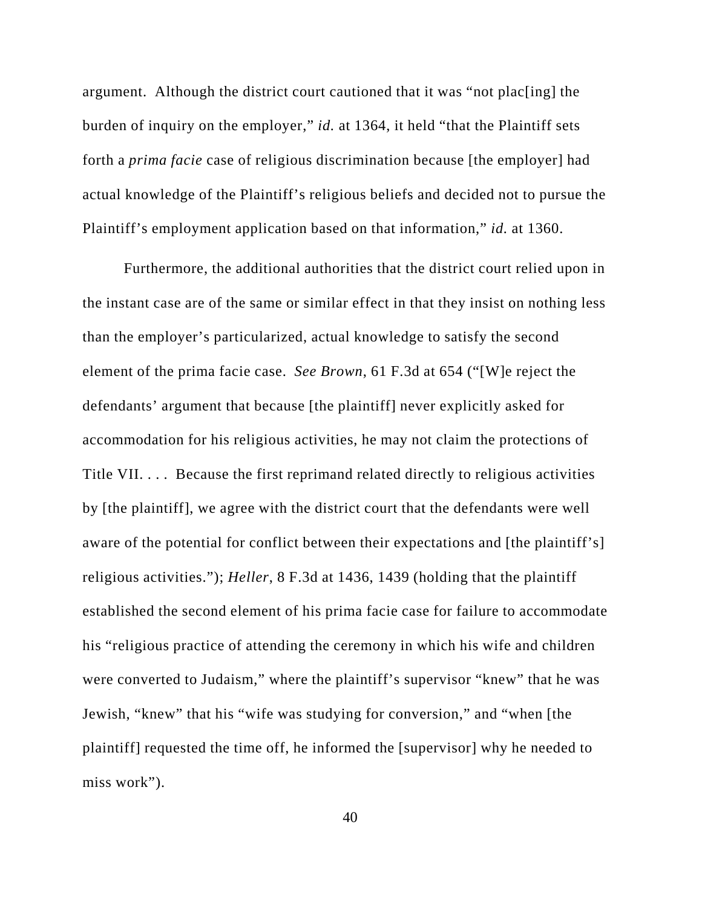argument. Although the district court cautioned that it was "not plac[ing] the burden of inquiry on the employer," *id.* at 1364, it held "that the Plaintiff sets forth a *prima facie* case of religious discrimination because [the employer] had actual knowledge of the Plaintiff's religious beliefs and decided not to pursue the Plaintiff's employment application based on that information," *id.* at 1360.

Furthermore, the additional authorities that the district court relied upon in the instant case are of the same or similar effect in that they insist on nothing less than the employer's particularized, actual knowledge to satisfy the second element of the prima facie case. *See Brown*, 61 F.3d at 654 ("[W]e reject the defendants' argument that because [the plaintiff] never explicitly asked for accommodation for his religious activities, he may not claim the protections of Title VII. . . . Because the first reprimand related directly to religious activities by [the plaintiff], we agree with the district court that the defendants were well aware of the potential for conflict between their expectations and [the plaintiff's] religious activities."); *Heller*, 8 F.3d at 1436, 1439 (holding that the plaintiff established the second element of his prima facie case for failure to accommodate his "religious practice of attending the ceremony in which his wife and children were converted to Judaism," where the plaintiff's supervisor "knew" that he was Jewish, "knew" that his "wife was studying for conversion," and "when [the plaintiff] requested the time off, he informed the [supervisor] why he needed to miss work").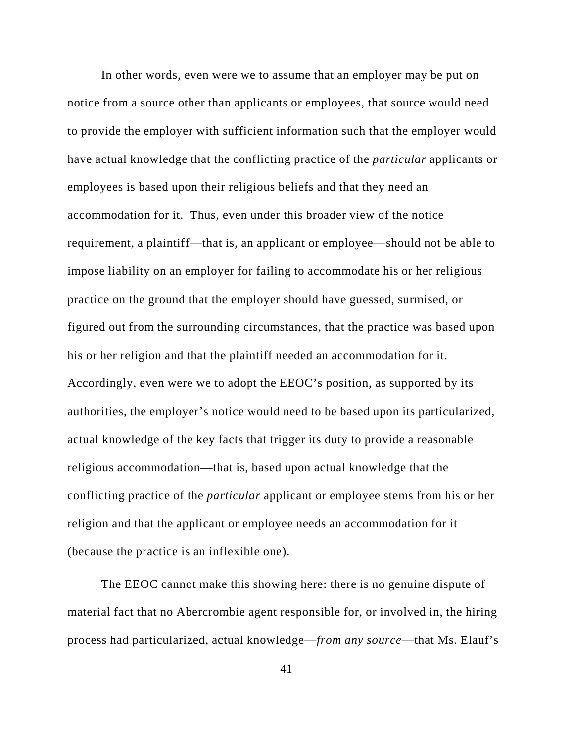In other words, even were we to assume that an employer may be put on notice from a source other than applicants or employees, that source would need to provide the employer with sufficient information such that the employer would have actual knowledge that the conflicting practice of the *particular* applicants or employees is based upon their religious beliefs and that they need an accommodation for it. Thus, even under this broader view of the notice requirement, a plaintiff—that is, an applicant or employee—should not be able to impose liability on an employer for failing to accommodate his or her religious practice on the ground that the employer should have guessed, surmised, or figured out from the surrounding circumstances, that the practice was based upon his or her religion and that the plaintiff needed an accommodation for it. Accordingly, even were we to adopt the EEOC's position, as supported by its authorities, the employer's notice would need to be based upon its particularized, actual knowledge of the key facts that trigger its duty to provide a reasonable religious accommodation—that is, based upon actual knowledge that the conflicting practice of the *particular* applicant or employee stems from his or her religion and that the applicant or employee needs an accommodation for it (because the practice is an inflexible one).

The EEOC cannot make this showing here: there is no genuine dispute of material fact that no Abercrombie agent responsible for, or involved in, the hiring process had particularized, actual knowledge—*from any source*—that Ms. Elauf's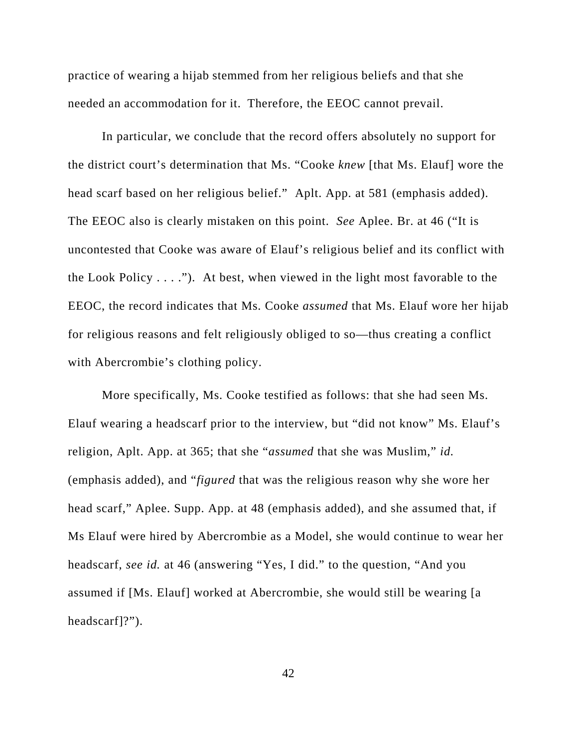practice of wearing a hijab stemmed from her religious beliefs and that she needed an accommodation for it. Therefore, the EEOC cannot prevail.

In particular, we conclude that the record offers absolutely no support for the district court's determination that Ms. "Cooke *knew* [that Ms. Elauf] wore the head scarf based on her religious belief." Aplt. App. at 581 (emphasis added). The EEOC also is clearly mistaken on this point. *See* Aplee. Br. at 46 ("It is uncontested that Cooke was aware of Elauf's religious belief and its conflict with the Look Policy . . . ."). At best, when viewed in the light most favorable to the EEOC, the record indicates that Ms. Cooke *assumed* that Ms. Elauf wore her hijab for religious reasons and felt religiously obliged to so—thus creating a conflict with Abercrombie's clothing policy.

More specifically, Ms. Cooke testified as follows: that she had seen Ms. Elauf wearing a headscarf prior to the interview, but "did not know" Ms. Elauf's religion, Aplt. App. at 365; that she "*assumed* that she was Muslim," *id.* (emphasis added), and "*figured* that was the religious reason why she wore her head scarf," Aplee. Supp. App. at 48 (emphasis added), and she assumed that, if Ms Elauf were hired by Abercrombie as a Model, she would continue to wear her headscarf, *see id.* at 46 (answering "Yes, I did." to the question, "And you assumed if [Ms. Elauf] worked at Abercrombie, she would still be wearing [a headscarf]?").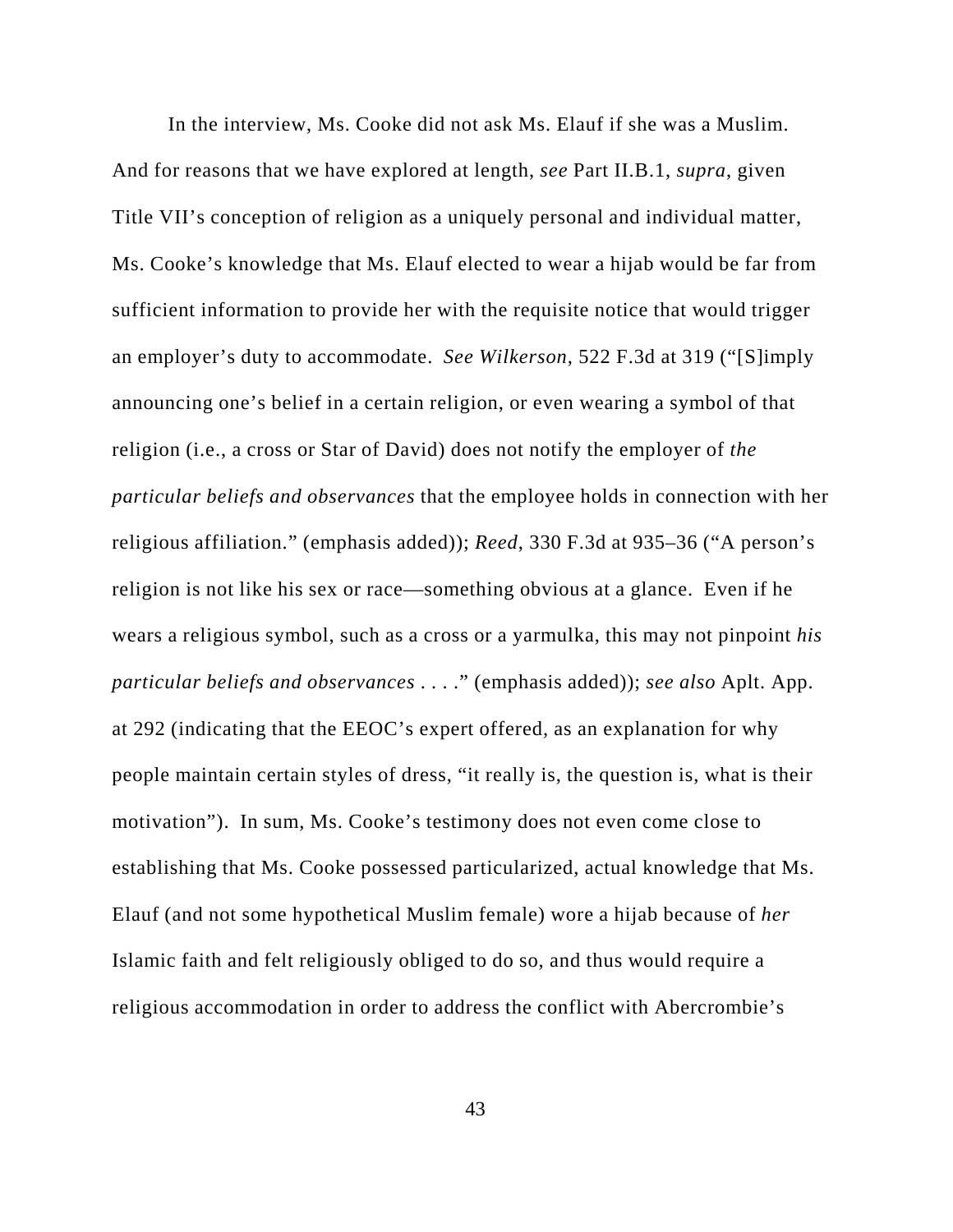In the interview, Ms. Cooke did not ask Ms. Elauf if she was a Muslim. And for reasons that we have explored at length, *see* Part II.B.1, *supra*, given Title VII's conception of religion as a uniquely personal and individual matter, Ms. Cooke's knowledge that Ms. Elauf elected to wear a hijab would be far from sufficient information to provide her with the requisite notice that would trigger an employer's duty to accommodate. *See Wilkerson*, 522 F.3d at 319 ("[S]imply announcing one's belief in a certain religion, or even wearing a symbol of that religion (i.e., a cross or Star of David) does not notify the employer of *the particular beliefs and observances* that the employee holds in connection with her religious affiliation." (emphasis added)); *Reed*, 330 F.3d at 935–36 ("A person's religion is not like his sex or race—something obvious at a glance. Even if he wears a religious symbol, such as a cross or a yarmulka, this may not pinpoint *his particular beliefs and observances* . . . ." (emphasis added)); *see also* Aplt. App. at 292 (indicating that the EEOC's expert offered, as an explanation for why people maintain certain styles of dress, "it really is, the question is, what is their motivation"). In sum, Ms. Cooke's testimony does not even come close to establishing that Ms. Cooke possessed particularized, actual knowledge that Ms. Elauf (and not some hypothetical Muslim female) wore a hijab because of *her* Islamic faith and felt religiously obliged to do so, and thus would require a religious accommodation in order to address the conflict with Abercrombie's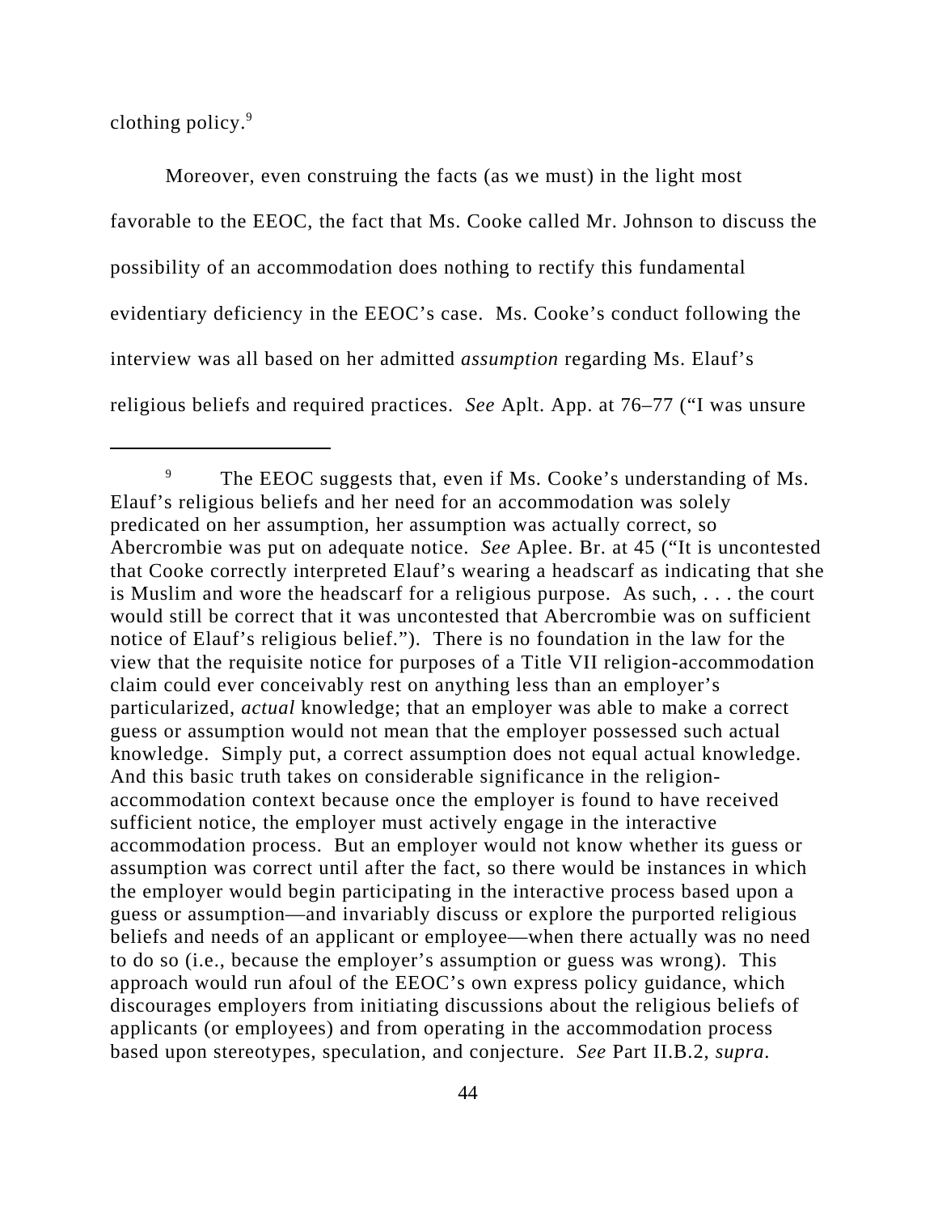clothing policy.[9]

Moreover, even construing the facts (as we must) in the light most favorable to the EEOC, the fact that Ms. Cooke called Mr. Johnson to discuss the possibility of an accommodation does nothing to rectify this fundamental evidentiary deficiency in the EEOC's case. Ms. Cooke's conduct following the interview was all based on her admitted *assumption* regarding Ms. Elauf's religious beliefs and required practices. *See* Aplt. App. at 76–77 ("I was unsure

---

[9] The EEOC suggests that, even if Ms. Cooke's understanding of Ms. Elauf's religious beliefs and her need for an accommodation was solely predicated on her assumption, her assumption was actually correct, so Abercrombie was put on adequate notice. *See* Aplee. Br. at 45 ("It is uncontested that Cooke correctly interpreted Elauf's wearing a headscarf as indicating that she is Muslim and wore the headscarf for a religious purpose. As such, . . . the court would still be correct that it was uncontested that Abercrombie was on sufficient notice of Elauf's religious belief."). There is no foundation in the law for the view that the requisite notice for purposes of a Title VII religion-accommodation claim could ever conceivably rest on anything less than an employer's particularized, *actual* knowledge; that an employer was able to make a correct guess or assumption would not mean that the employer possessed such actual knowledge. Simply put, a correct assumption does not equal actual knowledge. And this basic truth takes on considerable significance in the religion-accommodation context because once the employer is found to have received sufficient notice, the employer must actively engage in the interactive accommodation process. But an employer would not know whether its guess or assumption was correct until after the fact, so there would be instances in which the employer would begin participating in the interactive process based upon a guess or assumption—and invariably discuss or explore the purported religious beliefs and needs of an applicant or employee—when there actually was no need to do so (i.e., because the employer's assumption or guess was wrong). This approach would run afoul of the EEOC's own express policy guidance, which discourages employers from initiating discussions about the religious beliefs of applicants (or employees) and from operating in the accommodation process based upon stereotypes, speculation, and conjecture. *See* Part II.B.2, *supra*.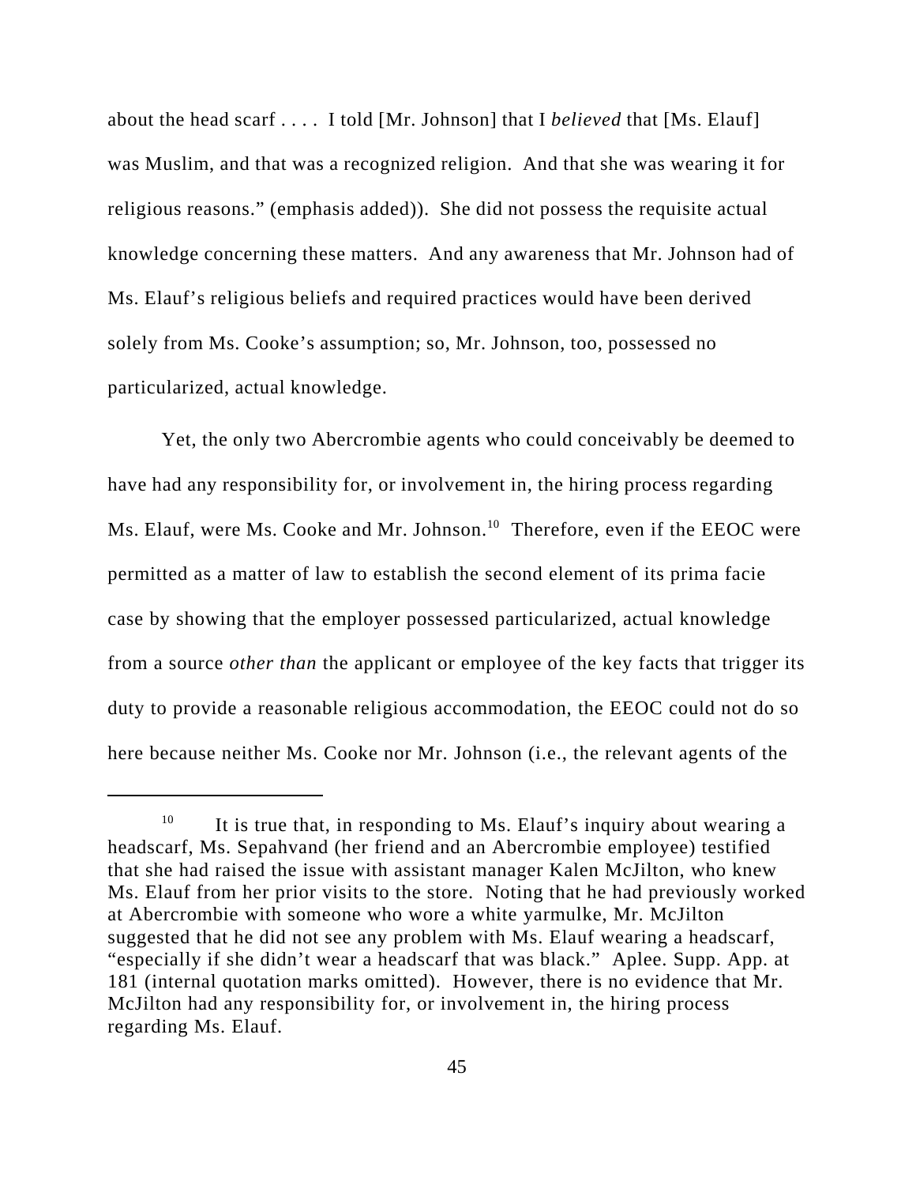about the head scarf . . . . I told [Mr. Johnson] that I *believed* that [Ms. Elauf] was Muslim, and that was a recognized religion. And that she was wearing it for religious reasons." (emphasis added)). She did not possess the requisite actual knowledge concerning these matters. And any awareness that Mr. Johnson had of Ms. Elauf's religious beliefs and required practices would have been derived solely from Ms. Cooke's assumption; so, Mr. Johnson, too, possessed no particularized, actual knowledge.

Yet, the only two Abercrombie agents who could conceivably be deemed to have had any responsibility for, or involvement in, the hiring process regarding Ms. Elauf, were Ms. Cooke and Mr. Johnson.[10] Therefore, even if the EEOC were permitted as a matter of law to establish the second element of its prima facie case by showing that the employer possessed particularized, actual knowledge from a source *other than* the applicant or employee of the key facts that trigger its duty to provide a reasonable religious accommodation, the EEOC could not do so here because neither Ms. Cooke nor Mr. Johnson (i.e., the relevant agents of the

[10] It is true that, in responding to Ms. Elauf's inquiry about wearing a headscarf, Ms. Sepahvand (her friend and an Abercrombie employee) testified that she had raised the issue with assistant manager Kalen McJilton, who knew Ms. Elauf from her prior visits to the store. Noting that he had previously worked at Abercrombie with someone who wore a white yarmulke, Mr. McJilton suggested that he did not see any problem with Ms. Elauf wearing a headscarf, "especially if she didn't wear a headscarf that was black." Aplee. Supp. App. at 181 (internal quotation marks omitted). However, there is no evidence that Mr. McJilton had any responsibility for, or involvement in, the hiring process regarding Ms. Elauf.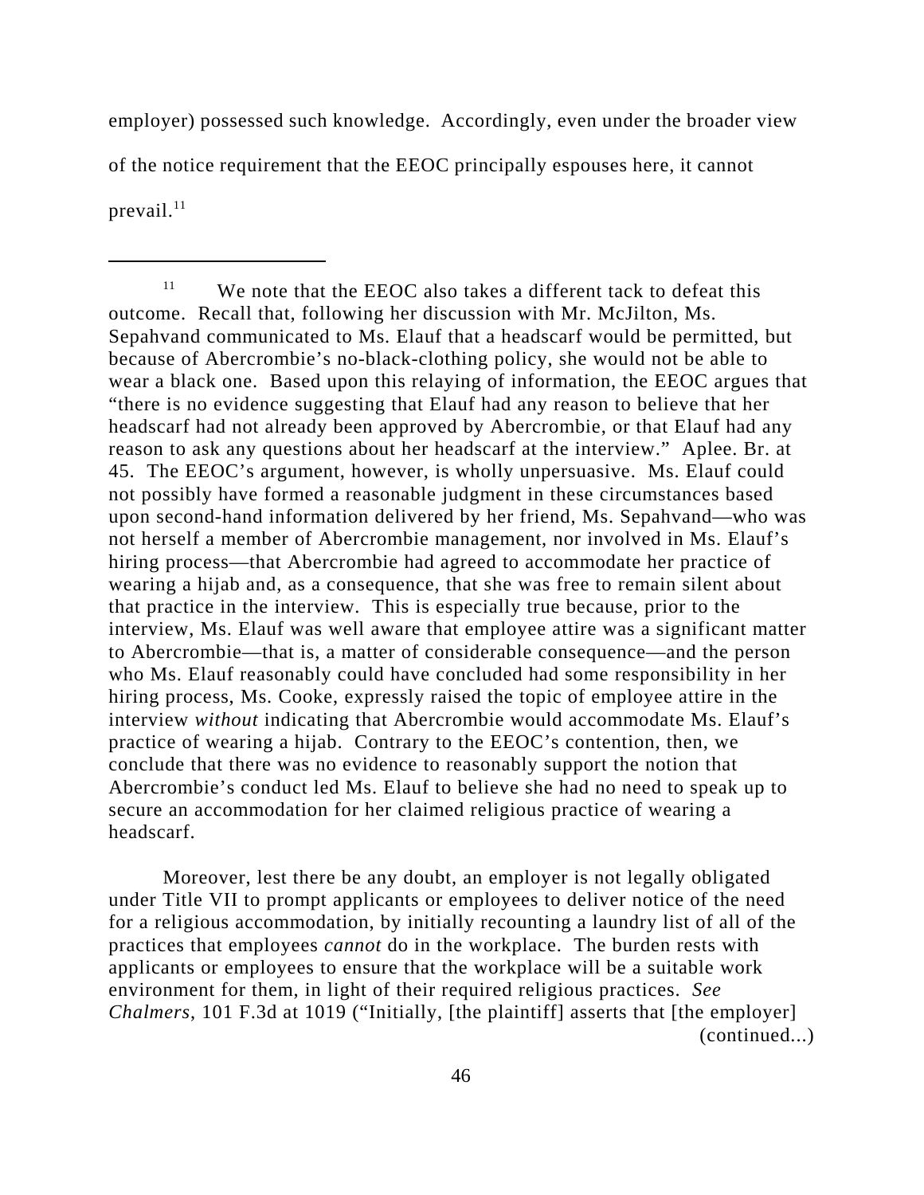employer) possessed such knowledge. Accordingly, even under the broader view of the notice requirement that the EEOC principally espouses here, it cannot prevail.[11]

---

[11] We note that the EEOC also takes a different tack to defeat this outcome. Recall that, following her discussion with Mr. McJilton, Ms. Sepahvand communicated to Ms. Elauf that a headscarf would be permitted, but because of Abercrombie's no-black-clothing policy, she would not be able to wear a black one. Based upon this relaying of information, the EEOC argues that "there is no evidence suggesting that Elauf had any reason to believe that her headscarf had not already been approved by Abercrombie, or that Elauf had any reason to ask any questions about her headscarf at the interview." Aplee. Br. at 45. The EEOC's argument, however, is wholly unpersuasive. Ms. Elauf could not possibly have formed a reasonable judgment in these circumstances based upon second-hand information delivered by her friend, Ms. Sepahvand—who was not herself a member of Abercrombie management, nor involved in Ms. Elauf's hiring process—that Abercrombie had agreed to accommodate her practice of wearing a hijab and, as a consequence, that she was free to remain silent about that practice in the interview. This is especially true because, prior to the interview, Ms. Elauf was well aware that employee attire was a significant matter to Abercrombie—that is, a matter of considerable consequence—and the person who Ms. Elauf reasonably could have concluded had some responsibility in her hiring process, Ms. Cooke, expressly raised the topic of employee attire in the interview *without* indicating that Abercrombie would accommodate Ms. Elauf's practice of wearing a hijab. Contrary to the EEOC's contention, then, we conclude that there was no evidence to reasonably support the notion that Abercrombie's conduct led Ms. Elauf to believe she had no need to speak up to secure an accommodation for her claimed religious practice of wearing a headscarf.

Moreover, lest there be any doubt, an employer is not legally obligated under Title VII to prompt applicants or employees to deliver notice of the need for a religious accommodation, by initially recounting a laundry list of all of the practices that employees *cannot* do in the workplace. The burden rests with applicants or employees to ensure that the workplace will be a suitable work environment for them, in light of their required religious practices. *See Chalmers*, 101 F.3d at 1019 ("Initially, [the plaintiff] asserts that [the employer] (continued...)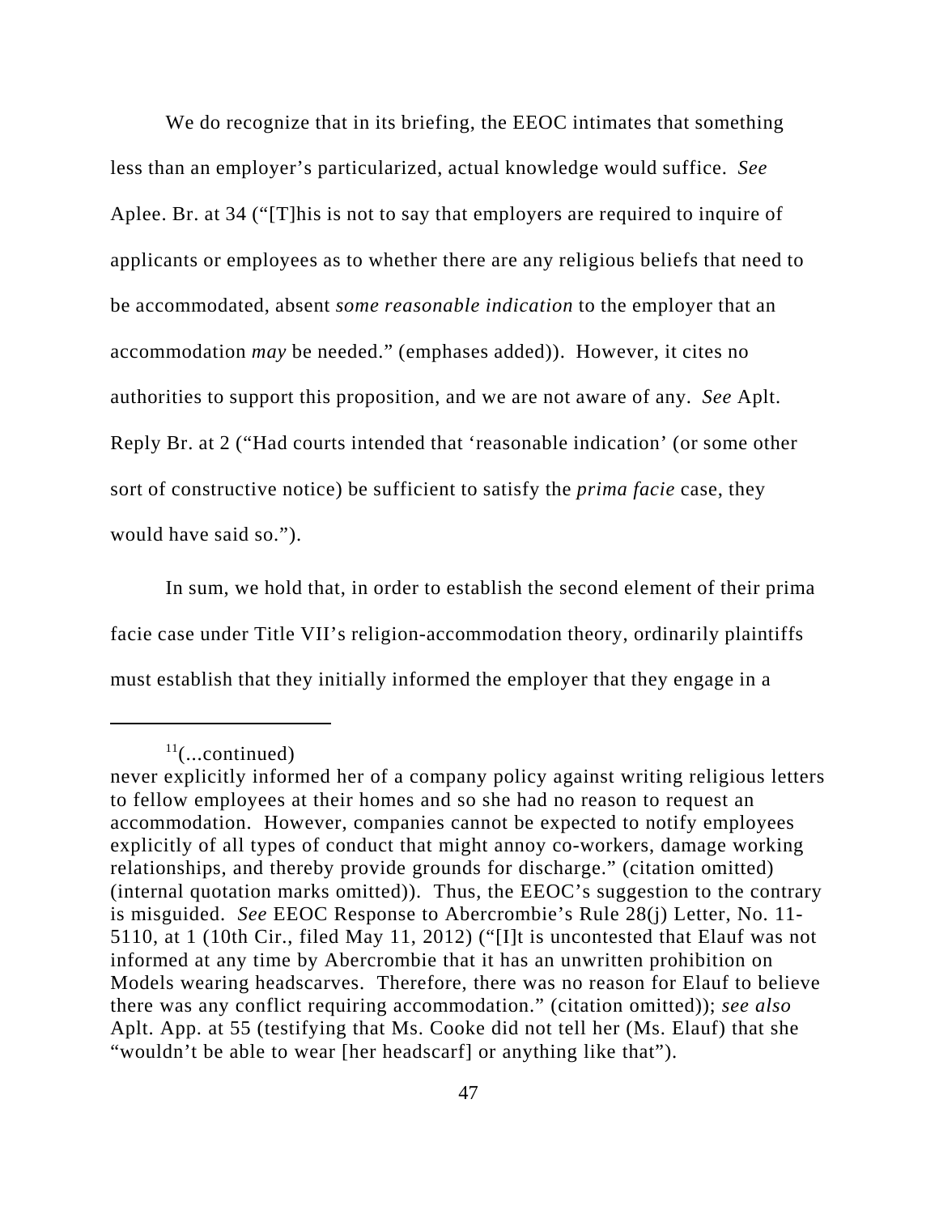We do recognize that in its briefing, the EEOC intimates that something less than an employer's particularized, actual knowledge would suffice. *See* Aplee. Br. at 34 ("[T]his is not to say that employers are required to inquire of applicants or employees as to whether there are any religious beliefs that need to be accommodated, absent *some reasonable indication* to the employer that an accommodation *may* be needed." (emphases added)). However, it cites no authorities to support this proposition, and we are not aware of any. *See* Aplt. Reply Br. at 2 ("Had courts intended that 'reasonable indication' (or some other sort of constructive notice) be sufficient to satisfy the *prima facie* case, they would have said so.").

In sum, we hold that, in order to establish the second element of their prima facie case under Title VII's religion-accommodation theory, ordinarily plaintiffs must establish that they initially informed the employer that they engage in a

---

[11](...continued)
never explicitly informed her of a company policy against writing religious letters to fellow employees at their homes and so she had no reason to request an accommodation. However, companies cannot be expected to notify employees explicitly of all types of conduct that might annoy co-workers, damage working relationships, and thereby provide grounds for discharge." (citation omitted) (internal quotation marks omitted)). Thus, the EEOC's suggestion to the contrary is misguided. *See* EEOC Response to Abercrombie's Rule 28(j) Letter, No. 11-5110, at 1 (10th Cir., filed May 11, 2012) ("[I]t is uncontested that Elauf was not informed at any time by Abercrombie that it has an unwritten prohibition on Models wearing headscarves. Therefore, there was no reason for Elauf to believe there was any conflict requiring accommodation." (citation omitted)); *see also* Aplt. App. at 55 (testifying that Ms. Cooke did not tell her (Ms. Elauf) that she "wouldn't be able to wear [her headscarf] or anything like that").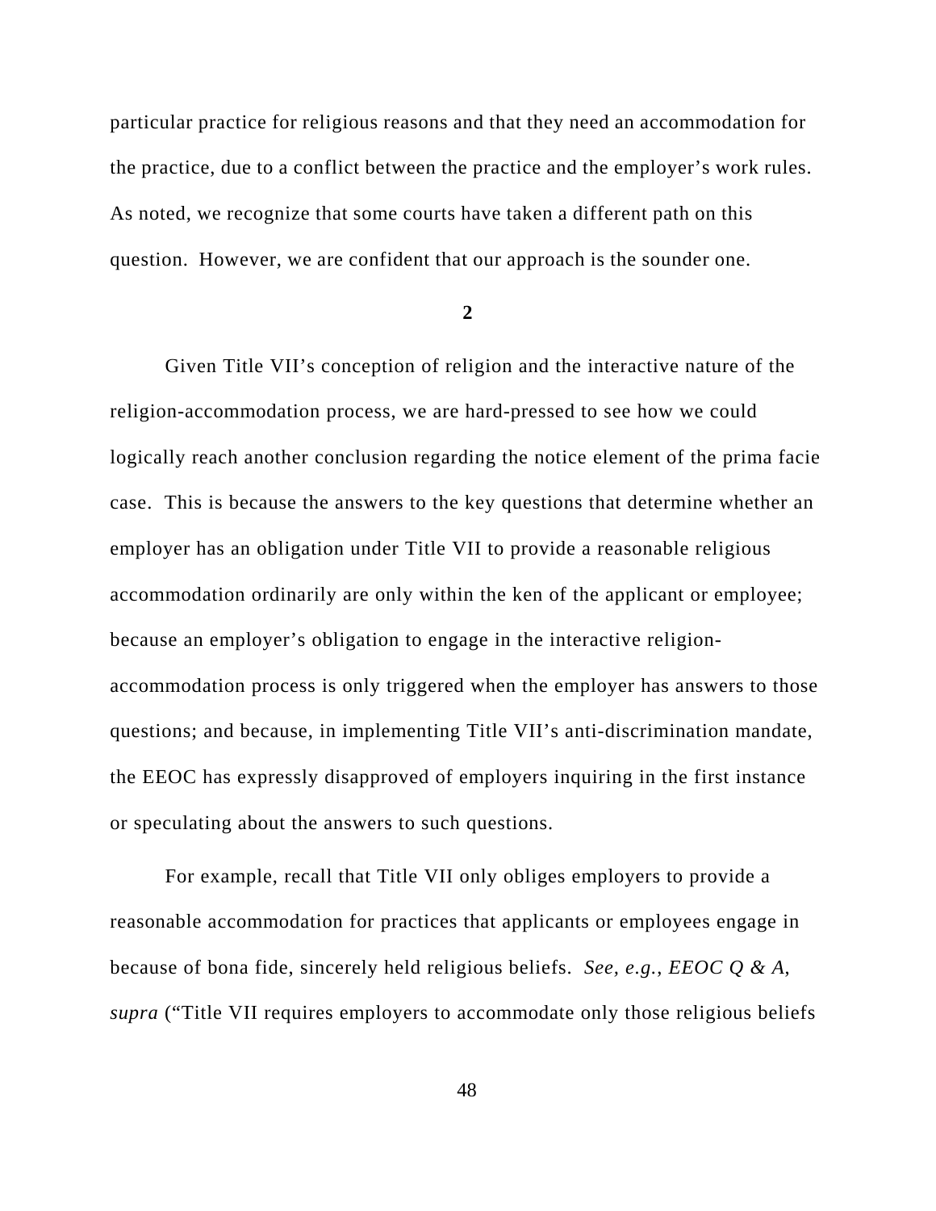particular practice for religious reasons and that they need an accommodation for the practice, due to a conflict between the practice and the employer's work rules. As noted, we recognize that some courts have taken a different path on this question. However, we are confident that our approach is the sounder one.

**2**

Given Title VII's conception of religion and the interactive nature of the religion-accommodation process, we are hard-pressed to see how we could logically reach another conclusion regarding the notice element of the prima facie case. This is because the answers to the key questions that determine whether an employer has an obligation under Title VII to provide a reasonable religious accommodation ordinarily are only within the ken of the applicant or employee; because an employer's obligation to engage in the interactive religion-accommodation process is only triggered when the employer has answers to those questions; and because, in implementing Title VII's anti-discrimination mandate, the EEOC has expressly disapproved of employers inquiring in the first instance or speculating about the answers to such questions.

For example, recall that Title VII only obliges employers to provide a reasonable accommodation for practices that applicants or employees engage in because of bona fide, sincerely held religious beliefs. *See, e.g.*, *EEOC Q & A*, *supra* ("Title VII requires employers to accommodate only those religious beliefs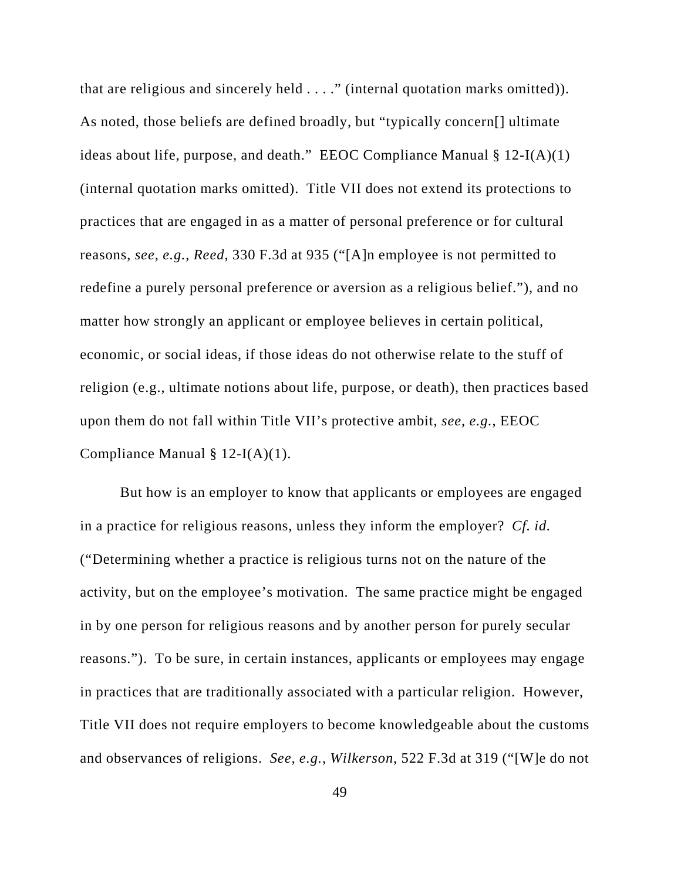that are religious and sincerely held . . . ." (internal quotation marks omitted)). As noted, those beliefs are defined broadly, but "typically concern[] ultimate ideas about life, purpose, and death." EEOC Compliance Manual § 12-I(A)(1) (internal quotation marks omitted). Title VII does not extend its protections to practices that are engaged in as a matter of personal preference or for cultural reasons, *see, e.g.*, *Reed*, 330 F.3d at 935 ("[A]n employee is not permitted to redefine a purely personal preference or aversion as a religious belief."), and no matter how strongly an applicant or employee believes in certain political, economic, or social ideas, if those ideas do not otherwise relate to the stuff of religion (e.g., ultimate notions about life, purpose, or death), then practices based upon them do not fall within Title VII's protective ambit, *see, e.g.*, EEOC Compliance Manual § 12-I(A)(1).

But how is an employer to know that applicants or employees are engaged in a practice for religious reasons, unless they inform the employer? *Cf. id.* ("Determining whether a practice is religious turns not on the nature of the activity, but on the employee's motivation. The same practice might be engaged in by one person for religious reasons and by another person for purely secular reasons."). To be sure, in certain instances, applicants or employees may engage in practices that are traditionally associated with a particular religion. However, Title VII does not require employers to become knowledgeable about the customs and observances of religions. *See, e.g.*, *Wilkerson*, 522 F.3d at 319 ("[W]e do not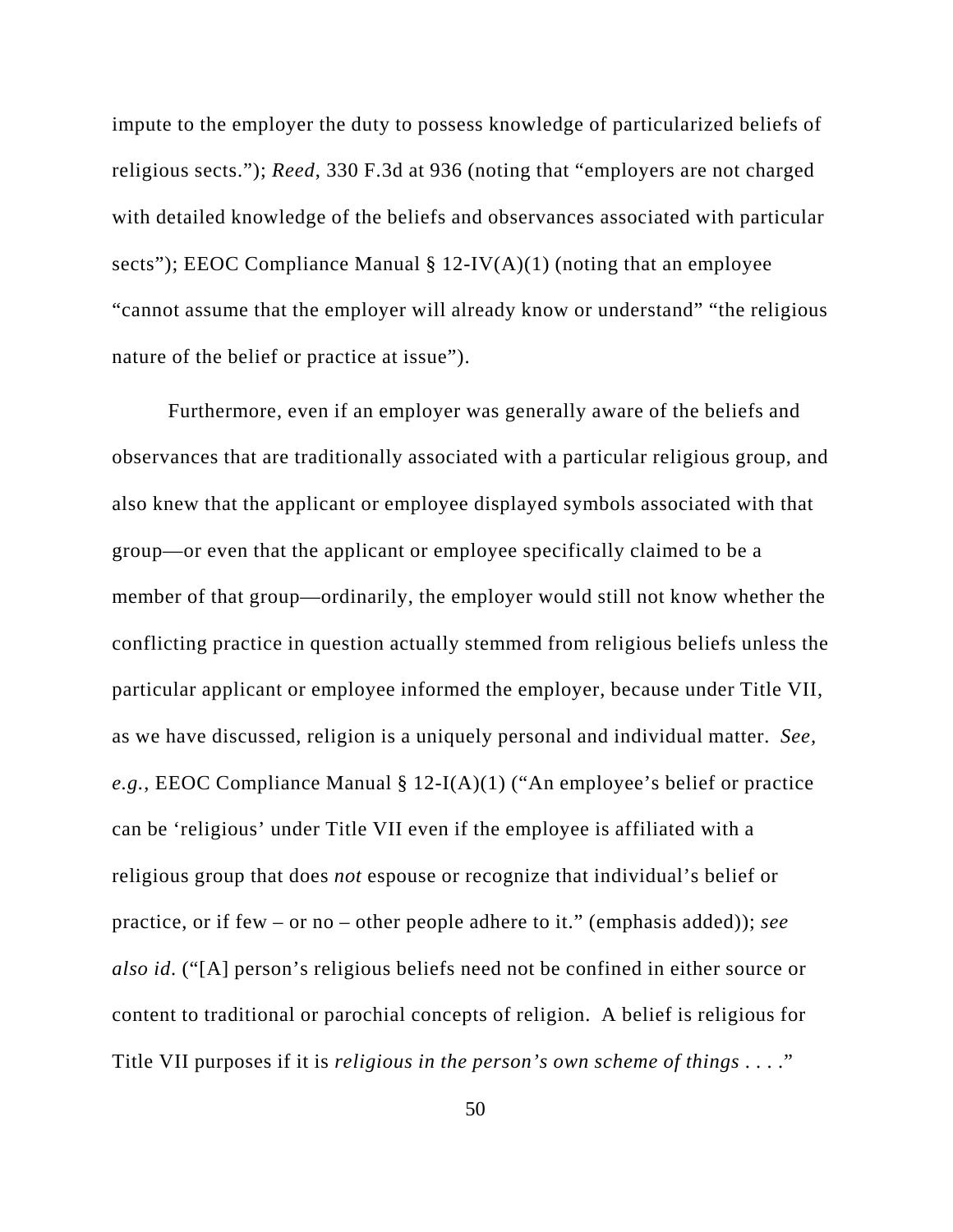impute to the employer the duty to possess knowledge of particularized beliefs of religious sects."); *Reed*, 330 F.3d at 936 (noting that "employers are not charged with detailed knowledge of the beliefs and observances associated with particular sects"); EEOC Compliance Manual § 12-IV(A)(1) (noting that an employee "cannot assume that the employer will already know or understand" "the religious nature of the belief or practice at issue").

Furthermore, even if an employer was generally aware of the beliefs and observances that are traditionally associated with a particular religious group, and also knew that the applicant or employee displayed symbols associated with that group—or even that the applicant or employee specifically claimed to be a member of that group—ordinarily, the employer would still not know whether the conflicting practice in question actually stemmed from religious beliefs unless the particular applicant or employee informed the employer, because under Title VII, as we have discussed, religion is a uniquely personal and individual matter. *See, e.g.*, EEOC Compliance Manual § 12-I(A)(1) ("An employee's belief or practice can be 'religious' under Title VII even if the employee is affiliated with a religious group that does *not* espouse or recognize that individual's belief or practice, or if few – or no – other people adhere to it." (emphasis added)); *see also id.* ("[A] person's religious beliefs need not be confined in either source or content to traditional or parochial concepts of religion. A belief is religious for Title VII purposes if it is *religious in the person's own scheme of things* . . . ."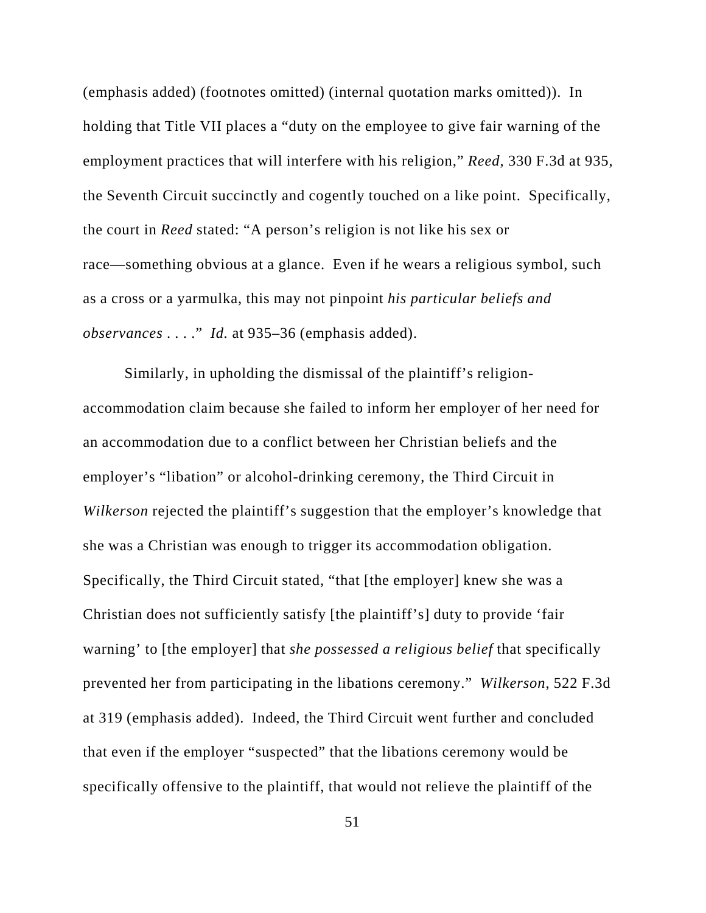(emphasis added) (footnotes omitted) (internal quotation marks omitted)). In holding that Title VII places a "duty on the employee to give fair warning of the employment practices that will interfere with his religion," *Reed*, 330 F.3d at 935, the Seventh Circuit succinctly and cogently touched on a like point. Specifically, the court in *Reed* stated: "A person's religion is not like his sex or race—something obvious at a glance. Even if he wears a religious symbol, such as a cross or a yarmulka, this may not pinpoint *his particular beliefs and observances* . . . ." *Id.* at 935–36 (emphasis added).

Similarly, in upholding the dismissal of the plaintiff's religion-accommodation claim because she failed to inform her employer of her need for an accommodation due to a conflict between her Christian beliefs and the employer's "libation" or alcohol-drinking ceremony, the Third Circuit in *Wilkerson* rejected the plaintiff's suggestion that the employer's knowledge that she was a Christian was enough to trigger its accommodation obligation. Specifically, the Third Circuit stated, "that [the employer] knew she was a Christian does not sufficiently satisfy [the plaintiff's] duty to provide 'fair warning' to [the employer] that *she possessed a religious belief* that specifically prevented her from participating in the libations ceremony." *Wilkerson*, 522 F.3d at 319 (emphasis added). Indeed, the Third Circuit went further and concluded that even if the employer "suspected" that the libations ceremony would be specifically offensive to the plaintiff, that would not relieve the plaintiff of the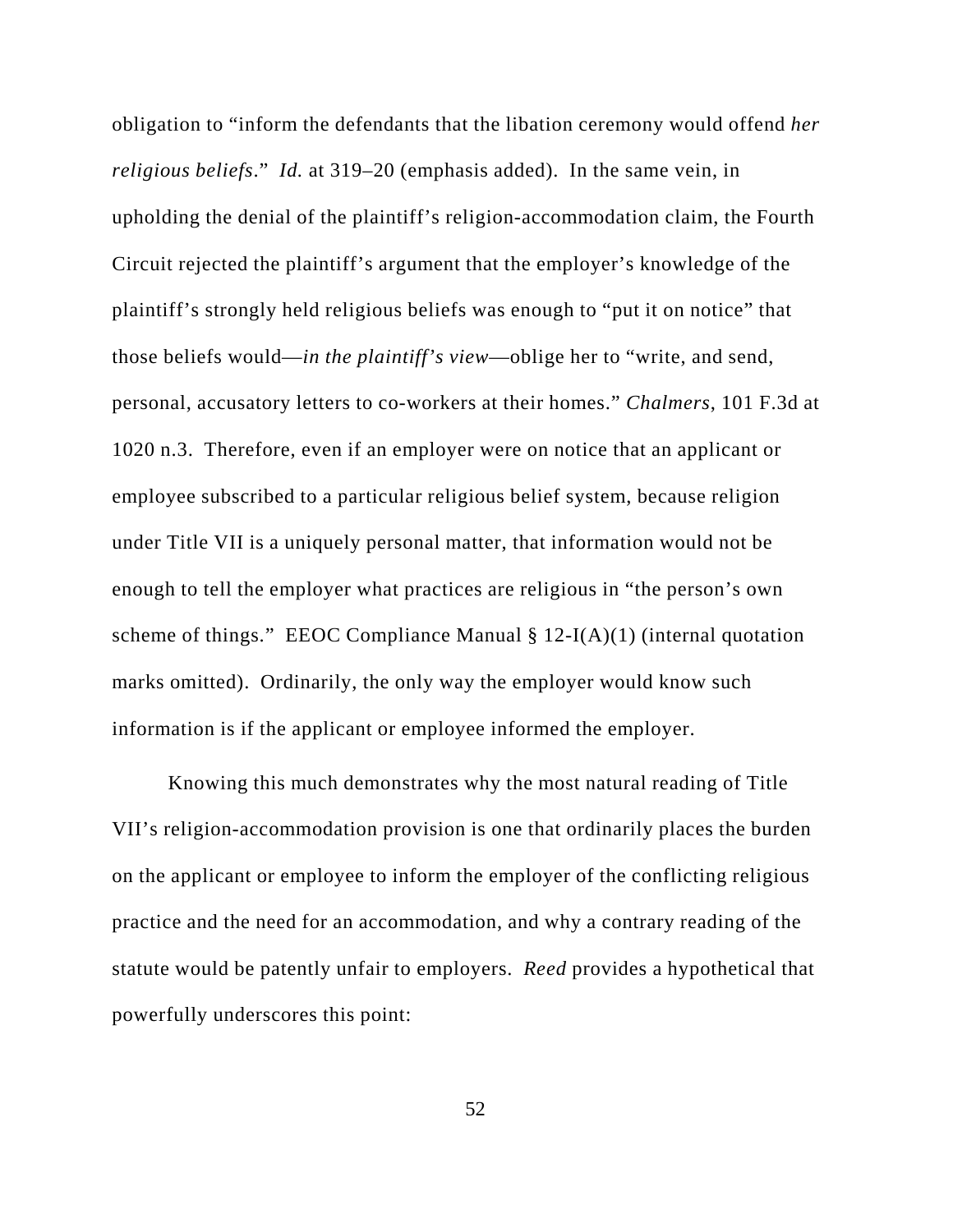obligation to "inform the defendants that the libation ceremony would offend *her religious beliefs*." *Id.* at 319–20 (emphasis added). In the same vein, in upholding the denial of the plaintiff's religion-accommodation claim, the Fourth Circuit rejected the plaintiff's argument that the employer's knowledge of the plaintiff's strongly held religious beliefs was enough to "put it on notice" that those beliefs would—*in the plaintiff's view*—oblige her to "write, and send, personal, accusatory letters to co-workers at their homes." *Chalmers*, 101 F.3d at 1020 n.3. Therefore, even if an employer were on notice that an applicant or employee subscribed to a particular religious belief system, because religion under Title VII is a uniquely personal matter, that information would not be enough to tell the employer what practices are religious in "the person's own scheme of things." EEOC Compliance Manual § 12-I(A)(1) (internal quotation marks omitted). Ordinarily, the only way the employer would know such information is if the applicant or employee informed the employer.

Knowing this much demonstrates why the most natural reading of Title VII's religion-accommodation provision is one that ordinarily places the burden on the applicant or employee to inform the employer of the conflicting religious practice and the need for an accommodation, and why a contrary reading of the statute would be patently unfair to employers. *Reed* provides a hypothetical that powerfully underscores this point: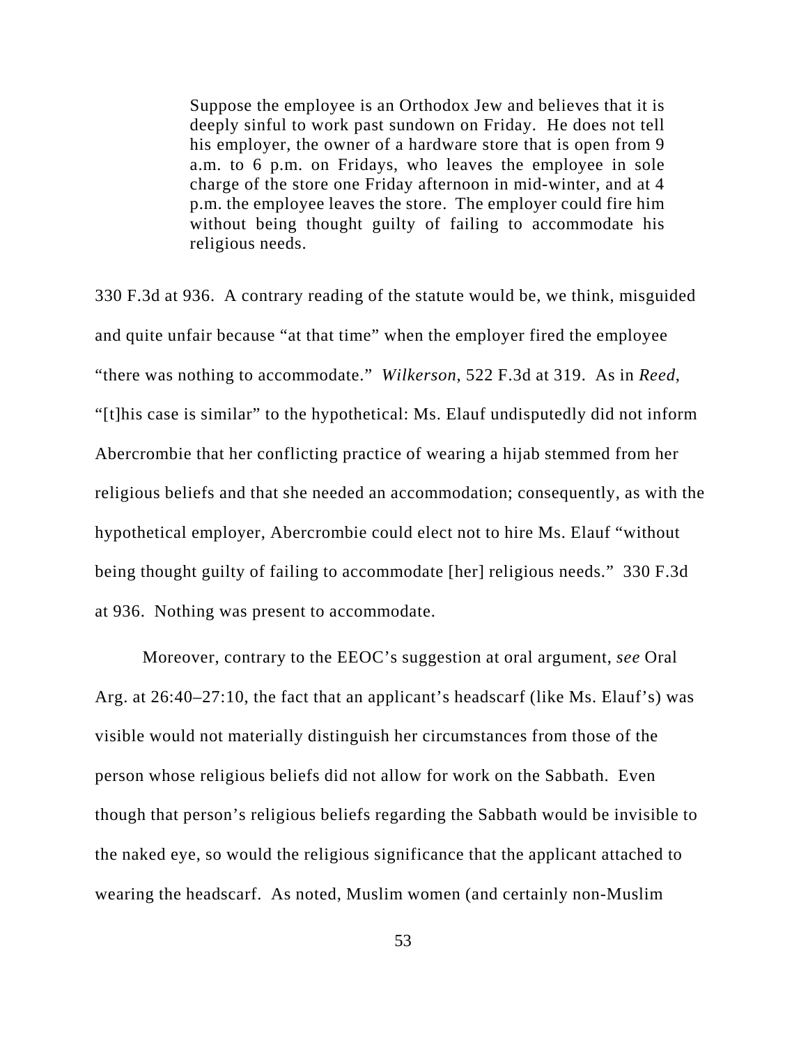> Suppose the employee is an Orthodox Jew and believes that it is deeply sinful to work past sundown on Friday. He does not tell his employer, the owner of a hardware store that is open from 9 a.m. to 6 p.m. on Fridays, who leaves the employee in sole charge of the store one Friday afternoon in mid-winter, and at 4 p.m. the employee leaves the store. The employer could fire him without being thought guilty of failing to accommodate his religious needs.

330 F.3d at 936. A contrary reading of the statute would be, we think, misguided and quite unfair because "at that time" when the employer fired the employee "there was nothing to accommodate." *Wilkerson*, 522 F.3d at 319. As in *Reed*, "[t]his case is similar" to the hypothetical: Ms. Elauf undisputedly did not inform Abercrombie that her conflicting practice of wearing a hijab stemmed from her religious beliefs and that she needed an accommodation; consequently, as with the hypothetical employer, Abercrombie could elect not to hire Ms. Elauf "without being thought guilty of failing to accommodate [her] religious needs." 330 F.3d at 936. Nothing was present to accommodate.

Moreover, contrary to the EEOC's suggestion at oral argument, *see* Oral Arg. at 26:40–27:10, the fact that an applicant's headscarf (like Ms. Elauf's) was visible would not materially distinguish her circumstances from those of the person whose religious beliefs did not allow for work on the Sabbath. Even though that person's religious beliefs regarding the Sabbath would be invisible to the naked eye, so would the religious significance that the applicant attached to wearing the headscarf. As noted, Muslim women (and certainly non-Muslim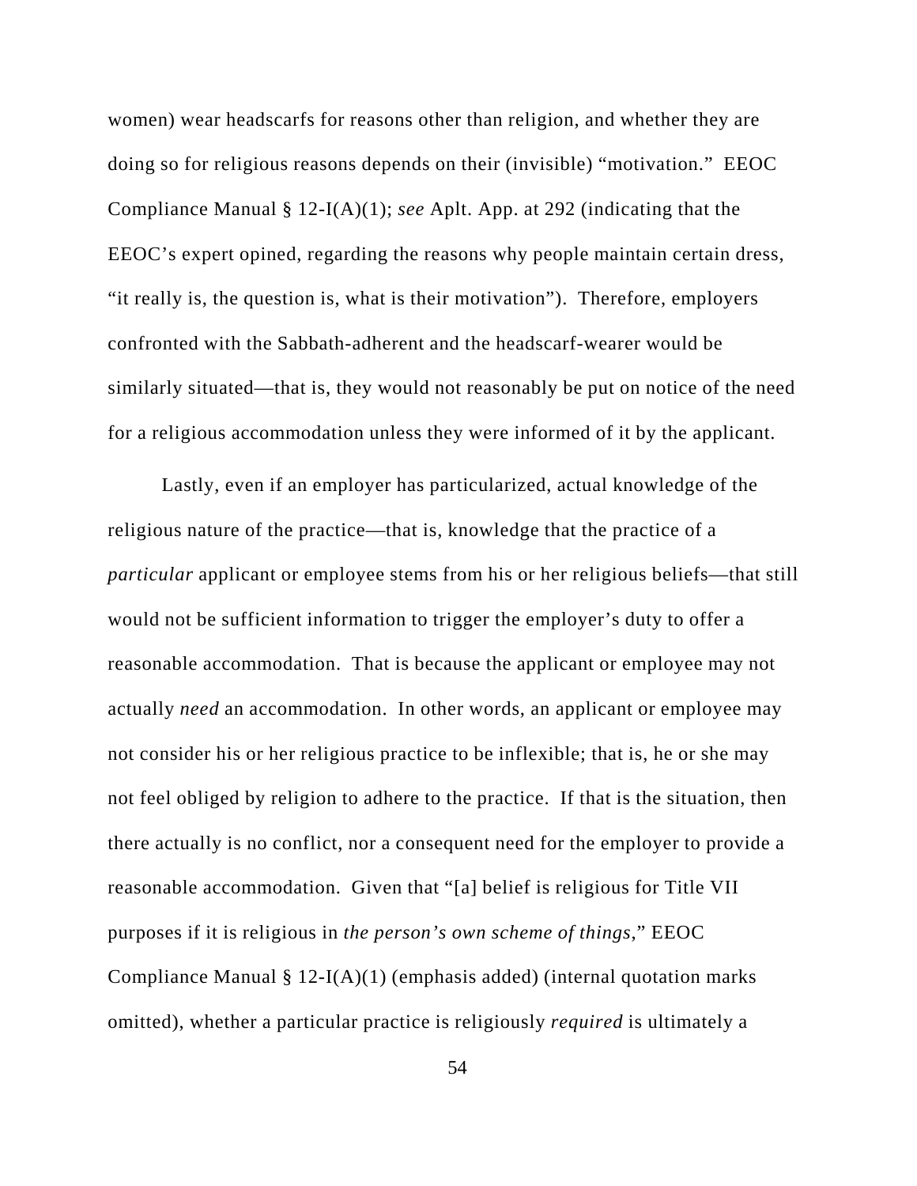women) wear headscarfs for reasons other than religion, and whether they are doing so for religious reasons depends on their (invisible) "motivation." EEOC Compliance Manual § 12-I(A)(1); *see* Aplt. App. at 292 (indicating that the EEOC's expert opined, regarding the reasons why people maintain certain dress, "it really is, the question is, what is their motivation"). Therefore, employers confronted with the Sabbath-adherent and the headscarf-wearer would be similarly situated—that is, they would not reasonably be put on notice of the need for a religious accommodation unless they were informed of it by the applicant.

Lastly, even if an employer has particularized, actual knowledge of the religious nature of the practice—that is, knowledge that the practice of a *particular* applicant or employee stems from his or her religious beliefs—that still would not be sufficient information to trigger the employer's duty to offer a reasonable accommodation. That is because the applicant or employee may not actually *need* an accommodation. In other words, an applicant or employee may not consider his or her religious practice to be inflexible; that is, he or she may not feel obliged by religion to adhere to the practice. If that is the situation, then there actually is no conflict, nor a consequent need for the employer to provide a reasonable accommodation. Given that "[a] belief is religious for Title VII purposes if it is religious in *the person's own scheme of things*," EEOC Compliance Manual § 12-I(A)(1) (emphasis added) (internal quotation marks omitted), whether a particular practice is religiously *required* is ultimately a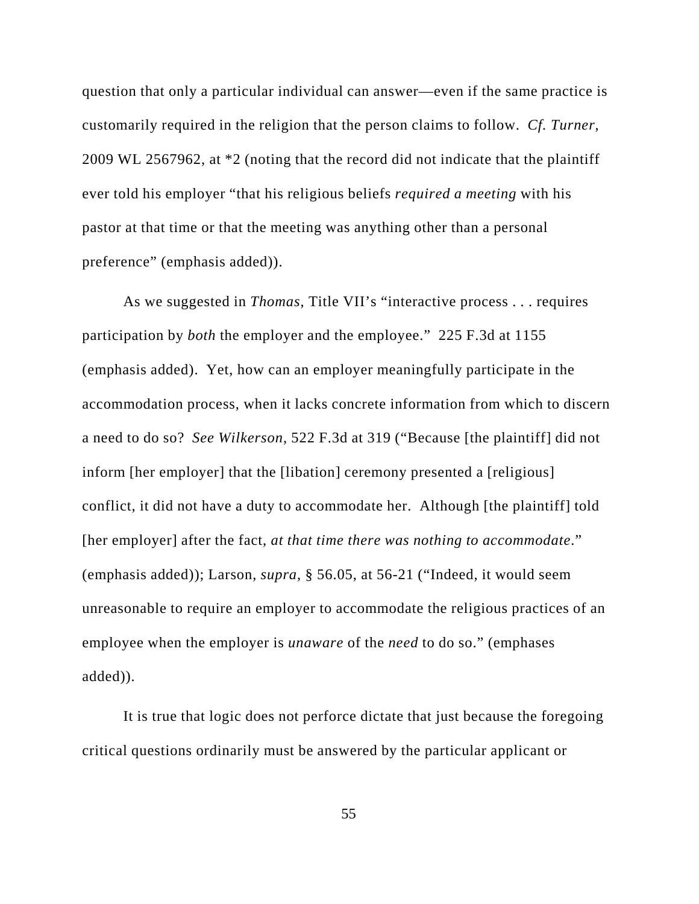question that only a particular individual can answer—even if the same practice is customarily required in the religion that the person claims to follow. *Cf. Turner*, 2009 WL 2567962, at *2 (noting that the record did not indicate that the plaintiff ever told his employer "that his religious beliefs *required a meeting* with his pastor at that time or that the meeting was anything other than a personal preference" (emphasis added)).

As we suggested in *Thomas*, Title VII's "interactive process . . . requires participation by *both* the employer and the employee." 225 F.3d at 1155 (emphasis added). Yet, how can an employer meaningfully participate in the accommodation process, when it lacks concrete information from which to discern a need to do so? *See Wilkerson*, 522 F.3d at 319 ("Because [the plaintiff] did not inform [her employer] that the [libation] ceremony presented a [religious] conflict, it did not have a duty to accommodate her. Although [the plaintiff] told [her employer] after the fact, *at that time there was nothing to accommodate*." (emphasis added)); Larson, *supra*, § 56.05, at 56-21 ("Indeed, it would seem unreasonable to require an employer to accommodate the religious practices of an employee when the employer is *unaware* of the *need* to do so." (emphases added)).

It is true that logic does not perforce dictate that just because the foregoing critical questions ordinarily must be answered by the particular applicant or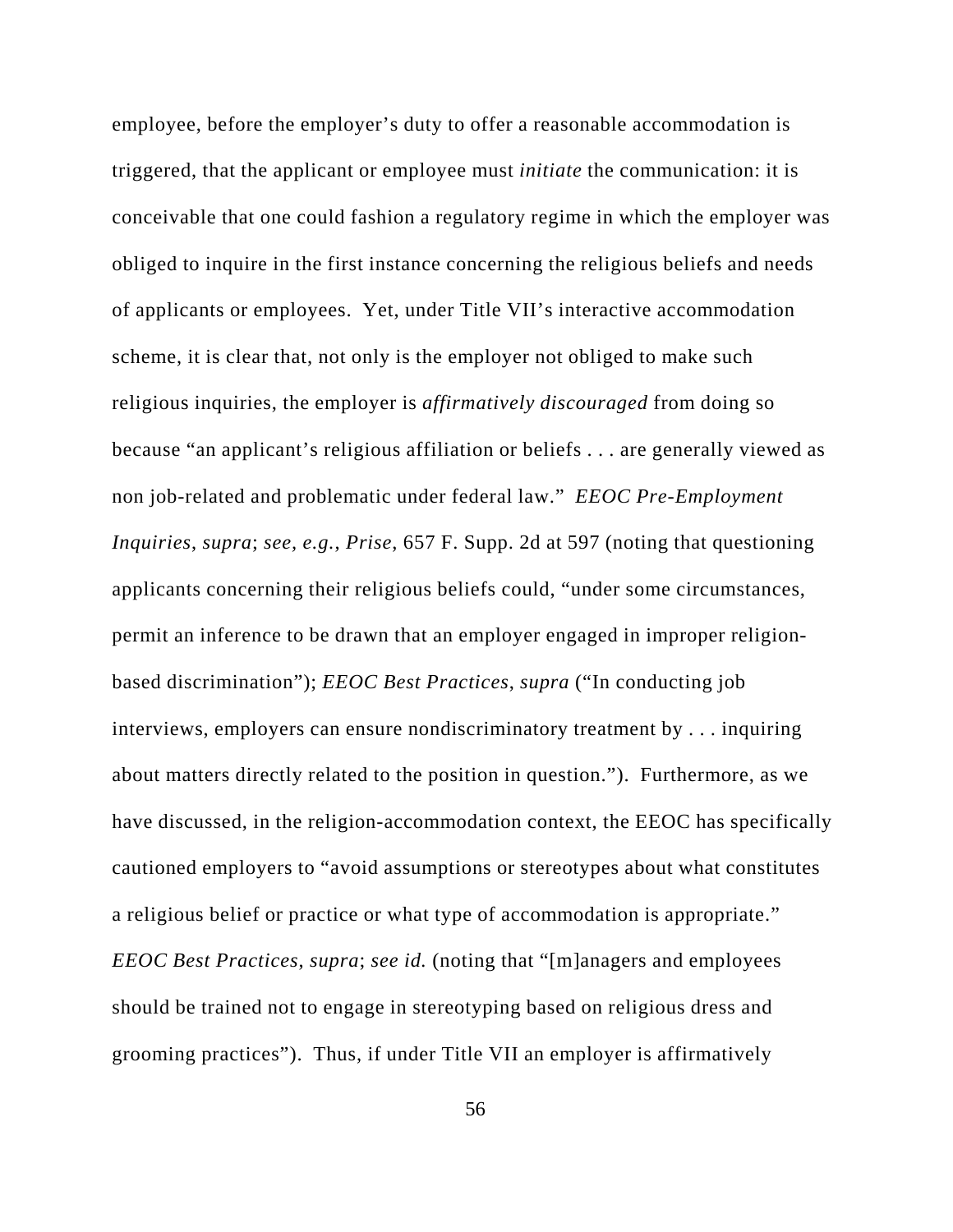employee, before the employer's duty to offer a reasonable accommodation is triggered, that the applicant or employee must *initiate* the communication: it is conceivable that one could fashion a regulatory regime in which the employer was obliged to inquire in the first instance concerning the religious beliefs and needs of applicants or employees. Yet, under Title VII's interactive accommodation scheme, it is clear that, not only is the employer not obliged to make such religious inquiries, the employer is *affirmatively discouraged* from doing so because "an applicant's religious affiliation or beliefs . . . are generally viewed as non job-related and problematic under federal law." *EEOC Pre-Employment Inquiries*, *supra*; *see, e.g.*, *Prise*, 657 F. Supp. 2d at 597 (noting that questioning applicants concerning their religious beliefs could, "under some circumstances, permit an inference to be drawn that an employer engaged in improper religion-based discrimination"); *EEOC Best Practices*, *supra* ("In conducting job interviews, employers can ensure nondiscriminatory treatment by . . . inquiring about matters directly related to the position in question."). Furthermore, as we have discussed, in the religion-accommodation context, the EEOC has specifically cautioned employers to "avoid assumptions or stereotypes about what constitutes a religious belief or practice or what type of accommodation is appropriate." *EEOC Best Practices*, *supra*; *see id.* (noting that "[m]anagers and employees should be trained not to engage in stereotyping based on religious dress and grooming practices"). Thus, if under Title VII an employer is affirmatively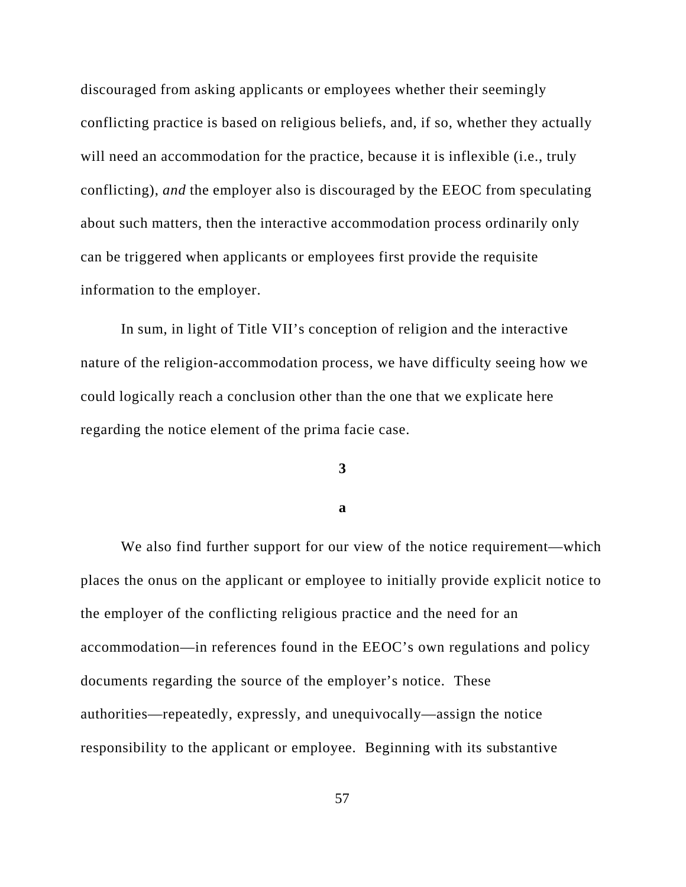discouraged from asking applicants or employees whether their seemingly conflicting practice is based on religious beliefs, and, if so, whether they actually will need an accommodation for the practice, because it is inflexible (i.e., truly conflicting), *and* the employer also is discouraged by the EEOC from speculating about such matters, then the interactive accommodation process ordinarily only can be triggered when applicants or employees first provide the requisite information to the employer.

In sum, in light of Title VII's conception of religion and the interactive nature of the religion-accommodation process, we have difficulty seeing how we could logically reach a conclusion other than the one that we explicate here regarding the notice element of the prima facie case.

**3**

**a**

We also find further support for our view of the notice requirement—which places the onus on the applicant or employee to initially provide explicit notice to the employer of the conflicting religious practice and the need for an accommodation—in references found in the EEOC's own regulations and policy documents regarding the source of the employer's notice. These authorities—repeatedly, expressly, and unequivocally—assign the notice responsibility to the applicant or employee. Beginning with its substantive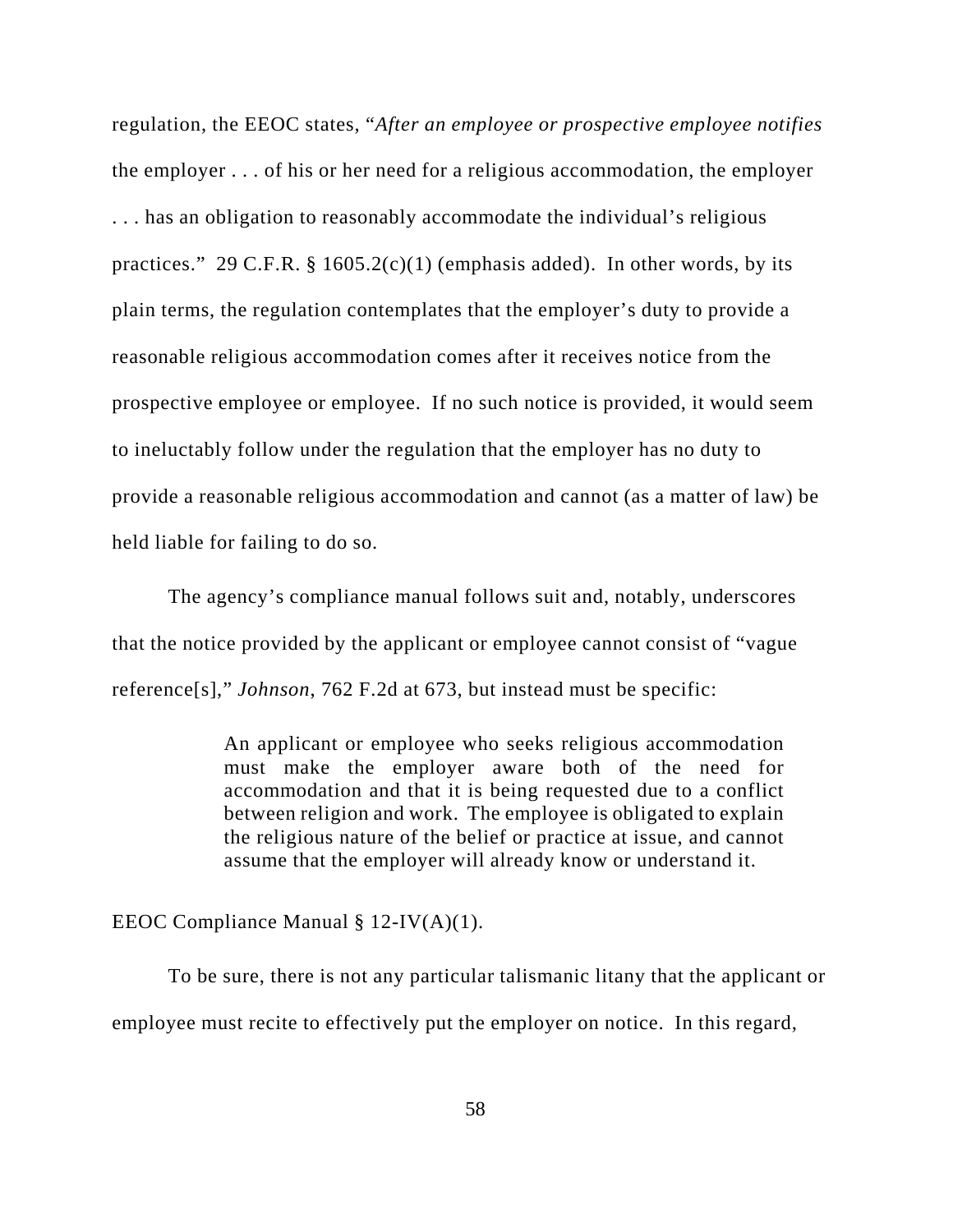regulation, the EEOC states, "*After an employee or prospective employee notifies* the employer . . . of his or her need for a religious accommodation, the employer . . . has an obligation to reasonably accommodate the individual's religious practices." 29 C.F.R. § 1605.2(c)(1) (emphasis added). In other words, by its plain terms, the regulation contemplates that the employer's duty to provide a reasonable religious accommodation comes after it receives notice from the prospective employee or employee. If no such notice is provided, it would seem to ineluctably follow under the regulation that the employer has no duty to provide a reasonable religious accommodation and cannot (as a matter of law) be held liable for failing to do so.

The agency's compliance manual follows suit and, notably, underscores that the notice provided by the applicant or employee cannot consist of "vague reference[s]," *Johnson*, 762 F.2d at 673, but instead must be specific:

> An applicant or employee who seeks religious accommodation must make the employer aware both of the need for accommodation and that it is being requested due to a conflict between religion and work. The employee is obligated to explain the religious nature of the belief or practice at issue, and cannot assume that the employer will already know or understand it.

EEOC Compliance Manual § 12-IV(A)(1).

To be sure, there is not any particular talismanic litany that the applicant or employee must recite to effectively put the employer on notice. In this regard,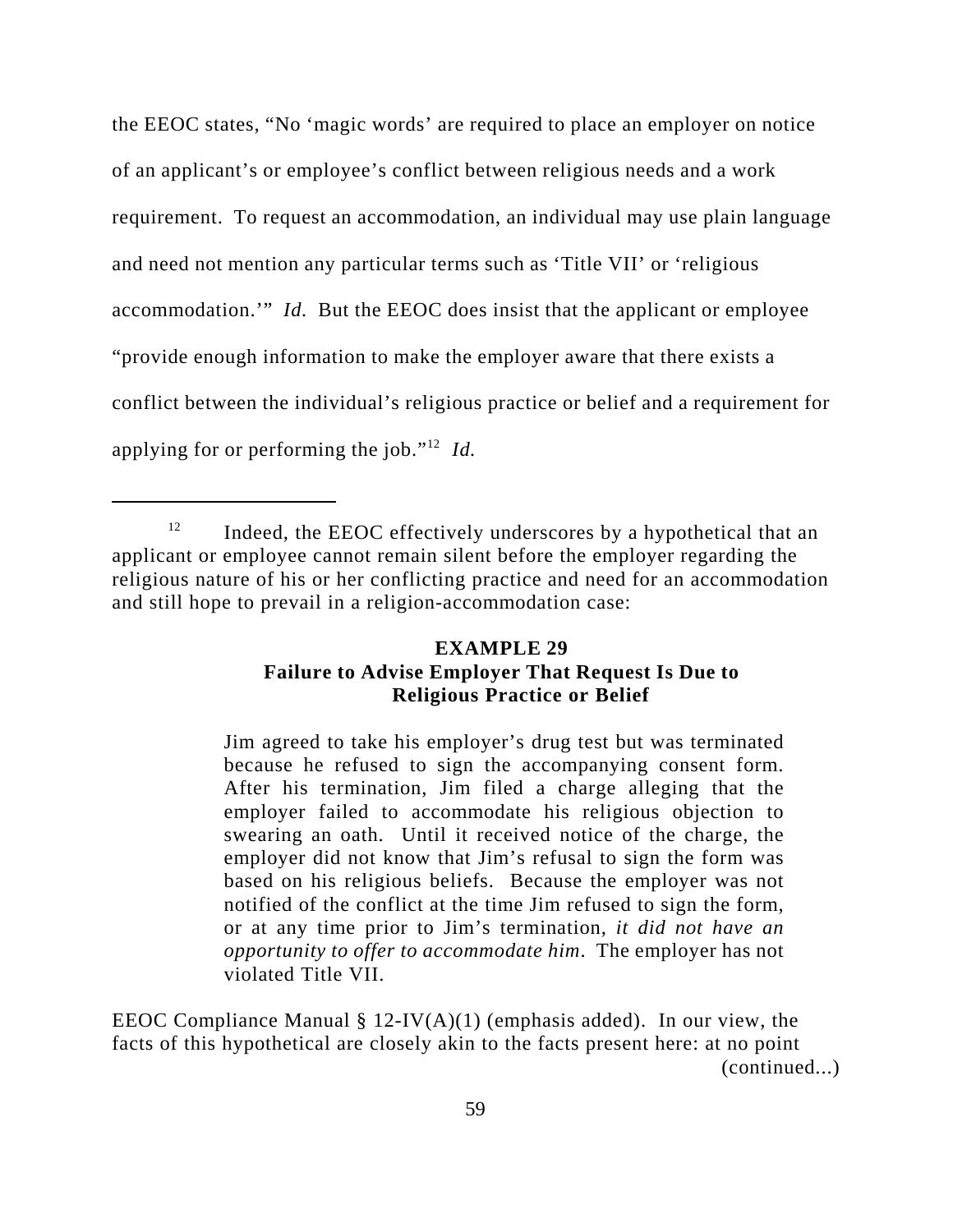the EEOC states, "No 'magic words' are required to place an employer on notice of an applicant's or employee's conflict between religious needs and a work requirement. To request an accommodation, an individual may use plain language and need not mention any particular terms such as 'Title VII' or 'religious accommodation.'" *Id.* But the EEOC does insist that the applicant or employee "provide enough information to make the employer aware that there exists a conflict between the individual's religious practice or belief and a requirement for applying for or performing the job."[12] *Id.*

---

[12] Indeed, the EEOC effectively underscores by a hypothetical that an applicant or employee cannot remain silent before the employer regarding the religious nature of his or her conflicting practice and need for an accommodation and still hope to prevail in a religion-accommodation case:

> **EXAMPLE 29**
> **Failure to Advise Employer That Request Is Due to Religious Practice or Belief**
>
> Jim agreed to take his employer's drug test but was terminated because he refused to sign the accompanying consent form. After his termination, Jim filed a charge alleging that the employer failed to accommodate his religious objection to swearing an oath. Until it received notice of the charge, the employer did not know that Jim's refusal to sign the form was based on his religious beliefs. Because the employer was not notified of the conflict at the time Jim refused to sign the form, or at any time prior to Jim's termination, *it did not have an opportunity to offer to accommodate him*. The employer has not violated Title VII.

EEOC Compliance Manual § 12-IV(A)(1) (emphasis added). In our view, the facts of this hypothetical are closely akin to the facts present here: at no point

(continued...)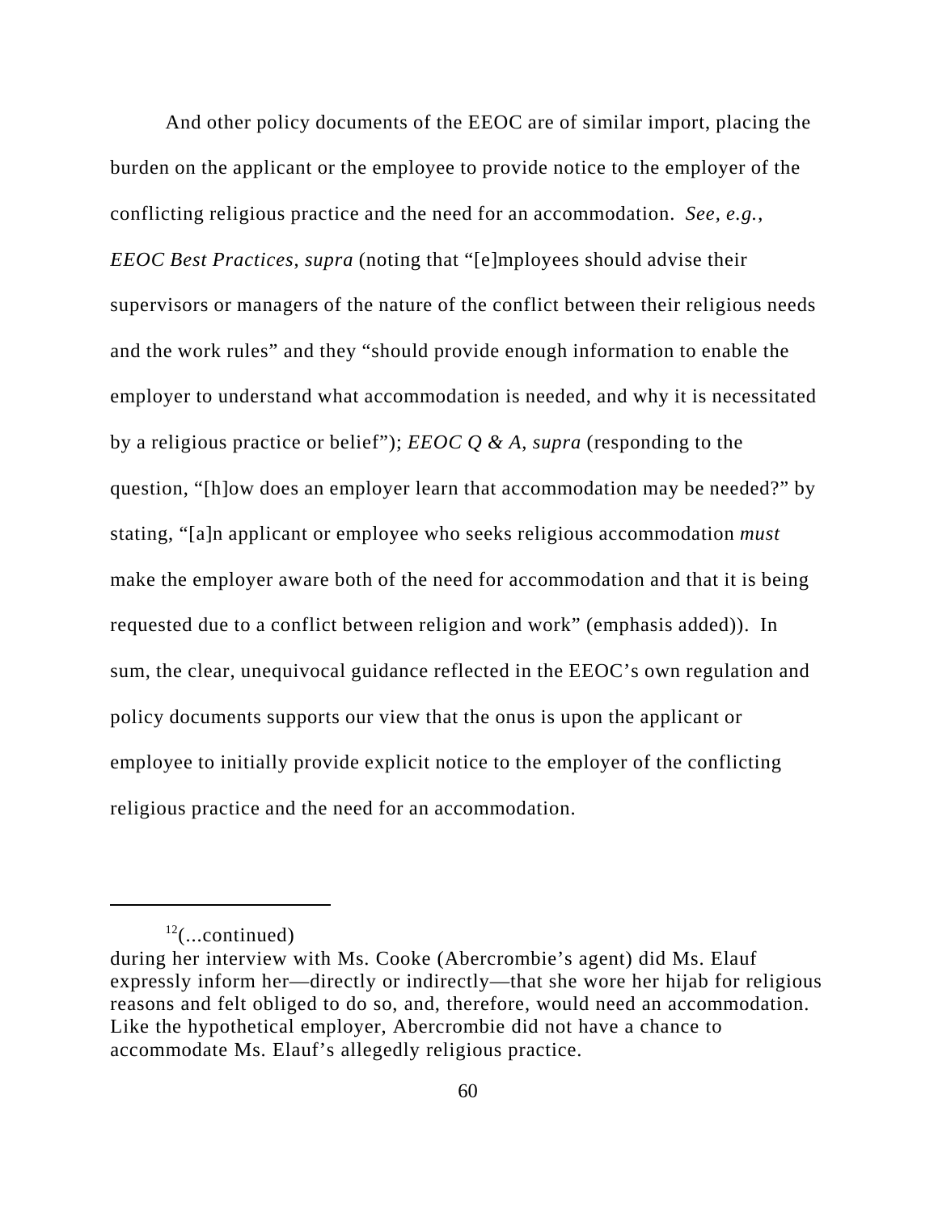And other policy documents of the EEOC are of similar import, placing the burden on the applicant or the employee to provide notice to the employer of the conflicting religious practice and the need for an accommodation. *See, e.g.*, *EEOC Best Practices*, *supra* (noting that "[e]mployees should advise their supervisors or managers of the nature of the conflict between their religious needs and the work rules" and they "should provide enough information to enable the employer to understand what accommodation is needed, and why it is necessitated by a religious practice or belief"); *EEOC Q & A*, *supra* (responding to the question, "[h]ow does an employer learn that accommodation may be needed?" by stating, "[a]n applicant or employee who seeks religious accommodation *must* make the employer aware both of the need for accommodation and that it is being requested due to a conflict between religion and work" (emphasis added)). In sum, the clear, unequivocal guidance reflected in the EEOC's own regulation and policy documents supports our view that the onus is upon the applicant or employee to initially provide explicit notice to the employer of the conflicting religious practice and the need for an accommodation.

---

[12](...continued)
during her interview with Ms. Cooke (Abercrombie's agent) did Ms. Elauf expressly inform her—directly or indirectly—that she wore her hijab for religious reasons and felt obliged to do so, and, therefore, would need an accommodation. Like the hypothetical employer, Abercrombie did not have a chance to accommodate Ms. Elauf's allegedly religious practice.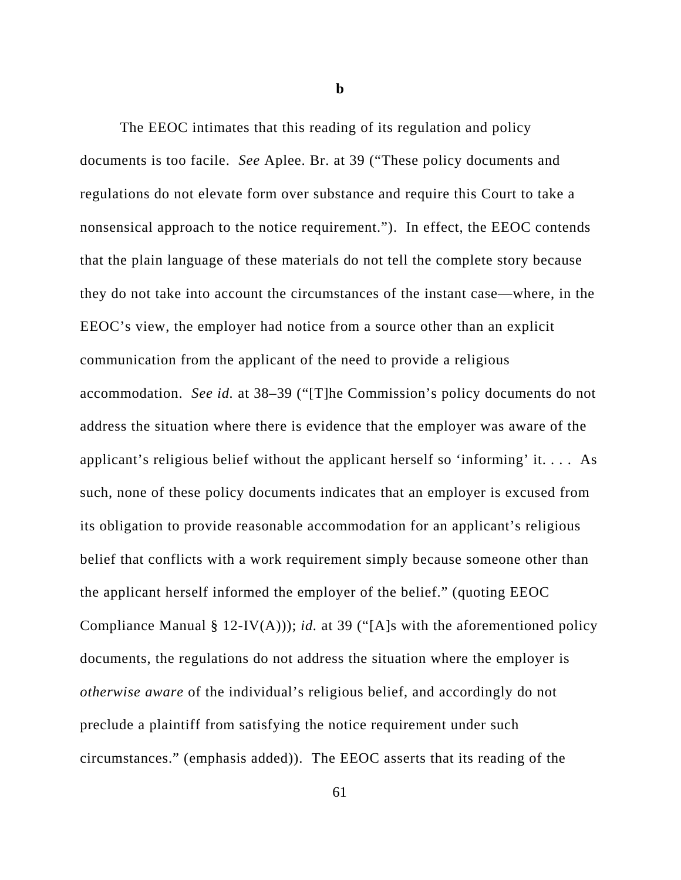**b**

The EEOC intimates that this reading of its regulation and policy documents is too facile. *See* Aplee. Br. at 39 ("These policy documents and regulations do not elevate form over substance and require this Court to take a nonsensical approach to the notice requirement."). In effect, the EEOC contends that the plain language of these materials do not tell the complete story because they do not take into account the circumstances of the instant case—where, in the EEOC's view, the employer had notice from a source other than an explicit communication from the applicant of the need to provide a religious accommodation. *See id.* at 38–39 ("[T]he Commission's policy documents do not address the situation where there is evidence that the employer was aware of the applicant's religious belief without the applicant herself so 'informing' it. . . . As such, none of these policy documents indicates that an employer is excused from its obligation to provide reasonable accommodation for an applicant's religious belief that conflicts with a work requirement simply because someone other than the applicant herself informed the employer of the belief." (quoting EEOC Compliance Manual § 12-IV(A))); *id.* at 39 ("[A]s with the aforementioned policy documents, the regulations do not address the situation where the employer is *otherwise aware* of the individual's religious belief, and accordingly do not preclude a plaintiff from satisfying the notice requirement under such circumstances." (emphasis added)). The EEOC asserts that its reading of the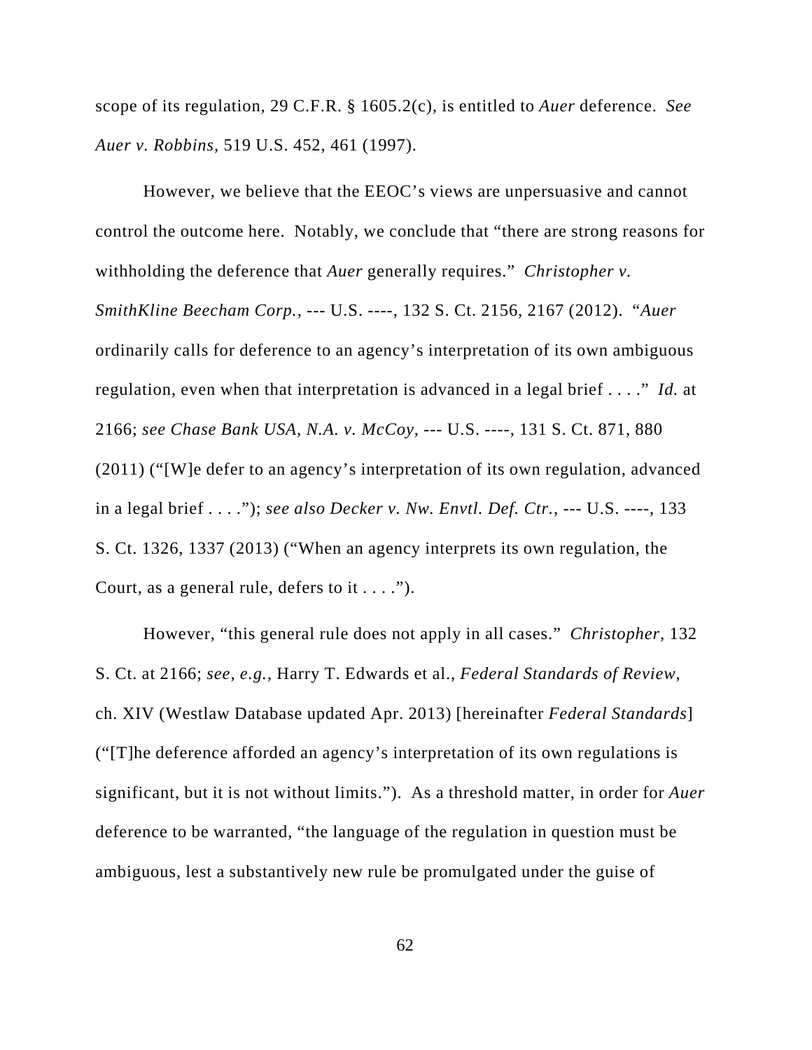scope of its regulation, 29 C.F.R. § 1605.2(c), is entitled to *Auer* deference. *See Auer v. Robbins*, 519 U.S. 452, 461 (1997).

However, we believe that the EEOC's views are unpersuasive and cannot control the outcome here. Notably, we conclude that "there are strong reasons for withholding the deference that *Auer* generally requires." *Christopher v. SmithKline Beecham Corp.*, --- U.S. ----, 132 S. Ct. 2156, 2167 (2012). "*Auer* ordinarily calls for deference to an agency's interpretation of its own ambiguous regulation, even when that interpretation is advanced in a legal brief . . . ." *Id.* at 2166; *see Chase Bank USA, N.A. v. McCoy*, --- U.S. ----, 131 S. Ct. 871, 880 (2011) ("[W]e defer to an agency's interpretation of its own regulation, advanced in a legal brief . . . ."); *see also Decker v. Nw. Envtl. Def. Ctr.*, --- U.S. ----, 133 S. Ct. 1326, 1337 (2013) ("When an agency interprets its own regulation, the Court, as a general rule, defers to it . . . .").

However, "this general rule does not apply in all cases." *Christopher*, 132 S. Ct. at 2166; *see, e.g.*, Harry T. Edwards et al., *Federal Standards of Review*, ch. XIV (Westlaw Database updated Apr. 2013) [hereinafter *Federal Standards*] ("[T]he deference afforded an agency's interpretation of its own regulations is significant, but it is not without limits."). As a threshold matter, in order for *Auer* deference to be warranted, "the language of the regulation in question must be ambiguous, lest a substantively new rule be promulgated under the guise of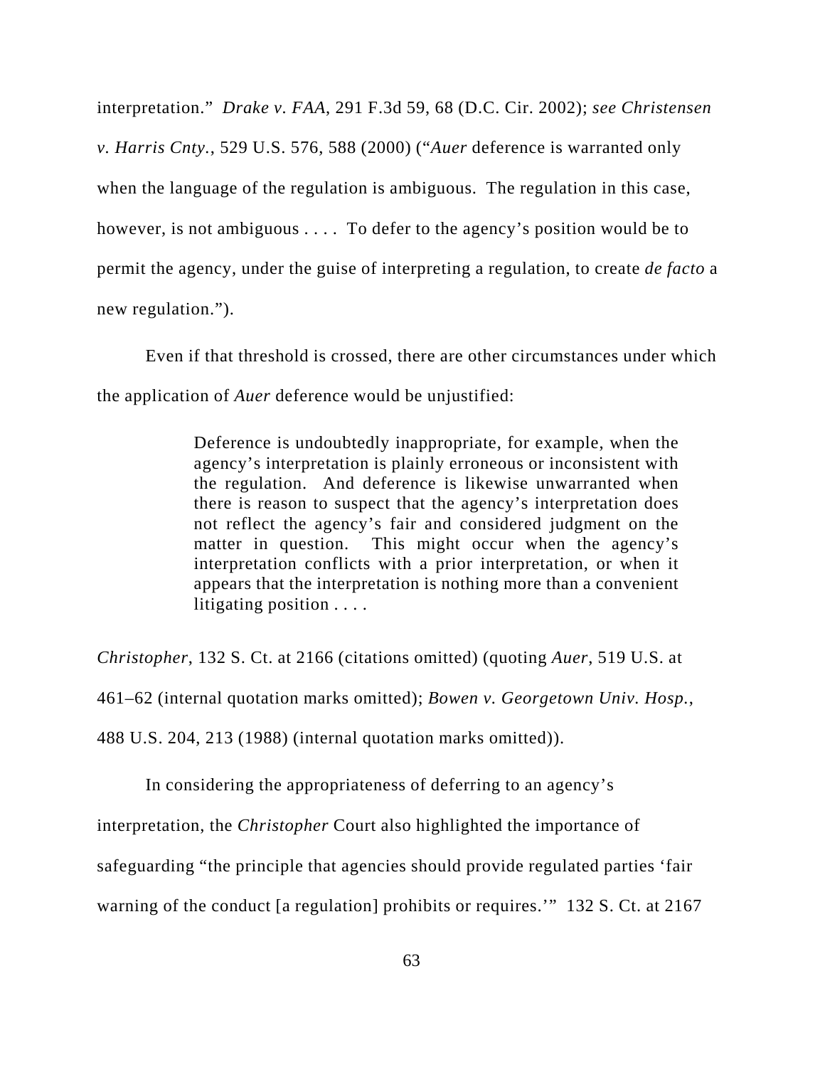interpretation." *Drake v. FAA*, 291 F.3d 59, 68 (D.C. Cir. 2002); *see Christensen v. Harris Cnty.*, 529 U.S. 576, 588 (2000) ("*Auer* deference is warranted only when the language of the regulation is ambiguous. The regulation in this case, however, is not ambiguous . . . . To defer to the agency's position would be to permit the agency, under the guise of interpreting a regulation, to create *de facto* a new regulation.").

Even if that threshold is crossed, there are other circumstances under which the application of *Auer* deference would be unjustified:

> Deference is undoubtedly inappropriate, for example, when the agency's interpretation is plainly erroneous or inconsistent with the regulation. And deference is likewise unwarranted when there is reason to suspect that the agency's interpretation does not reflect the agency's fair and considered judgment on the matter in question. This might occur when the agency's interpretation conflicts with a prior interpretation, or when it appears that the interpretation is nothing more than a convenient litigating position . . . .

*Christopher*, 132 S. Ct. at 2166 (citations omitted) (quoting *Auer*, 519 U.S. at 461–62 (internal quotation marks omitted); *Bowen v. Georgetown Univ. Hosp.*, 488 U.S. 204, 213 (1988) (internal quotation marks omitted)).

In considering the appropriateness of deferring to an agency's interpretation, the *Christopher* Court also highlighted the importance of safeguarding "the principle that agencies should provide regulated parties 'fair warning of the conduct [a regulation] prohibits or requires.'" 132 S. Ct. at 2167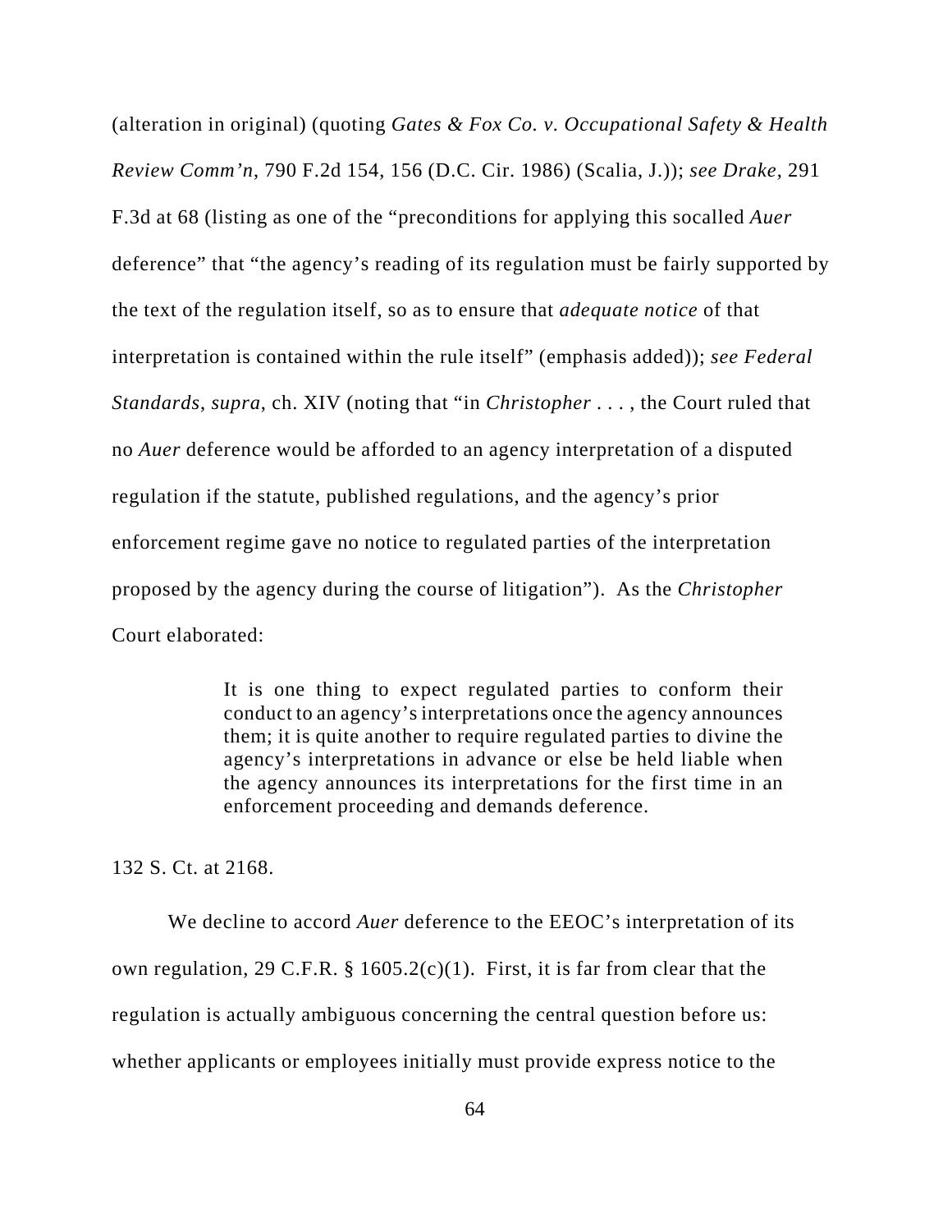(alteration in original) (quoting *Gates & Fox Co. v. Occupational Safety & Health Review Comm'n*, 790 F.2d 154, 156 (D.C. Cir. 1986) (Scalia, J.)); *see Drake*, 291 F.3d at 68 (listing as one of the "preconditions for applying this socalled *Auer* deference" that "the agency's reading of its regulation must be fairly supported by the text of the regulation itself, so as to ensure that *adequate notice* of that interpretation is contained within the rule itself" (emphasis added)); *see Federal Standards*, *supra*, ch. XIV (noting that "in *Christopher* . . . , the Court ruled that no *Auer* deference would be afforded to an agency interpretation of a disputed regulation if the statute, published regulations, and the agency's prior enforcement regime gave no notice to regulated parties of the interpretation proposed by the agency during the course of litigation"). As the *Christopher* Court elaborated:

> It is one thing to expect regulated parties to conform their conduct to an agency's interpretations once the agency announces them; it is quite another to require regulated parties to divine the agency's interpretations in advance or else be held liable when the agency announces its interpretations for the first time in an enforcement proceeding and demands deference.

132 S. Ct. at 2168.

We decline to accord *Auer* deference to the EEOC's interpretation of its own regulation, 29 C.F.R. § 1605.2(c)(1). First, it is far from clear that the regulation is actually ambiguous concerning the central question before us: whether applicants or employees initially must provide express notice to the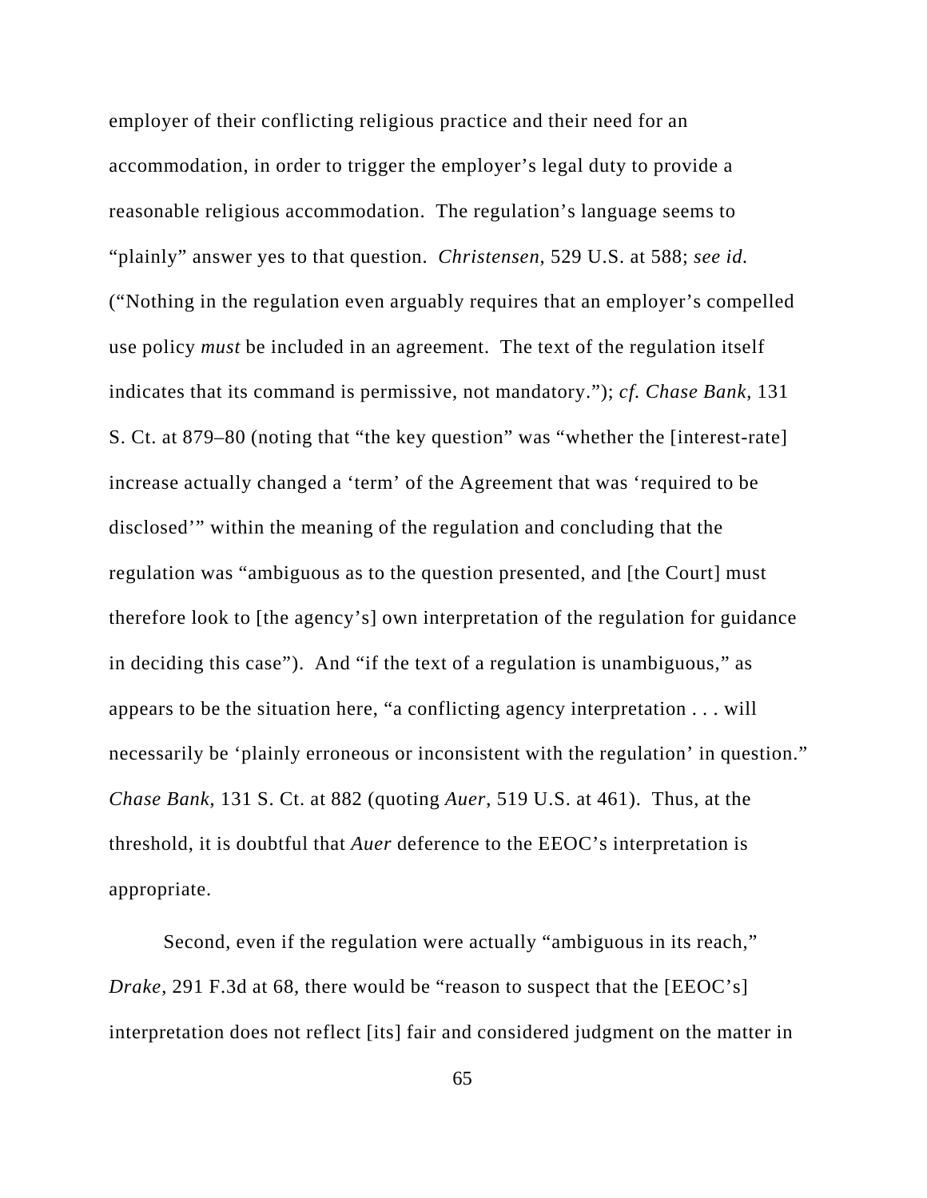employer of their conflicting religious practice and their need for an accommodation, in order to trigger the employer's legal duty to provide a reasonable religious accommodation. The regulation's language seems to "plainly" answer yes to that question. *Christensen*, 529 U.S. at 588; *see id.* ("Nothing in the regulation even arguably requires that an employer's compelled use policy *must* be included in an agreement. The text of the regulation itself indicates that its command is permissive, not mandatory."); *cf. Chase Bank*, 131 S. Ct. at 879–80 (noting that "the key question" was "whether the [interest-rate] increase actually changed a 'term' of the Agreement that was 'required to be disclosed'" within the meaning of the regulation and concluding that the regulation was "ambiguous as to the question presented, and [the Court] must therefore look to [the agency's] own interpretation of the regulation for guidance in deciding this case"). And "if the text of a regulation is unambiguous," as appears to be the situation here, "a conflicting agency interpretation . . . will necessarily be 'plainly erroneous or inconsistent with the regulation' in question." *Chase Bank*, 131 S. Ct. at 882 (quoting *Auer*, 519 U.S. at 461). Thus, at the threshold, it is doubtful that *Auer* deference to the EEOC's interpretation is appropriate.

Second, even if the regulation were actually "ambiguous in its reach," *Drake*, 291 F.3d at 68, there would be "reason to suspect that the [EEOC's] interpretation does not reflect [its] fair and considered judgment on the matter in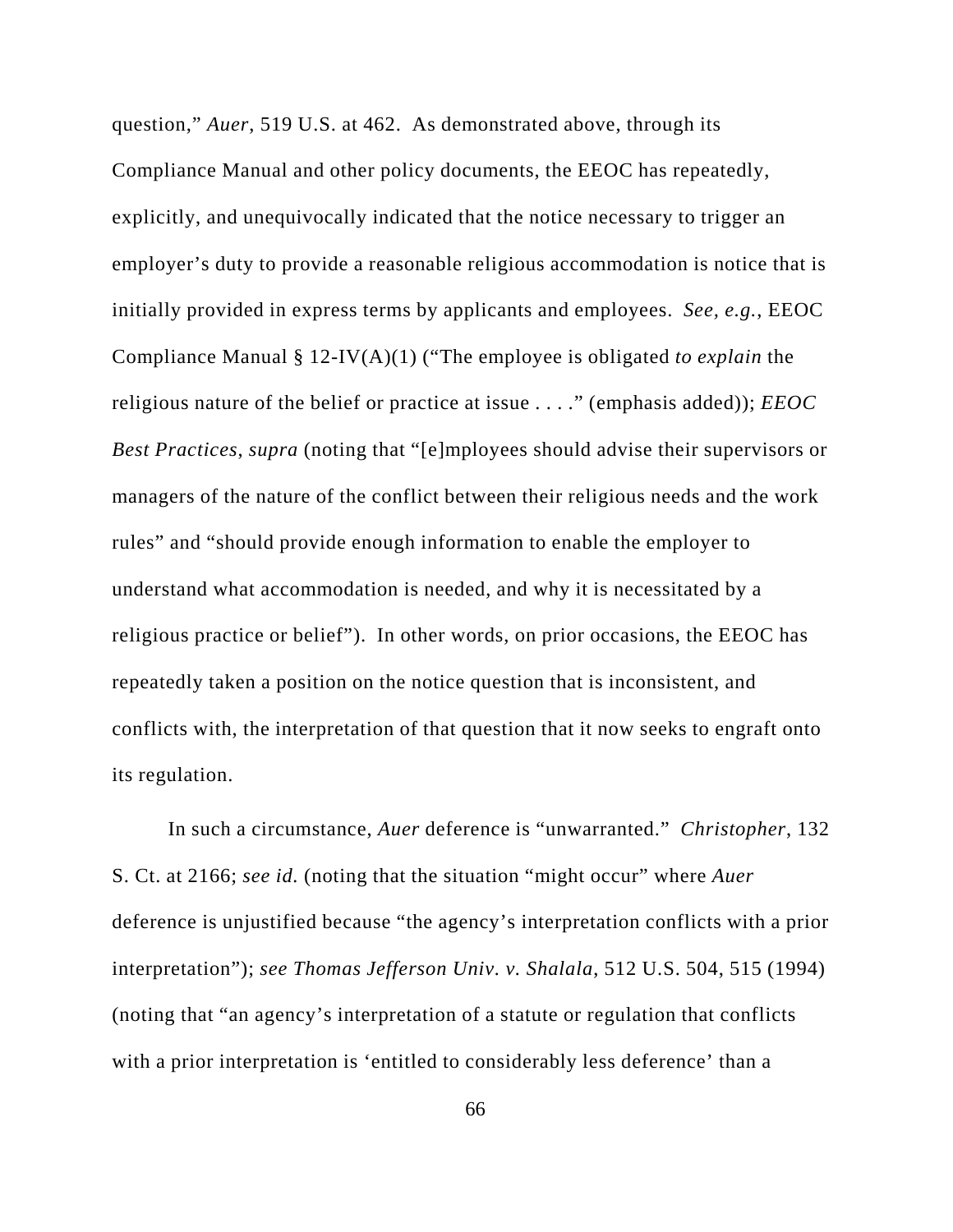question," *Auer*, 519 U.S. at 462. As demonstrated above, through its Compliance Manual and other policy documents, the EEOC has repeatedly, explicitly, and unequivocally indicated that the notice necessary to trigger an employer's duty to provide a reasonable religious accommodation is notice that is initially provided in express terms by applicants and employees. *See, e.g.*, EEOC Compliance Manual § 12-IV(A)(1) ("The employee is obligated *to explain* the religious nature of the belief or practice at issue . . . ." (emphasis added)); *EEOC Best Practices*, *supra* (noting that "[e]mployees should advise their supervisors or managers of the nature of the conflict between their religious needs and the work rules" and "should provide enough information to enable the employer to understand what accommodation is needed, and why it is necessitated by a religious practice or belief"). In other words, on prior occasions, the EEOC has repeatedly taken a position on the notice question that is inconsistent, and conflicts with, the interpretation of that question that it now seeks to engraft onto its regulation.

In such a circumstance, *Auer* deference is "unwarranted." *Christopher*, 132 S. Ct. at 2166; *see id.* (noting that the situation "might occur" where *Auer* deference is unjustified because "the agency's interpretation conflicts with a prior interpretation"); *see Thomas Jefferson Univ. v. Shalala*, 512 U.S. 504, 515 (1994) (noting that "an agency's interpretation of a statute or regulation that conflicts with a prior interpretation is 'entitled to considerably less deference' than a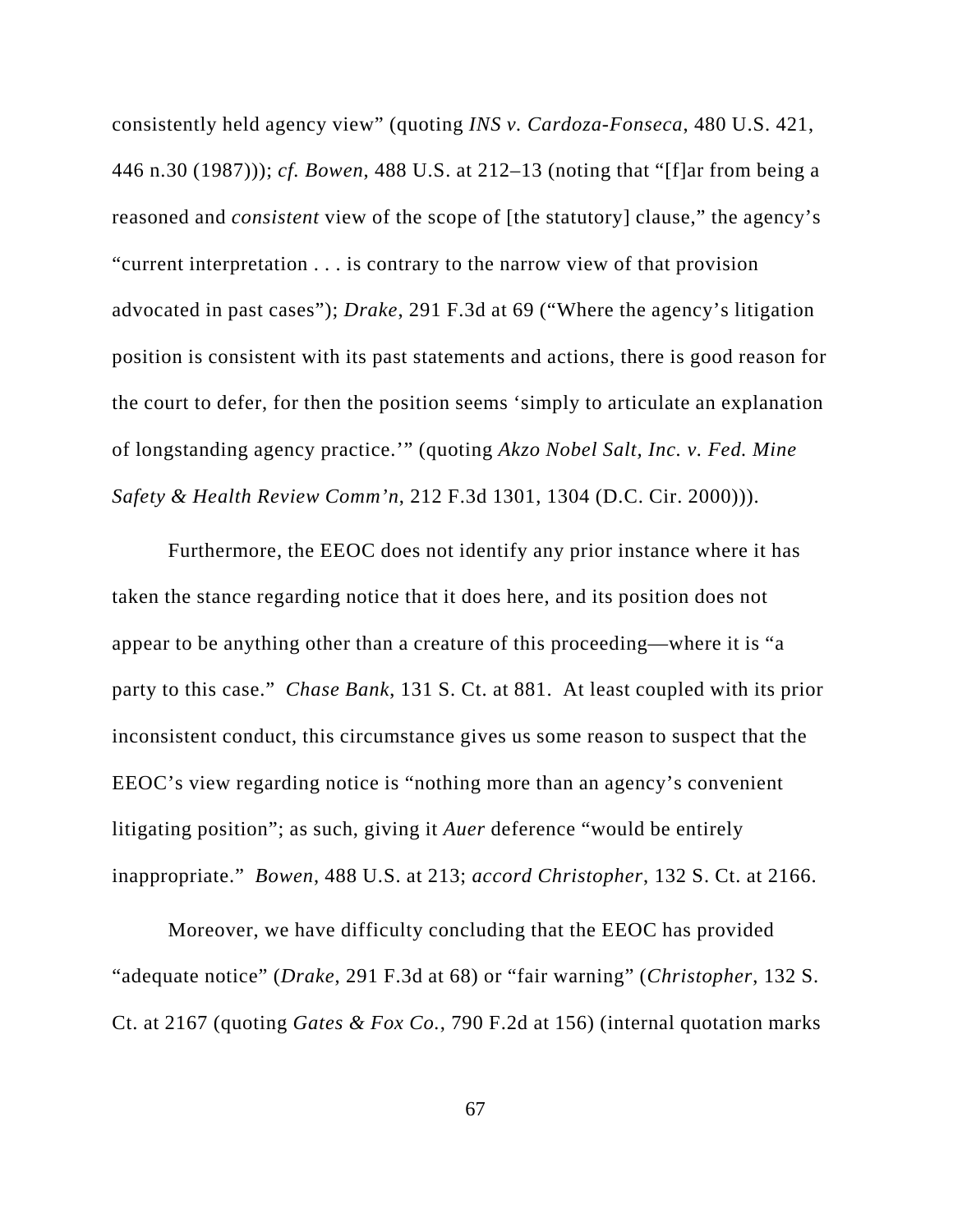consistently held agency view" (quoting *INS v. Cardoza-Fonseca*, 480 U.S. 421, 446 n.30 (1987))); *cf. Bowen*, 488 U.S. at 212–13 (noting that "[f]ar from being a reasoned and *consistent* view of the scope of [the statutory] clause," the agency's "current interpretation . . . is contrary to the narrow view of that provision advocated in past cases"); *Drake*, 291 F.3d at 69 ("Where the agency's litigation position is consistent with its past statements and actions, there is good reason for the court to defer, for then the position seems 'simply to articulate an explanation of longstanding agency practice.'" (quoting *Akzo Nobel Salt, Inc. v. Fed. Mine Safety & Health Review Comm'n*, 212 F.3d 1301, 1304 (D.C. Cir. 2000))).

Furthermore, the EEOC does not identify any prior instance where it has taken the stance regarding notice that it does here, and its position does not appear to be anything other than a creature of this proceeding—where it is "a party to this case." *Chase Bank*, 131 S. Ct. at 881. At least coupled with its prior inconsistent conduct, this circumstance gives us some reason to suspect that the EEOC's view regarding notice is "nothing more than an agency's convenient litigating position"; as such, giving it *Auer* deference "would be entirely inappropriate." *Bowen*, 488 U.S. at 213; *accord Christopher*, 132 S. Ct. at 2166.

Moreover, we have difficulty concluding that the EEOC has provided "adequate notice" (*Drake*, 291 F.3d at 68) or "fair warning" (*Christopher*, 132 S. Ct. at 2167 (quoting *Gates & Fox Co.*, 790 F.2d at 156) (internal quotation marks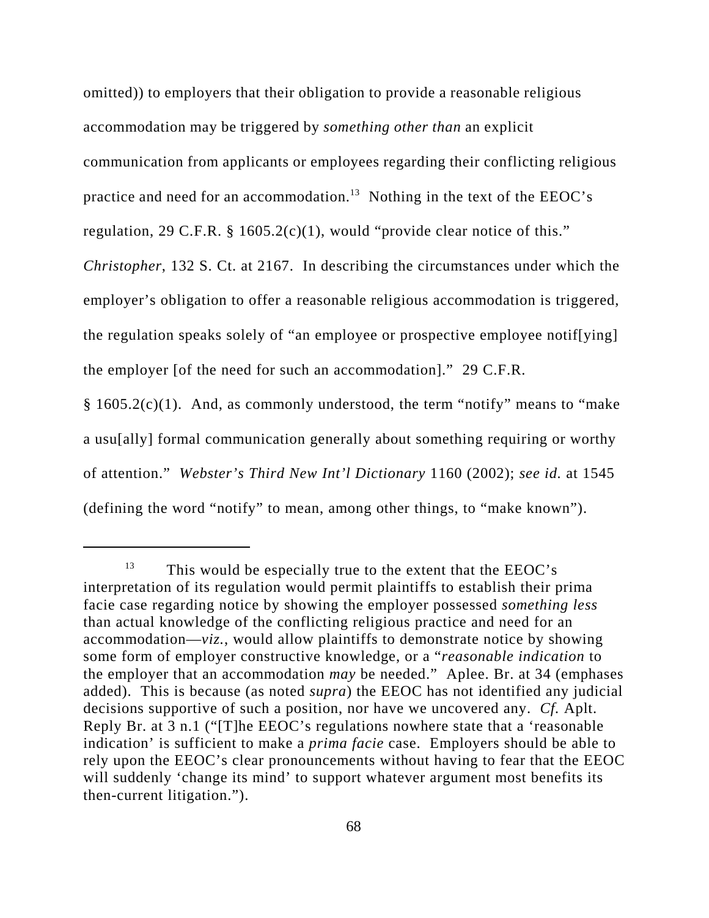omitted)) to employers that their obligation to provide a reasonable religious accommodation may be triggered by *something other than* an explicit communication from applicants or employees regarding their conflicting religious practice and need for an accommodation.[13] Nothing in the text of the EEOC's regulation, 29 C.F.R. § 1605.2(c)(1), would "provide clear notice of this." *Christopher*, 132 S. Ct. at 2167. In describing the circumstances under which the employer's obligation to offer a reasonable religious accommodation is triggered, the regulation speaks solely of "an employee or prospective employee notif[ying] the employer [of the need for such an accommodation]." 29 C.F.R. § 1605.2(c)(1). And, as commonly understood, the term "notify" means to "make a usu[ally] formal communication generally about something requiring or worthy of attention." *Webster's Third New Int'l Dictionary* 1160 (2002); *see id.* at 1545 (defining the word "notify" to mean, among other things, to "make known").

---

[13] This would be especially true to the extent that the EEOC's interpretation of its regulation would permit plaintiffs to establish their prima facie case regarding notice by showing the employer possessed *something less* than actual knowledge of the conflicting religious practice and need for an accommodation—*viz.*, would allow plaintiffs to demonstrate notice by showing some form of employer constructive knowledge, or a "*reasonable indication* to the employer that an accommodation *may* be needed." Aplee. Br. at 34 (emphases added). This is because (as noted *supra*) the EEOC has not identified any judicial decisions supportive of such a position, nor have we uncovered any. *Cf.* Aplt. Reply Br. at 3 n.1 ("[T]he EEOC's regulations nowhere state that a 'reasonable indication' is sufficient to make a *prima facie* case. Employers should be able to rely upon the EEOC's clear pronouncements without having to fear that the EEOC will suddenly 'change its mind' to support whatever argument most benefits its then-current litigation.").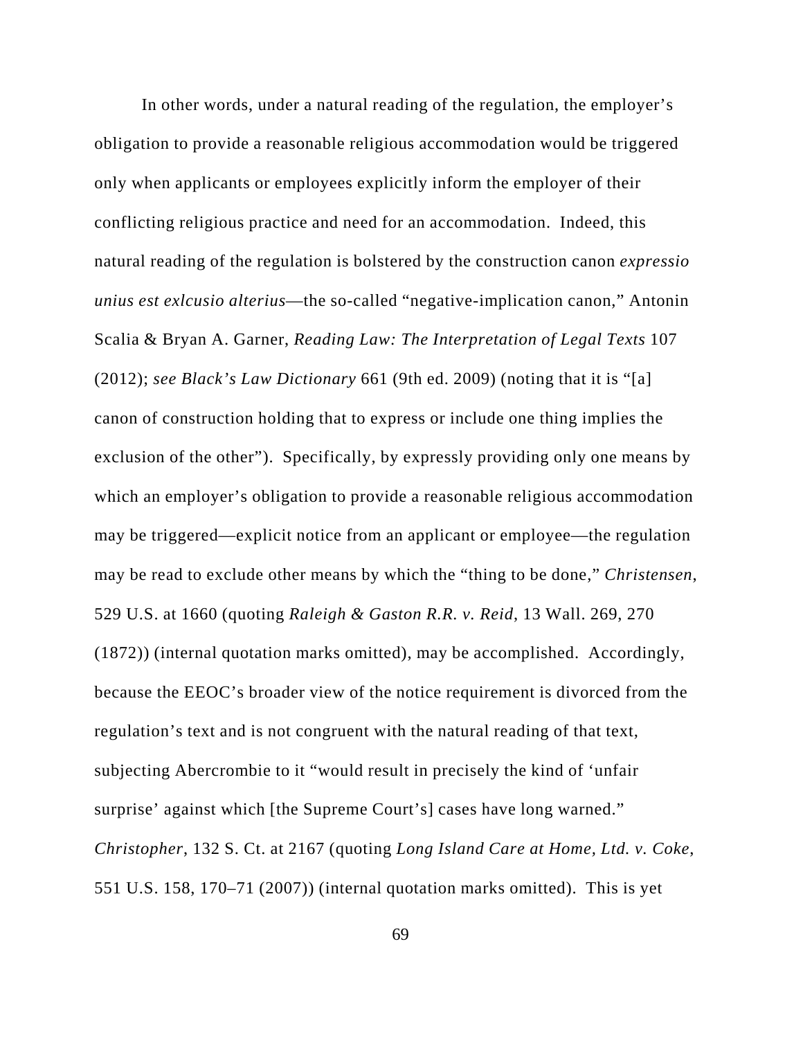In other words, under a natural reading of the regulation, the employer's obligation to provide a reasonable religious accommodation would be triggered only when applicants or employees explicitly inform the employer of their conflicting religious practice and need for an accommodation. Indeed, this natural reading of the regulation is bolstered by the construction canon *expressio unius est exlcusio alterius*—the so-called "negative-implication canon," Antonin Scalia & Bryan A. Garner, *Reading Law: The Interpretation of Legal Texts* 107 (2012); *see Black's Law Dictionary* 661 (9th ed. 2009) (noting that it is "[a] canon of construction holding that to express or include one thing implies the exclusion of the other"). Specifically, by expressly providing only one means by which an employer's obligation to provide a reasonable religious accommodation may be triggered—explicit notice from an applicant or employee—the regulation may be read to exclude other means by which the "thing to be done," *Christensen*, 529 U.S. at 1660 (quoting *Raleigh & Gaston R.R. v. Reid*, 13 Wall. 269, 270 (1872)) (internal quotation marks omitted), may be accomplished. Accordingly, because the EEOC's broader view of the notice requirement is divorced from the regulation's text and is not congruent with the natural reading of that text, subjecting Abercrombie to it "would result in precisely the kind of 'unfair surprise' against which [the Supreme Court's] cases have long warned." *Christopher*, 132 S. Ct. at 2167 (quoting *Long Island Care at Home, Ltd. v. Coke*, 551 U.S. 158, 170–71 (2007)) (internal quotation marks omitted). This is yet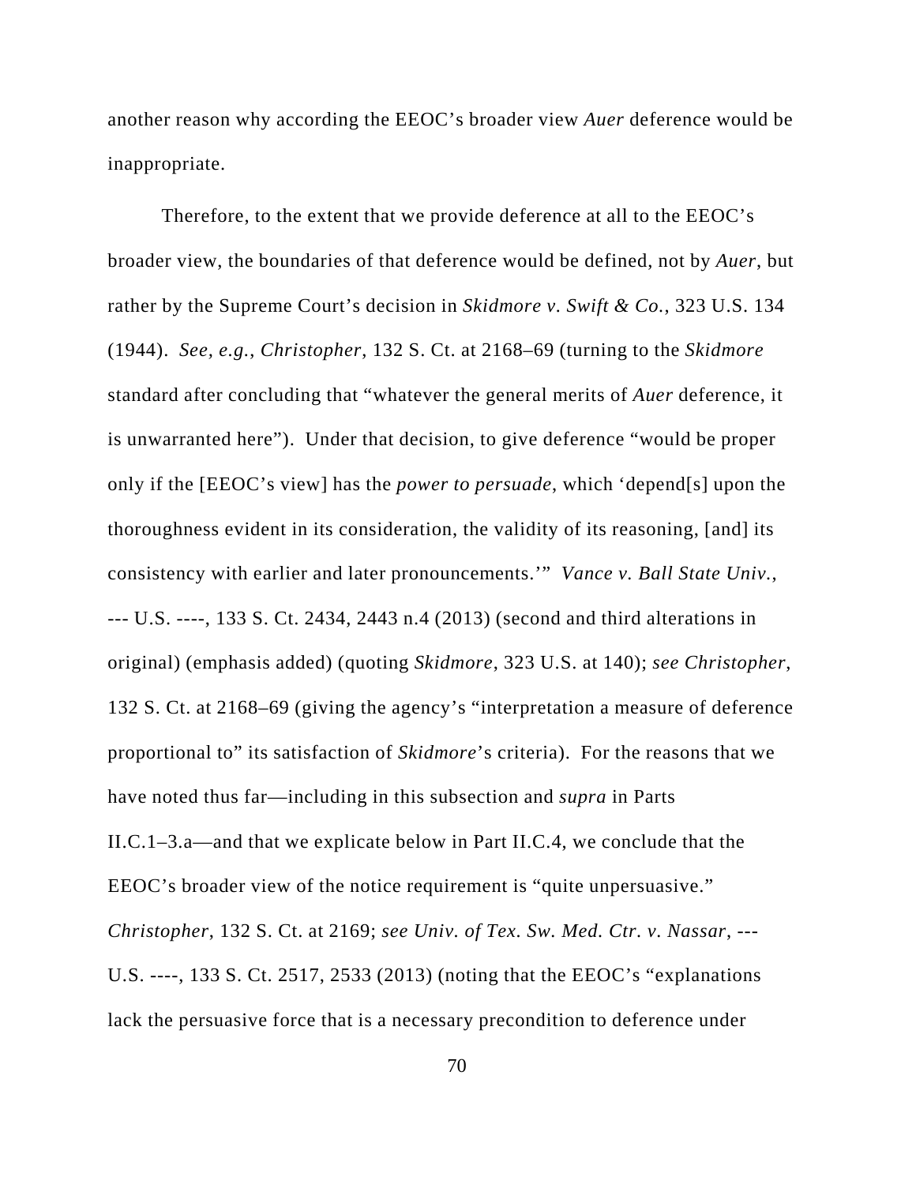another reason why according the EEOC's broader view *Auer* deference would be inappropriate.

Therefore, to the extent that we provide deference at all to the EEOC's broader view, the boundaries of that deference would be defined, not by *Auer*, but rather by the Supreme Court's decision in *Skidmore v. Swift & Co.*, 323 U.S. 134 (1944). *See, e.g.*, *Christopher*, 132 S. Ct. at 2168–69 (turning to the *Skidmore* standard after concluding that "whatever the general merits of *Auer* deference, it is unwarranted here"). Under that decision, to give deference "would be proper only if the [EEOC's view] has the *power to persuade*, which 'depend[s] upon the thoroughness evident in its consideration, the validity of its reasoning, [and] its consistency with earlier and later pronouncements.'" *Vance v. Ball State Univ.*, --- U.S. ----, 133 S. Ct. 2434, 2443 n.4 (2013) (second and third alterations in original) (emphasis added) (quoting *Skidmore*, 323 U.S. at 140); *see Christopher*, 132 S. Ct. at 2168–69 (giving the agency's "interpretation a measure of deference proportional to" its satisfaction of *Skidmore*'s criteria). For the reasons that we have noted thus far—including in this subsection and *supra* in Parts II.C.1–3.a—and that we explicate below in Part II.C.4, we conclude that the EEOC's broader view of the notice requirement is "quite unpersuasive." *Christopher*, 132 S. Ct. at 2169; *see Univ. of Tex. Sw. Med. Ctr. v. Nassar*, --- U.S. ----, 133 S. Ct. 2517, 2533 (2013) (noting that the EEOC's "explanations lack the persuasive force that is a necessary precondition to deference under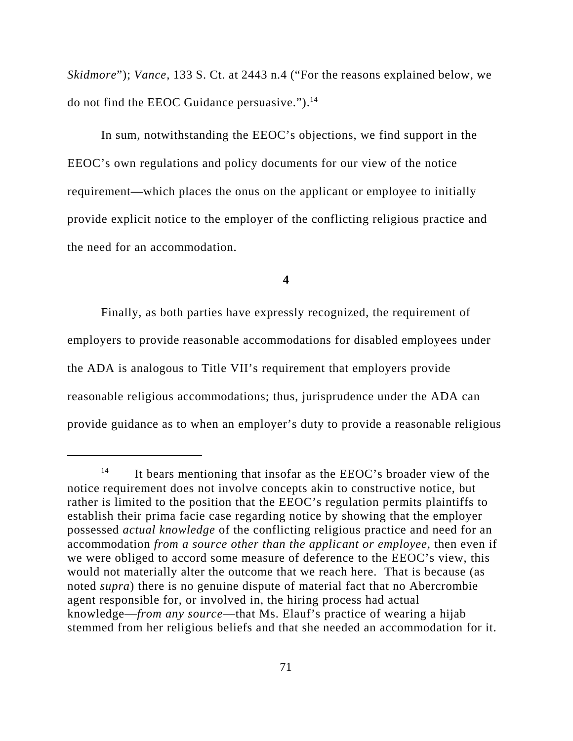*Skidmore*"); *Vance*, 133 S. Ct. at 2443 n.4 ("For the reasons explained below, we do not find the EEOC Guidance persuasive.").[14]

In sum, notwithstanding the EEOC's objections, we find support in the EEOC's own regulations and policy documents for our view of the notice requirement—which places the onus on the applicant or employee to initially provide explicit notice to the employer of the conflicting religious practice and the need for an accommodation.

**4**

Finally, as both parties have expressly recognized, the requirement of employers to provide reasonable accommodations for disabled employees under the ADA is analogous to Title VII's requirement that employers provide reasonable religious accommodations; thus, jurisprudence under the ADA can provide guidance as to when an employer's duty to provide a reasonable religious

---

[14] It bears mentioning that insofar as the EEOC's broader view of the notice requirement does not involve concepts akin to constructive notice, but rather is limited to the position that the EEOC's regulation permits plaintiffs to establish their prima facie case regarding notice by showing that the employer possessed *actual knowledge* of the conflicting religious practice and need for an accommodation *from a source other than the applicant or employee*, then even if we were obliged to accord some measure of deference to the EEOC's view, this would not materially alter the outcome that we reach here. That is because (as noted *supra*) there is no genuine dispute of material fact that no Abercrombie agent responsible for, or involved in, the hiring process had actual knowledge—*from any source*—that Ms. Elauf's practice of wearing a hijab stemmed from her religious beliefs and that she needed an accommodation for it.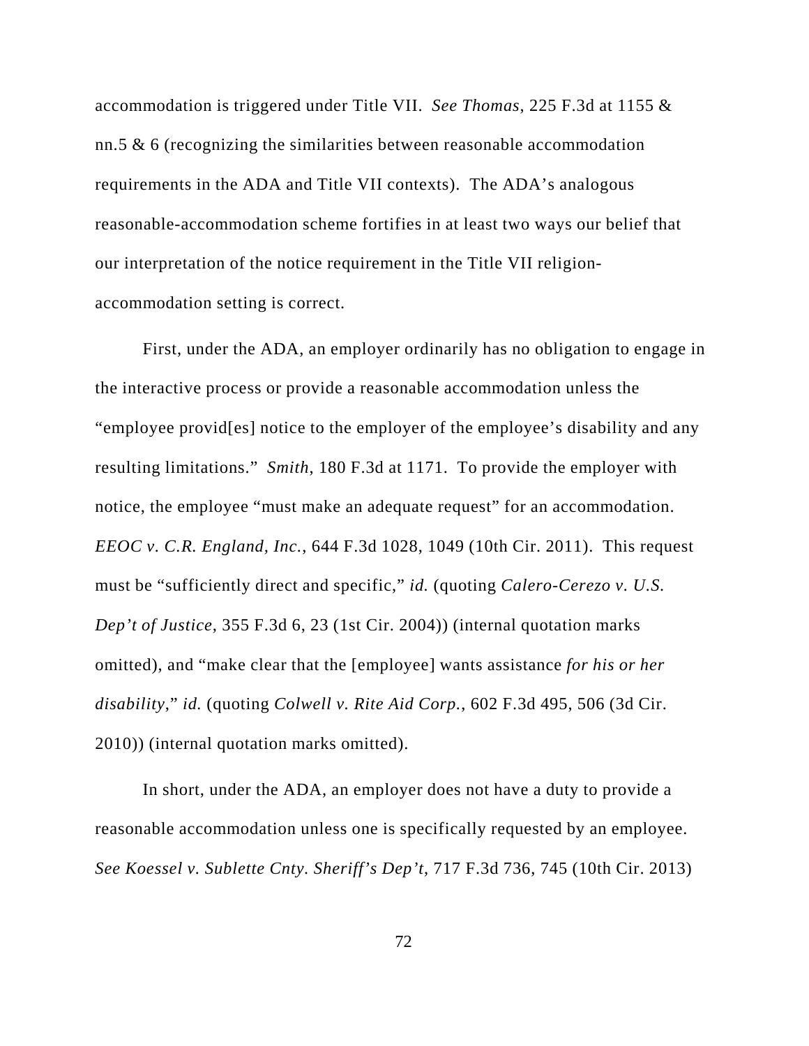accommodation is triggered under Title VII. *See Thomas*, 225 F.3d at 1155 & nn.5 & 6 (recognizing the similarities between reasonable accommodation requirements in the ADA and Title VII contexts). The ADA's analogous reasonable-accommodation scheme fortifies in at least two ways our belief that our interpretation of the notice requirement in the Title VII religion-accommodation setting is correct.

First, under the ADA, an employer ordinarily has no obligation to engage in the interactive process or provide a reasonable accommodation unless the "employee provid[es] notice to the employer of the employee's disability and any resulting limitations." *Smith*, 180 F.3d at 1171. To provide the employer with notice, the employee "must make an adequate request" for an accommodation. *EEOC v. C.R. England, Inc.*, 644 F.3d 1028, 1049 (10th Cir. 2011). This request must be "sufficiently direct and specific," *id.* (quoting *Calero-Cerezo v. U.S. Dep't of Justice*, 355 F.3d 6, 23 (1st Cir. 2004)) (internal quotation marks omitted), and "make clear that the [employee] wants assistance *for his or her disability*," *id.* (quoting *Colwell v. Rite Aid Corp.*, 602 F.3d 495, 506 (3d Cir. 2010)) (internal quotation marks omitted).

In short, under the ADA, an employer does not have a duty to provide a reasonable accommodation unless one is specifically requested by an employee. *See Koessel v. Sublette Cnty. Sheriff's Dep't*, 717 F.3d 736, 745 (10th Cir. 2013)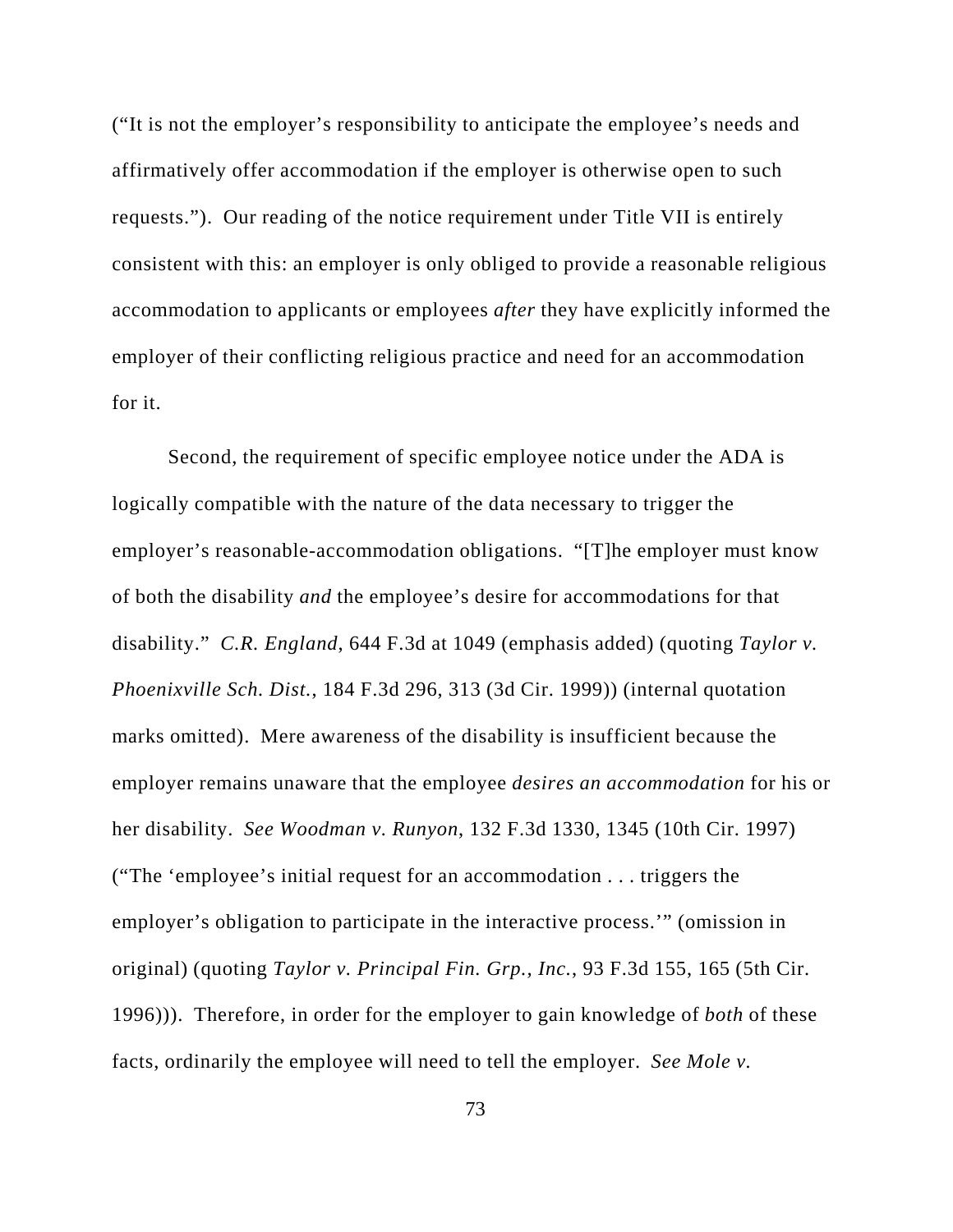("It is not the employer's responsibility to anticipate the employee's needs and affirmatively offer accommodation if the employer is otherwise open to such requests."). Our reading of the notice requirement under Title VII is entirely consistent with this: an employer is only obliged to provide a reasonable religious accommodation to applicants or employees *after* they have explicitly informed the employer of their conflicting religious practice and need for an accommodation for it.

Second, the requirement of specific employee notice under the ADA is logically compatible with the nature of the data necessary to trigger the employer's reasonable-accommodation obligations. "[T]he employer must know of both the disability *and* the employee's desire for accommodations for that disability." *C.R. England*, 644 F.3d at 1049 (emphasis added) (quoting *Taylor v. Phoenixville Sch. Dist.*, 184 F.3d 296, 313 (3d Cir. 1999)) (internal quotation marks omitted). Mere awareness of the disability is insufficient because the employer remains unaware that the employee *desires an accommodation* for his or her disability. *See Woodman v. Runyon*, 132 F.3d 1330, 1345 (10th Cir. 1997) ("The 'employee's initial request for an accommodation . . . triggers the employer's obligation to participate in the interactive process.'" (omission in original) (quoting *Taylor v. Principal Fin. Grp., Inc.*, 93 F.3d 155, 165 (5th Cir. 1996))). Therefore, in order for the employer to gain knowledge of *both* of these facts, ordinarily the employee will need to tell the employer. *See Mole v.*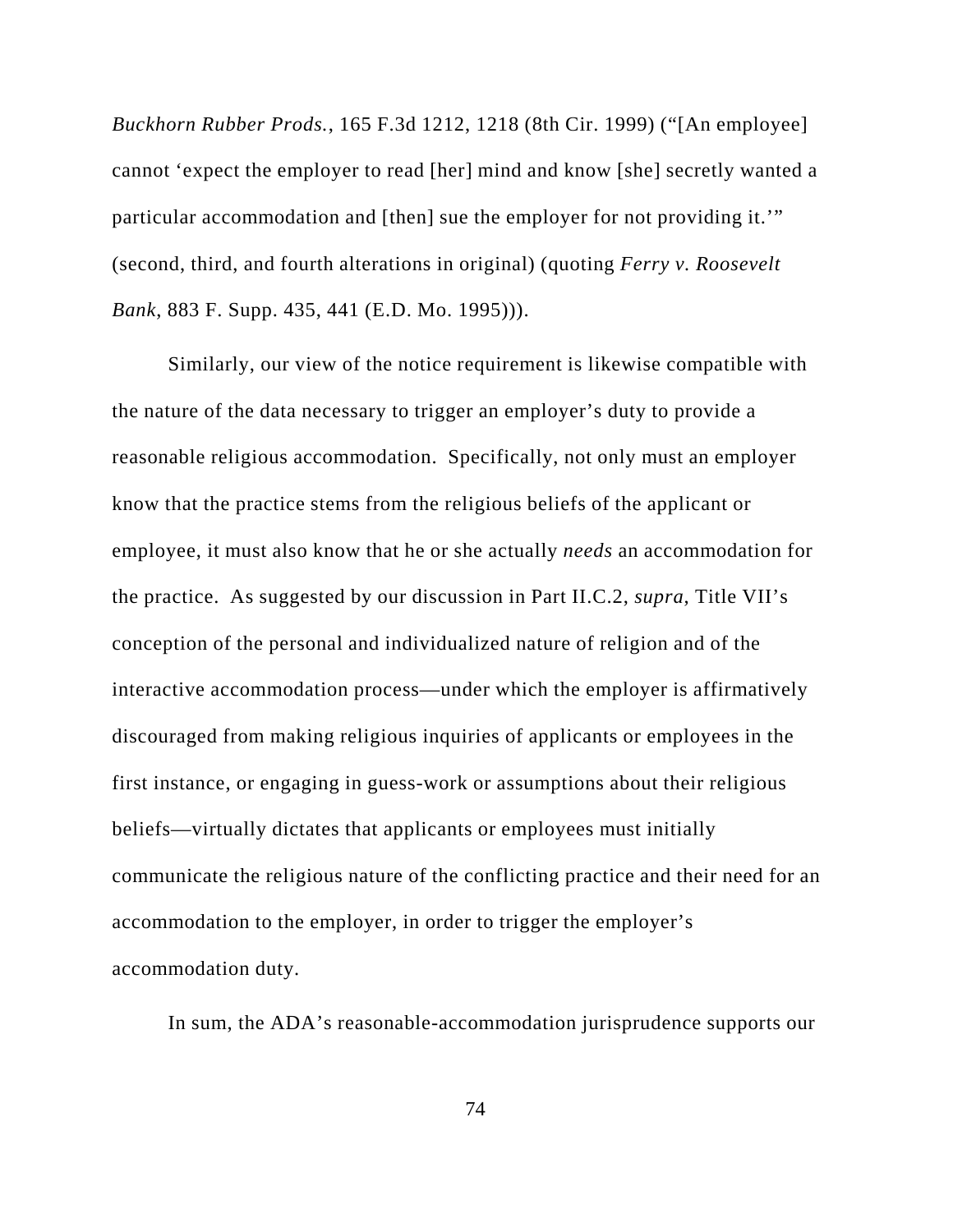*Buckhorn Rubber Prods.*, 165 F.3d 1212, 1218 (8th Cir. 1999) ("[An employee] cannot 'expect the employer to read [her] mind and know [she] secretly wanted a particular accommodation and [then] sue the employer for not providing it.'" (second, third, and fourth alterations in original) (quoting *Ferry v. Roosevelt Bank*, 883 F. Supp. 435, 441 (E.D. Mo. 1995))).

Similarly, our view of the notice requirement is likewise compatible with the nature of the data necessary to trigger an employer's duty to provide a reasonable religious accommodation. Specifically, not only must an employer know that the practice stems from the religious beliefs of the applicant or employee, it must also know that he or she actually *needs* an accommodation for the practice. As suggested by our discussion in Part II.C.2, *supra*, Title VII's conception of the personal and individualized nature of religion and of the interactive accommodation process—under which the employer is affirmatively discouraged from making religious inquiries of applicants or employees in the first instance, or engaging in guess-work or assumptions about their religious beliefs—virtually dictates that applicants or employees must initially communicate the religious nature of the conflicting practice and their need for an accommodation to the employer, in order to trigger the employer's accommodation duty.

In sum, the ADA's reasonable-accommodation jurisprudence supports our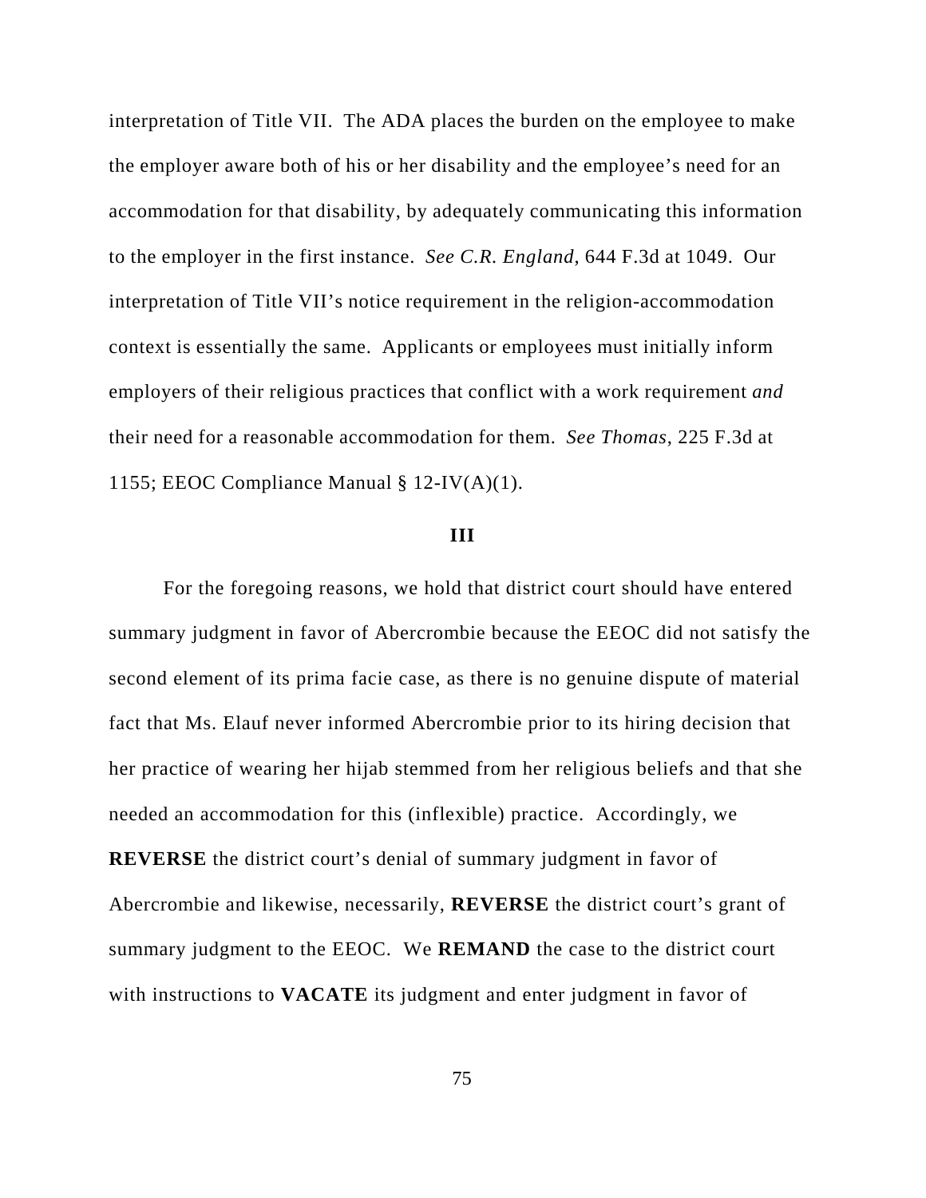interpretation of Title VII. The ADA places the burden on the employee to make the employer aware both of his or her disability and the employee's need for an accommodation for that disability, by adequately communicating this information to the employer in the first instance. *See C.R. England*, 644 F.3d at 1049. Our interpretation of Title VII's notice requirement in the religion-accommodation context is essentially the same. Applicants or employees must initially inform employers of their religious practices that conflict with a work requirement *and* their need for a reasonable accommodation for them. *See Thomas*, 225 F.3d at 1155; EEOC Compliance Manual § 12-IV(A)(1).

**III**

For the foregoing reasons, we hold that district court should have entered summary judgment in favor of Abercrombie because the EEOC did not satisfy the second element of its prima facie case, as there is no genuine dispute of material fact that Ms. Elauf never informed Abercrombie prior to its hiring decision that her practice of wearing her hijab stemmed from her religious beliefs and that she needed an accommodation for this (inflexible) practice. Accordingly, we **REVERSE** the district court's denial of summary judgment in favor of Abercrombie and likewise, necessarily, **REVERSE** the district court's grant of summary judgment to the EEOC. We **REMAND** the case to the district court with instructions to **VACATE** its judgment and enter judgment in favor of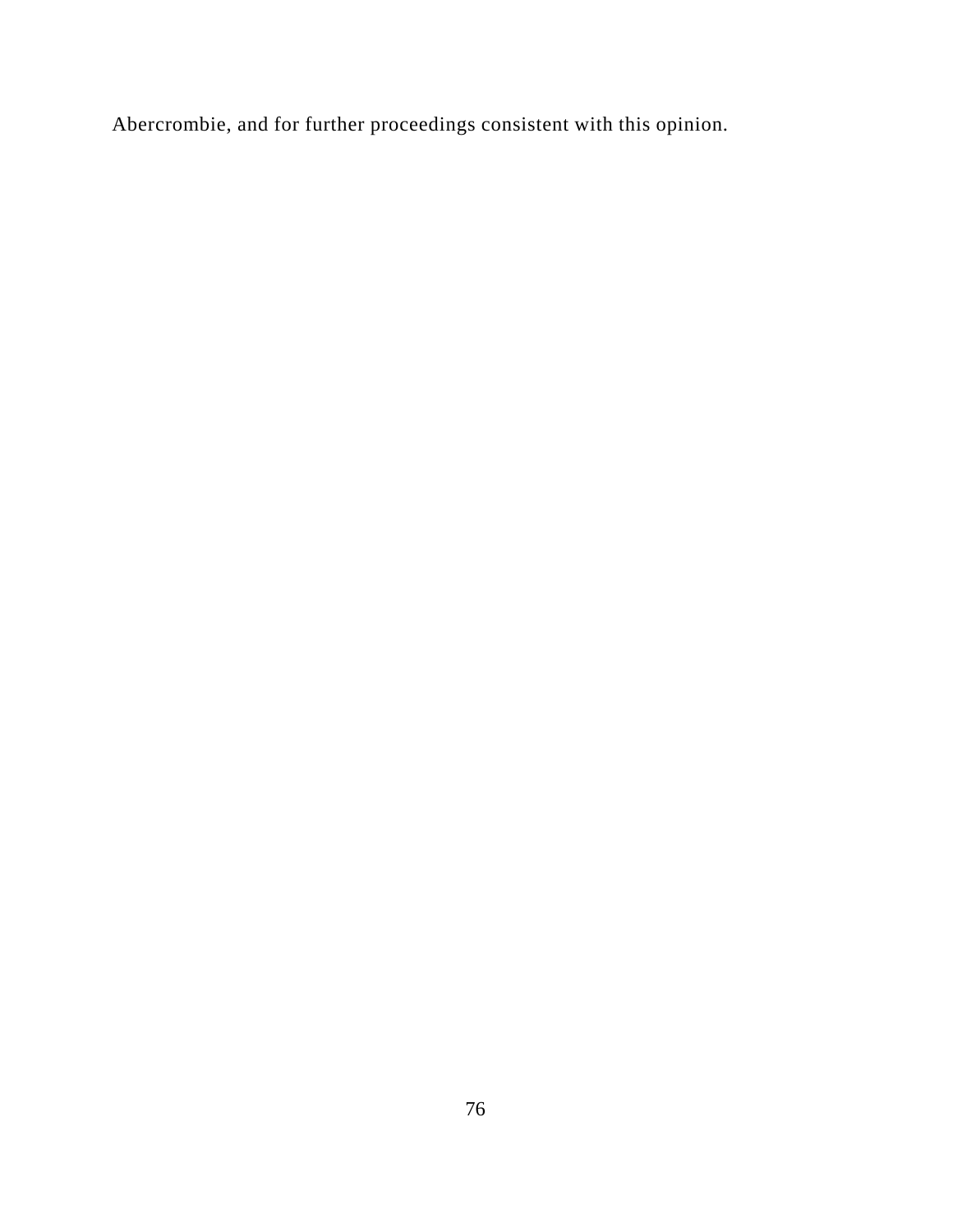Abercrombie, and for further proceedings consistent with this opinion.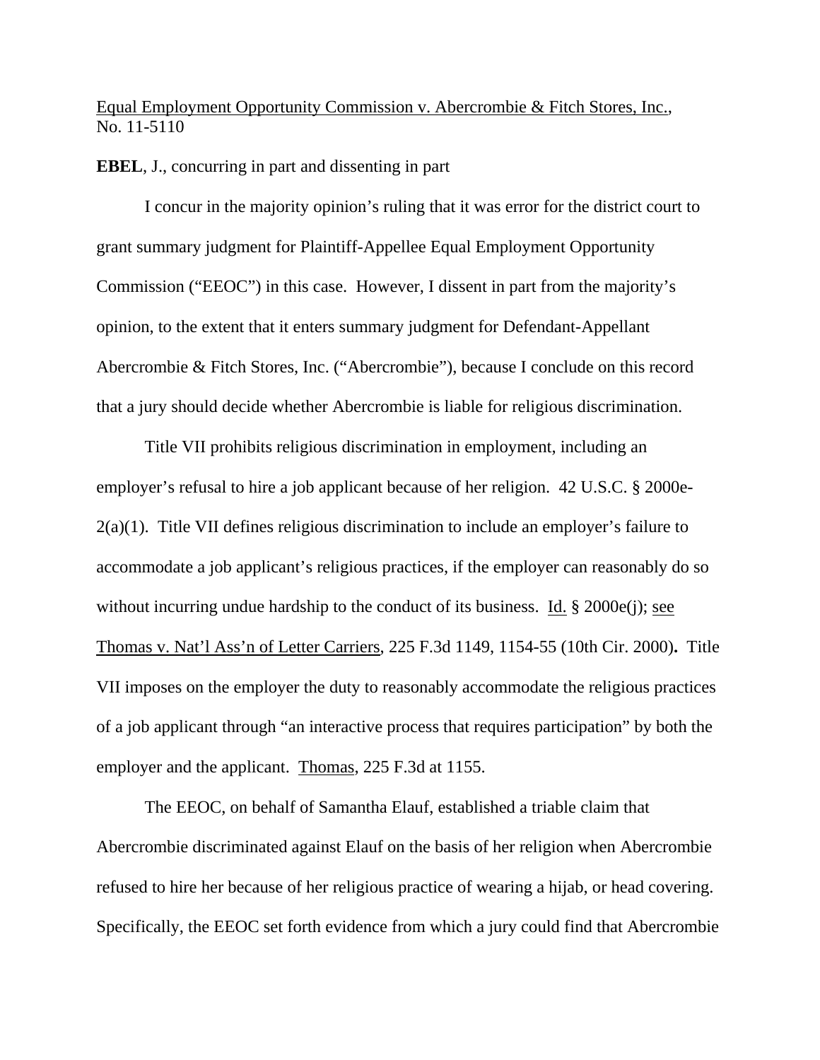Equal Employment Opportunity Commission v. Abercrombie & Fitch Stores, Inc., No. 11-5110

**EBEL**, J., concurring in part and dissenting in part

I concur in the majority opinion's ruling that it was error for the district court to grant summary judgment for Plaintiff-Appellee Equal Employment Opportunity Commission ("EEOC") in this case. However, I dissent in part from the majority's opinion, to the extent that it enters summary judgment for Defendant-Appellant Abercrombie & Fitch Stores, Inc. ("Abercrombie"), because I conclude on this record that a jury should decide whether Abercrombie is liable for religious discrimination.

Title VII prohibits religious discrimination in employment, including an employer's refusal to hire a job applicant because of her religion. 42 U.S.C. § 2000e-2(a)(1). Title VII defines religious discrimination to include an employer's failure to accommodate a job applicant's religious practices, if the employer can reasonably do so without incurring undue hardship to the conduct of its business. Id. § 2000e(j); see Thomas v. Nat'l Ass'n of Letter Carriers, 225 F.3d 1149, 1154-55 (10th Cir. 2000)**.** Title VII imposes on the employer the duty to reasonably accommodate the religious practices of a job applicant through "an interactive process that requires participation" by both the employer and the applicant. Thomas, 225 F.3d at 1155.

The EEOC, on behalf of Samantha Elauf, established a triable claim that Abercrombie discriminated against Elauf on the basis of her religion when Abercrombie refused to hire her because of her religious practice of wearing a hijab, or head covering. Specifically, the EEOC set forth evidence from which a jury could find that Abercrombie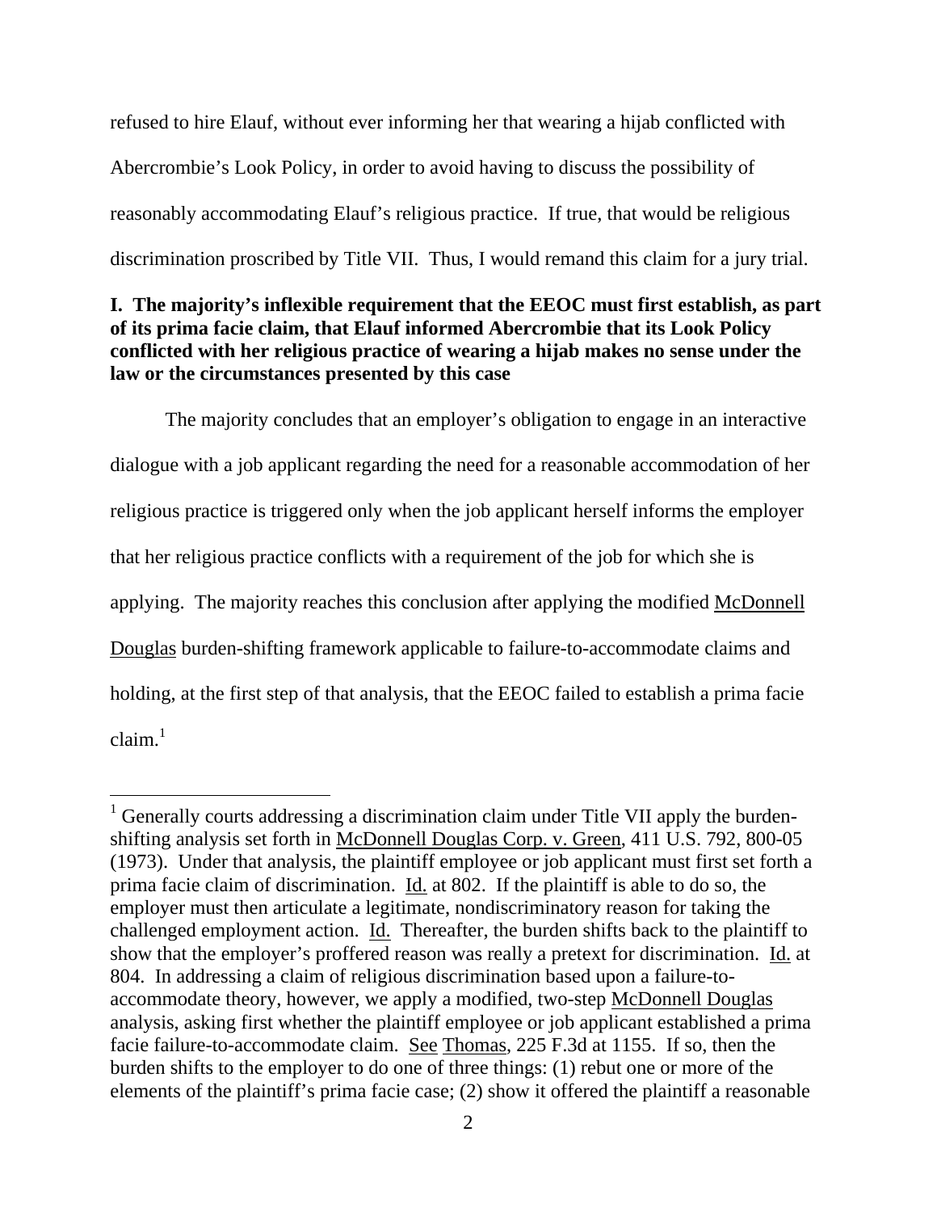refused to hire Elauf, without ever informing her that wearing a hijab conflicted with Abercrombie's Look Policy, in order to avoid having to discuss the possibility of reasonably accommodating Elauf's religious practice. If true, that would be religious discrimination proscribed by Title VII. Thus, I would remand this claim for a jury trial.

**I. The majority's inflexible requirement that the EEOC must first establish, as part of its prima facie claim, that Elauf informed Abercrombie that its Look Policy conflicted with her religious practice of wearing a hijab makes no sense under the law or the circumstances presented by this case**

The majority concludes that an employer's obligation to engage in an interactive dialogue with a job applicant regarding the need for a reasonable accommodation of her religious practice is triggered only when the job applicant herself informs the employer that her religious practice conflicts with a requirement of the job for which she is applying. The majority reaches this conclusion after applying the modified McDonnell Douglas burden-shifting framework applicable to failure-to-accommodate claims and holding, at the first step of that analysis, that the EEOC failed to establish a prima facie claim.[1]

---

[1] Generally courts addressing a discrimination claim under Title VII apply the burden-shifting analysis set forth in McDonnell Douglas Corp. v. Green, 411 U.S. 792, 800-05 (1973). Under that analysis, the plaintiff employee or job applicant must first set forth a prima facie claim of discrimination. Id. at 802. If the plaintiff is able to do so, the employer must then articulate a legitimate, nondiscriminatory reason for taking the challenged employment action. Id. Thereafter, the burden shifts back to the plaintiff to show that the employer's proffered reason was really a pretext for discrimination. Id. at 804. In addressing a claim of religious discrimination based upon a failure-to-accommodate theory, however, we apply a modified, two-step McDonnell Douglas analysis, asking first whether the plaintiff employee or job applicant established a prima facie failure-to-accommodate claim. See Thomas, 225 F.3d at 1155. If so, then the burden shifts to the employer to do one of three things: (1) rebut one or more of the elements of the plaintiff's prima facie case; (2) show it offered the plaintiff a reasonable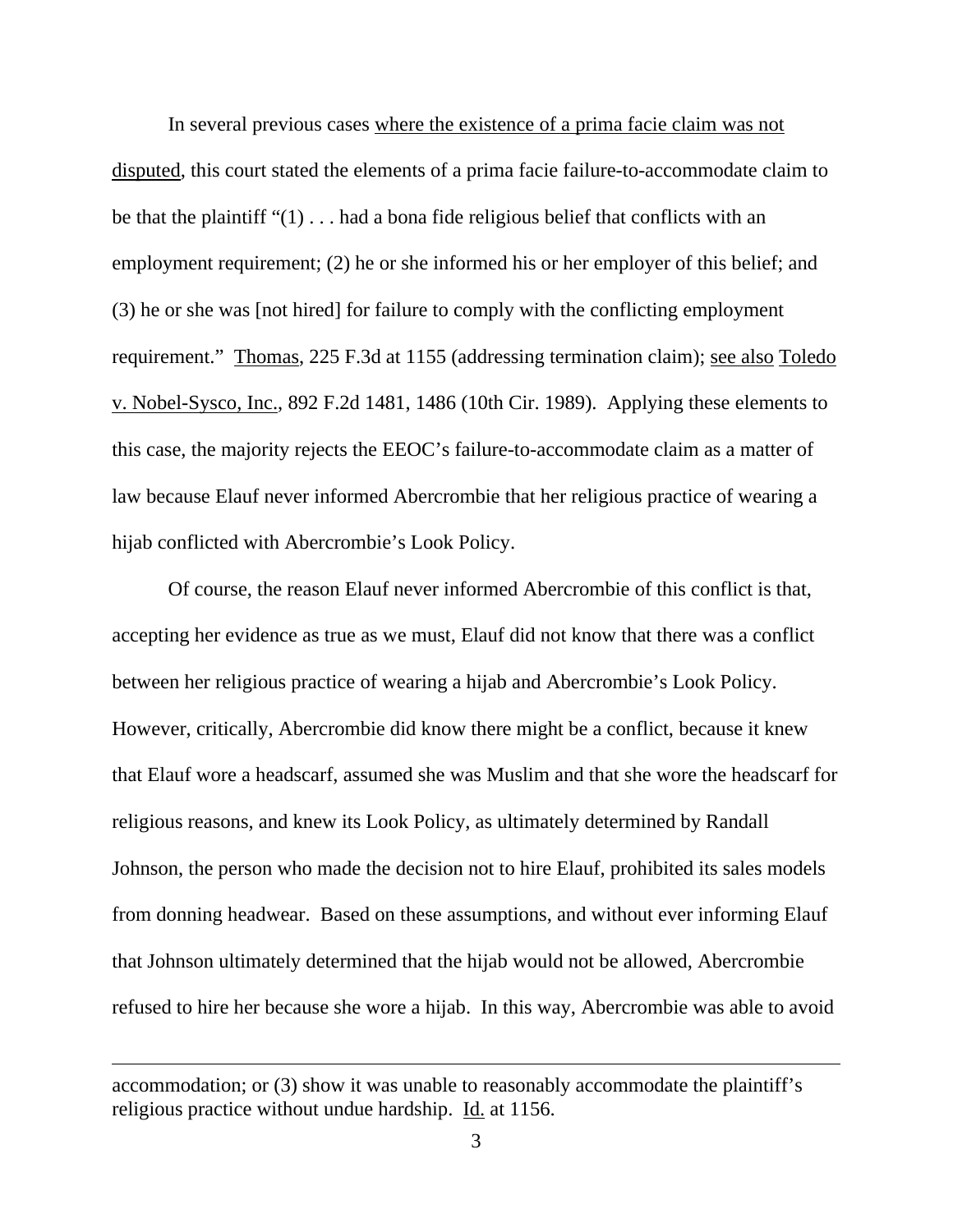In several previous cases where the existence of a prima facie claim was not disputed, this court stated the elements of a prima facie failure-to-accommodate claim to be that the plaintiff "(1) . . . had a bona fide religious belief that conflicts with an employment requirement; (2) he or she informed his or her employer of this belief; and (3) he or she was [not hired] for failure to comply with the conflicting employment requirement." Thomas, 225 F.3d at 1155 (addressing termination claim); see also Toledo v. Nobel-Sysco, Inc., 892 F.2d 1481, 1486 (10th Cir. 1989). Applying these elements to this case, the majority rejects the EEOC's failure-to-accommodate claim as a matter of law because Elauf never informed Abercrombie that her religious practice of wearing a hijab conflicted with Abercrombie's Look Policy.

Of course, the reason Elauf never informed Abercrombie of this conflict is that, accepting her evidence as true as we must, Elauf did not know that there was a conflict between her religious practice of wearing a hijab and Abercrombie's Look Policy. However, critically, Abercrombie did know there might be a conflict, because it knew that Elauf wore a headscarf, assumed she was Muslim and that she wore the headscarf for religious reasons, and knew its Look Policy, as ultimately determined by Randall Johnson, the person who made the decision not to hire Elauf, prohibited its sales models from donning headwear. Based on these assumptions, and without ever informing Elauf that Johnson ultimately determined that the hijab would not be allowed, Abercrombie refused to hire her because she wore a hijab. In this way, Abercrombie was able to avoid

---

accommodation; or (3) show it was unable to reasonably accommodate the plaintiff's religious practice without undue hardship. Id. at 1156.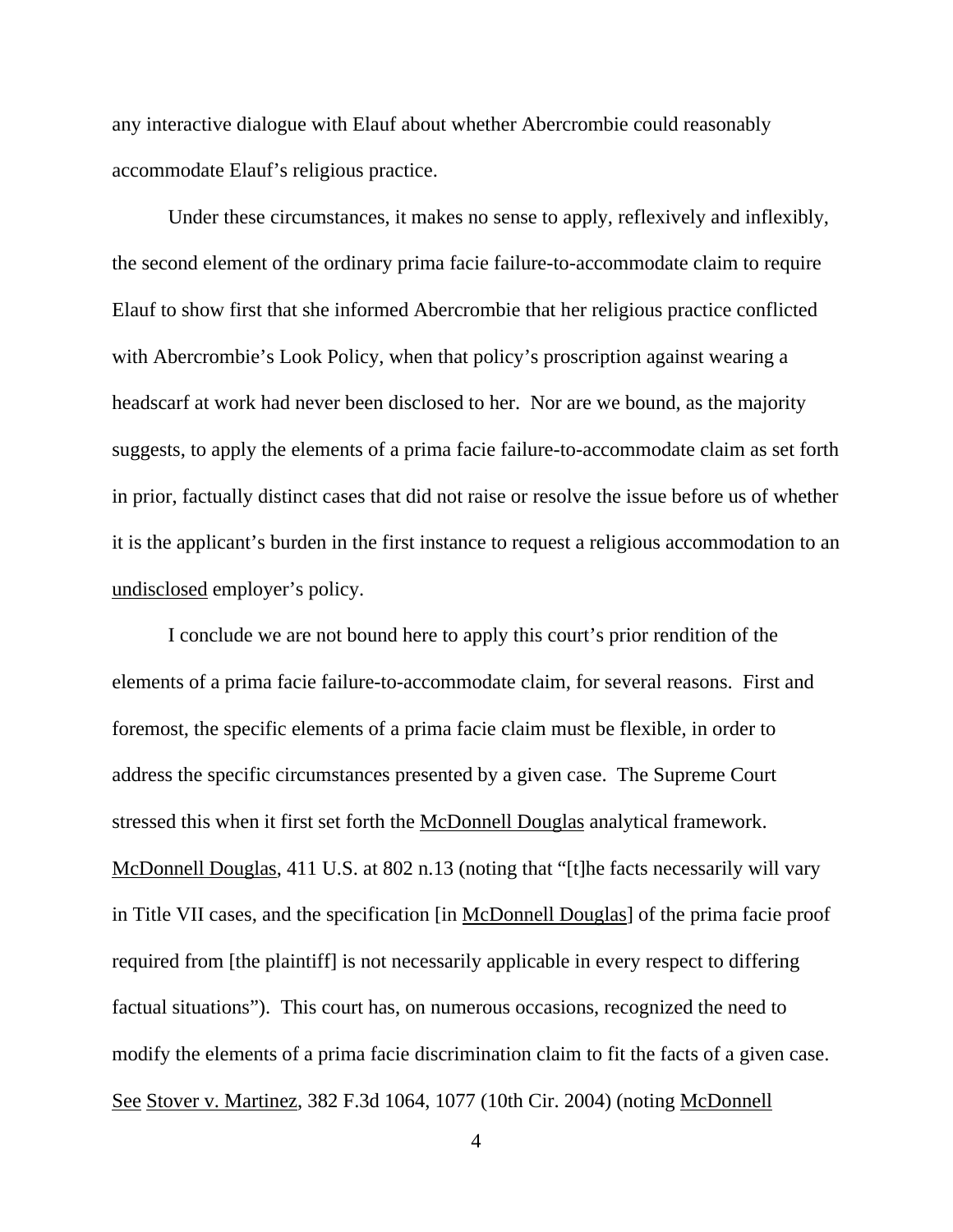any interactive dialogue with Elauf about whether Abercrombie could reasonably accommodate Elauf's religious practice.

Under these circumstances, it makes no sense to apply, reflexively and inflexibly, the second element of the ordinary prima facie failure-to-accommodate claim to require Elauf to show first that she informed Abercrombie that her religious practice conflicted with Abercrombie's Look Policy, when that policy's proscription against wearing a headscarf at work had never been disclosed to her. Nor are we bound, as the majority suggests, to apply the elements of a prima facie failure-to-accommodate claim as set forth in prior, factually distinct cases that did not raise or resolve the issue before us of whether it is the applicant's burden in the first instance to request a religious accommodation to an undisclosed employer's policy.

I conclude we are not bound here to apply this court's prior rendition of the elements of a prima facie failure-to-accommodate claim, for several reasons. First and foremost, the specific elements of a prima facie claim must be flexible, in order to address the specific circumstances presented by a given case. The Supreme Court stressed this when it first set forth the McDonnell Douglas analytical framework. McDonnell Douglas, 411 U.S. at 802 n.13 (noting that "[t]he facts necessarily will vary in Title VII cases, and the specification [in McDonnell Douglas] of the prima facie proof required from [the plaintiff] is not necessarily applicable in every respect to differing factual situations"). This court has, on numerous occasions, recognized the need to modify the elements of a prima facie discrimination claim to fit the facts of a given case. See Stover v. Martinez, 382 F.3d 1064, 1077 (10th Cir. 2004) (noting McDonnell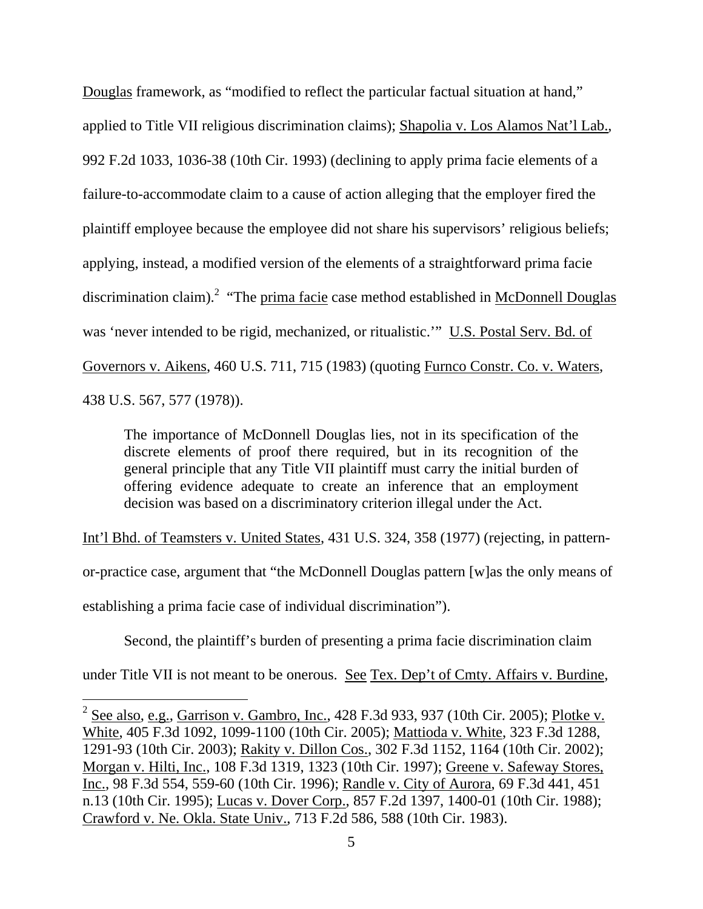Douglas framework, as "modified to reflect the particular factual situation at hand," applied to Title VII religious discrimination claims); Shapolia v. Los Alamos Nat'l Lab., 992 F.2d 1033, 1036-38 (10th Cir. 1993) (declining to apply prima facie elements of a failure-to-accommodate claim to a cause of action alleging that the employer fired the plaintiff employee because the employee did not share his supervisors' religious beliefs; applying, instead, a modified version of the elements of a straightforward prima facie discrimination claim).[2] "The prima facie case method established in McDonnell Douglas was 'never intended to be rigid, mechanized, or ritualistic.'" U.S. Postal Serv. Bd. of Governors v. Aikens, 460 U.S. 711, 715 (1983) (quoting Furnco Constr. Co. v. Waters, 438 U.S. 567, 577 (1978)).

> The importance of McDonnell Douglas lies, not in its specification of the discrete elements of proof there required, but in its recognition of the general principle that any Title VII plaintiff must carry the initial burden of offering evidence adequate to create an inference that an employment decision was based on a discriminatory criterion illegal under the Act.

Int'l Bhd. of Teamsters v. United States, 431 U.S. 324, 358 (1977) (rejecting, in pattern-or-practice case, argument that "the McDonnell Douglas pattern [w]as the only means of establishing a prima facie case of individual discrimination").

Second, the plaintiff's burden of presenting a prima facie discrimination claim under Title VII is not meant to be onerous. See Tex. Dep't of Cmty. Affairs v. Burdine,

---

[2] See also, e.g., Garrison v. Gambro, Inc., 428 F.3d 933, 937 (10th Cir. 2005); Plotke v. White, 405 F.3d 1092, 1099-1100 (10th Cir. 2005); Mattioda v. White, 323 F.3d 1288, 1291-93 (10th Cir. 2003); Rakity v. Dillon Cos., 302 F.3d 1152, 1164 (10th Cir. 2002); Morgan v. Hilti, Inc., 108 F.3d 1319, 1323 (10th Cir. 1997); Greene v. Safeway Stores, Inc., 98 F.3d 554, 559-60 (10th Cir. 1996); Randle v. City of Aurora, 69 F.3d 441, 451 n.13 (10th Cir. 1995); Lucas v. Dover Corp., 857 F.2d 1397, 1400-01 (10th Cir. 1988); Crawford v. Ne. Okla. State Univ., 713 F.2d 586, 588 (10th Cir. 1983).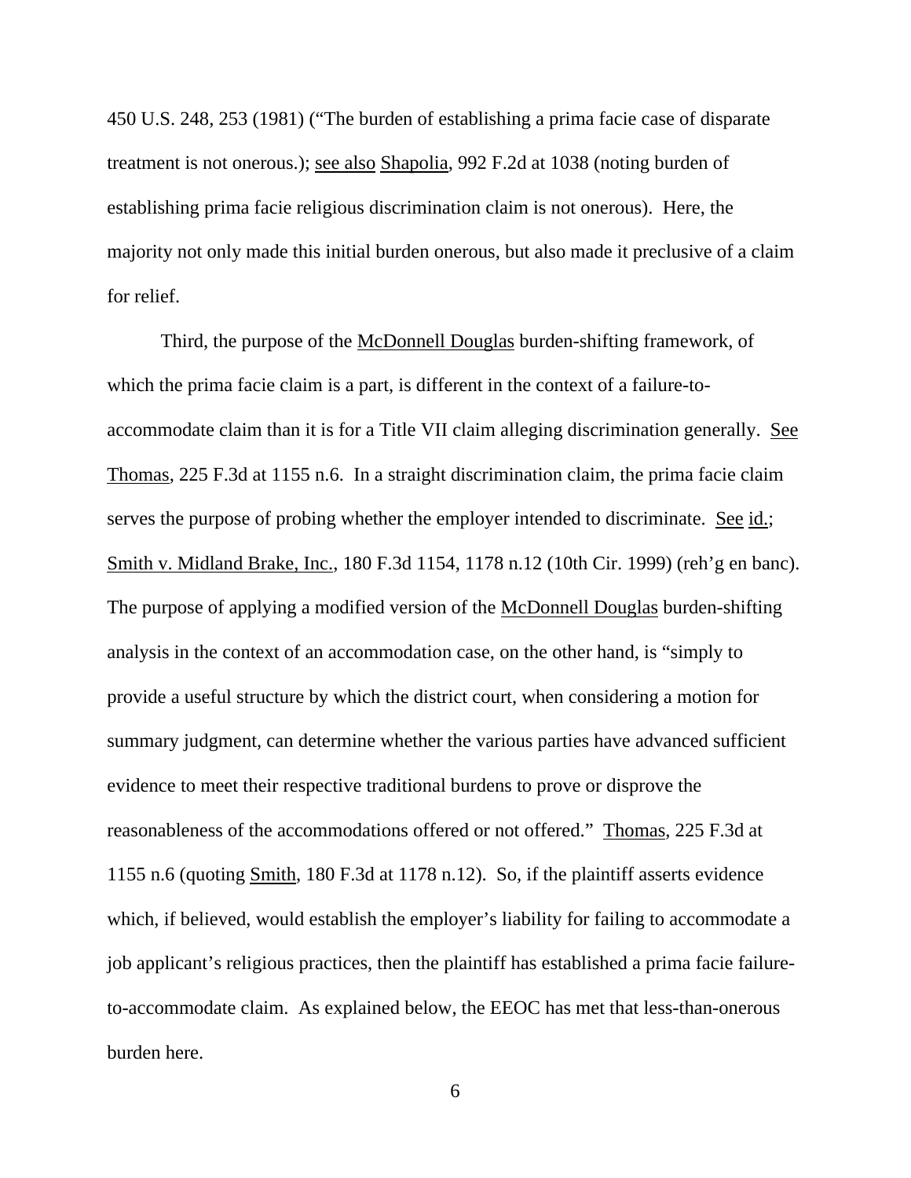450 U.S. 248, 253 (1981) ("The burden of establishing a prima facie case of disparate treatment is not onerous.); see also Shapolia, 992 F.2d at 1038 (noting burden of establishing prima facie religious discrimination claim is not onerous). Here, the majority not only made this initial burden onerous, but also made it preclusive of a claim for relief.

Third, the purpose of the McDonnell Douglas burden-shifting framework, of which the prima facie claim is a part, is different in the context of a failure-to-accommodate claim than it is for a Title VII claim alleging discrimination generally. See Thomas, 225 F.3d at 1155 n.6. In a straight discrimination claim, the prima facie claim serves the purpose of probing whether the employer intended to discriminate. See id.; Smith v. Midland Brake, Inc., 180 F.3d 1154, 1178 n.12 (10th Cir. 1999) (reh'g en banc). The purpose of applying a modified version of the McDonnell Douglas burden-shifting analysis in the context of an accommodation case, on the other hand, is "simply to provide a useful structure by which the district court, when considering a motion for summary judgment, can determine whether the various parties have advanced sufficient evidence to meet their respective traditional burdens to prove or disprove the reasonableness of the accommodations offered or not offered." Thomas, 225 F.3d at 1155 n.6 (quoting Smith, 180 F.3d at 1178 n.12). So, if the plaintiff asserts evidence which, if believed, would establish the employer's liability for failing to accommodate a job applicant's religious practices, then the plaintiff has established a prima facie failure-to-accommodate claim. As explained below, the EEOC has met that less-than-onerous burden here.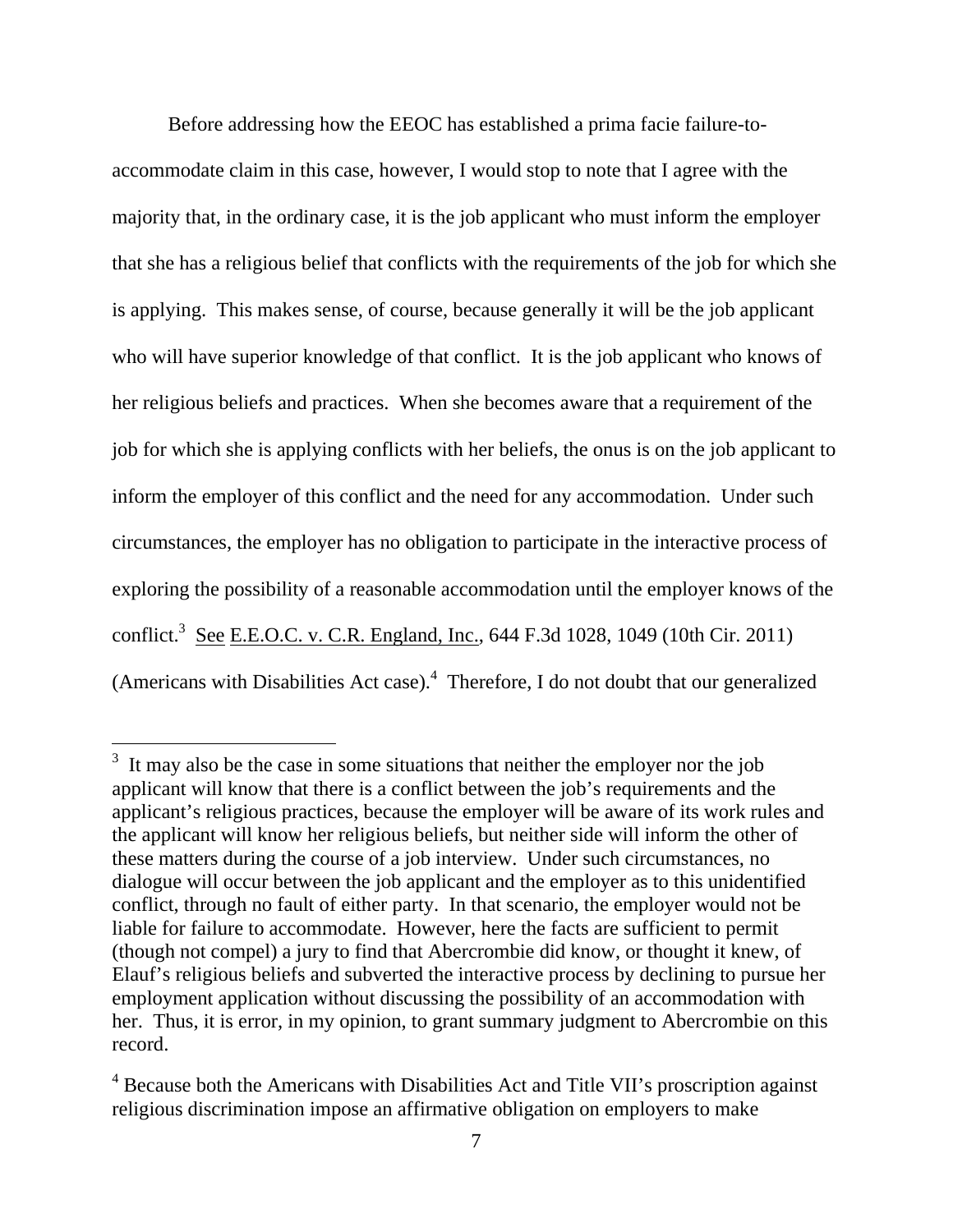Before addressing how the EEOC has established a prima facie failure-to-accommodate claim in this case, however, I would stop to note that I agree with the majority that, in the ordinary case, it is the job applicant who must inform the employer that she has a religious belief that conflicts with the requirements of the job for which she is applying. This makes sense, of course, because generally it will be the job applicant who will have superior knowledge of that conflict. It is the job applicant who knows of her religious beliefs and practices. When she becomes aware that a requirement of the job for which she is applying conflicts with her beliefs, the onus is on the job applicant to inform the employer of this conflict and the need for any accommodation. Under such circumstances, the employer has no obligation to participate in the interactive process of exploring the possibility of a reasonable accommodation until the employer knows of the conflict.[3] See E.E.O.C. v. C.R. England, Inc., 644 F.3d 1028, 1049 (10th Cir. 2011) (Americans with Disabilities Act case).[4] Therefore, I do not doubt that our generalized

[3] It may also be the case in some situations that neither the employer nor the job applicant will know that there is a conflict between the job's requirements and the applicant's religious practices, because the employer will be aware of its work rules and the applicant will know her religious beliefs, but neither side will inform the other of these matters during the course of a job interview. Under such circumstances, no dialogue will occur between the job applicant and the employer as to this unidentified conflict, through no fault of either party. In that scenario, the employer would not be liable for failure to accommodate. However, here the facts are sufficient to permit (though not compel) a jury to find that Abercrombie did know, or thought it knew, of Elauf's religious beliefs and subverted the interactive process by declining to pursue her employment application without discussing the possibility of an accommodation with her. Thus, it is error, in my opinion, to grant summary judgment to Abercrombie on this record.

[4] Because both the Americans with Disabilities Act and Title VII's proscription against religious discrimination impose an affirmative obligation on employers to make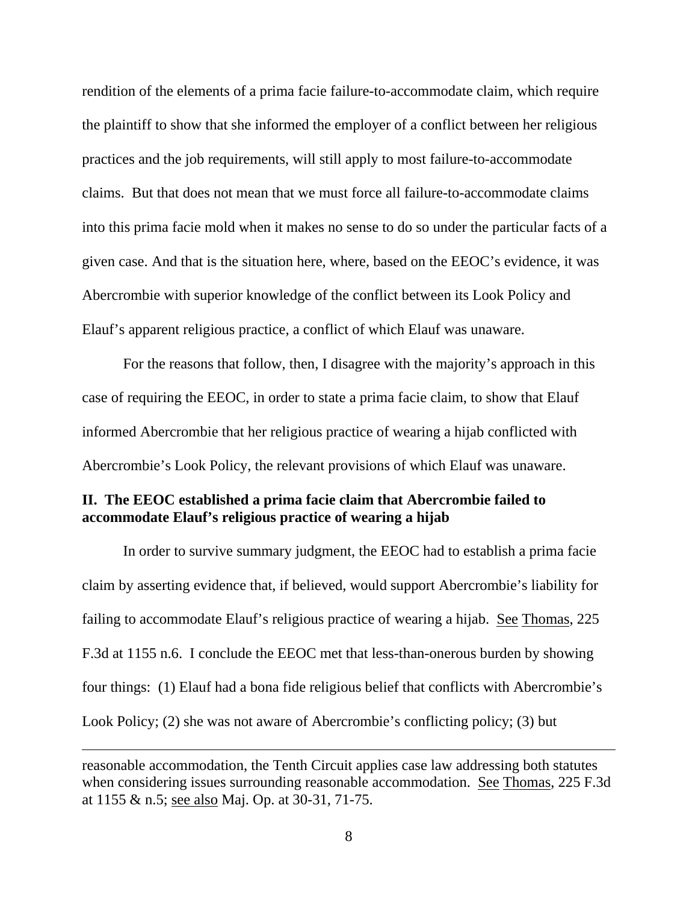rendition of the elements of a prima facie failure-to-accommodate claim, which require the plaintiff to show that she informed the employer of a conflict between her religious practices and the job requirements, will still apply to most failure-to-accommodate claims. But that does not mean that we must force all failure-to-accommodate claims into this prima facie mold when it makes no sense to do so under the particular facts of a given case. And that is the situation here, where, based on the EEOC's evidence, it was Abercrombie with superior knowledge of the conflict between its Look Policy and Elauf's apparent religious practice, a conflict of which Elauf was unaware.

For the reasons that follow, then, I disagree with the majority's approach in this case of requiring the EEOC, in order to state a prima facie claim, to show that Elauf informed Abercrombie that her religious practice of wearing a hijab conflicted with Abercrombie's Look Policy, the relevant provisions of which Elauf was unaware.

## II. The EEOC established a prima facie claim that Abercrombie failed to accommodate Elauf's religious practice of wearing a hijab

In order to survive summary judgment, the EEOC had to establish a prima facie claim by asserting evidence that, if believed, would support Abercrombie's liability for failing to accommodate Elauf's religious practice of wearing a hijab. See Thomas, 225 F.3d at 1155 n.6. I conclude the EEOC met that less-than-onerous burden by showing four things: (1) Elauf had a bona fide religious belief that conflicts with Abercrombie's Look Policy; (2) she was not aware of Abercrombie's conflicting policy; (3) but

---

reasonable accommodation, the Tenth Circuit applies case law addressing both statutes when considering issues surrounding reasonable accommodation. See Thomas, 225 F.3d at 1155 & n.5; see also Maj. Op. at 30-31, 71-75.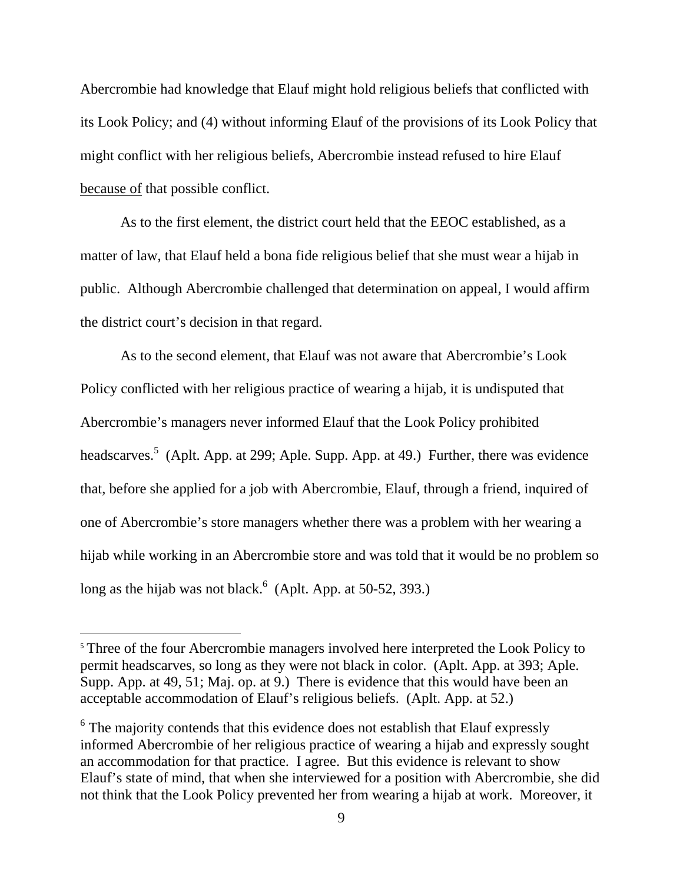Abercrombie had knowledge that Elauf might hold religious beliefs that conflicted with its Look Policy; and (4) without informing Elauf of the provisions of its Look Policy that might conflict with her religious beliefs, Abercrombie instead refused to hire Elauf <u>because of</u> that possible conflict.

As to the first element, the district court held that the EEOC established, as a matter of law, that Elauf held a bona fide religious belief that she must wear a hijab in public. Although Abercrombie challenged that determination on appeal, I would affirm the district court's decision in that regard.

As to the second element, that Elauf was not aware that Abercrombie's Look Policy conflicted with her religious practice of wearing a hijab, it is undisputed that Abercrombie's managers never informed Elauf that the Look Policy prohibited headscarves.[5] (Aplt. App. at 299; Aple. Supp. App. at 49.) Further, there was evidence that, before she applied for a job with Abercrombie, Elauf, through a friend, inquired of one of Abercrombie's store managers whether there was a problem with her wearing a hijab while working in an Abercrombie store and was told that it would be no problem so long as the hijab was not black.[6] (Aplt. App. at 50-52, 393.)

---

[5] Three of the four Abercrombie managers involved here interpreted the Look Policy to permit headscarves, so long as they were not black in color. (Aplt. App. at 393; Aple. Supp. App. at 49, 51; Maj. op. at 9.) There is evidence that this would have been an acceptable accommodation of Elauf's religious beliefs. (Aplt. App. at 52.)

[6] The majority contends that this evidence does not establish that Elauf expressly informed Abercrombie of her religious practice of wearing a hijab and expressly sought an accommodation for that practice. I agree. But this evidence is relevant to show Elauf's state of mind, that when she interviewed for a position with Abercrombie, she did not think that the Look Policy prevented her from wearing a hijab at work. Moreover, it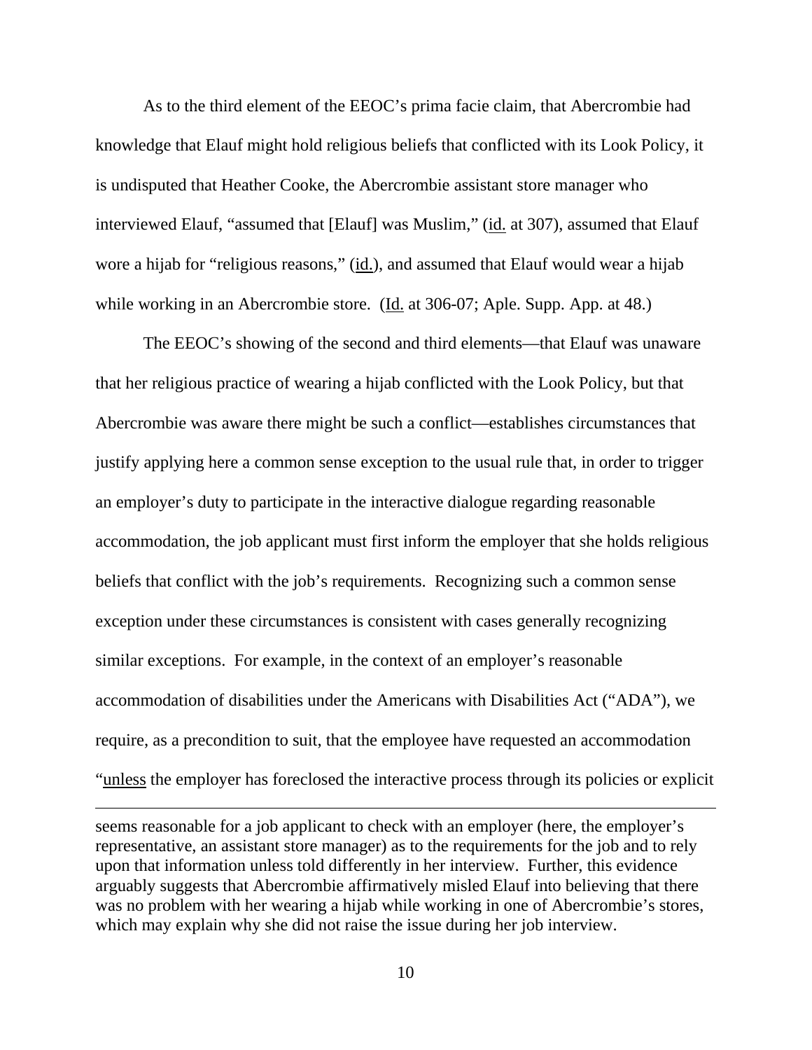As to the third element of the EEOC's prima facie claim, that Abercrombie had knowledge that Elauf might hold religious beliefs that conflicted with its Look Policy, it is undisputed that Heather Cooke, the Abercrombie assistant store manager who interviewed Elauf, "assumed that [Elauf] was Muslim," (id. at 307), assumed that Elauf wore a hijab for "religious reasons," (id.), and assumed that Elauf would wear a hijab while working in an Abercrombie store. (Id. at 306-07; Aple. Supp. App. at 48.)

The EEOC's showing of the second and third elements—that Elauf was unaware that her religious practice of wearing a hijab conflicted with the Look Policy, but that Abercrombie was aware there might be such a conflict—establishes circumstances that justify applying here a common sense exception to the usual rule that, in order to trigger an employer's duty to participate in the interactive dialogue regarding reasonable accommodation, the job applicant must first inform the employer that she holds religious beliefs that conflict with the job's requirements. Recognizing such a common sense exception under these circumstances is consistent with cases generally recognizing similar exceptions. For example, in the context of an employer's reasonable accommodation of disabilities under the Americans with Disabilities Act ("ADA"), we require, as a precondition to suit, that the employee have requested an accommodation "unless the employer has foreclosed the interactive process through its policies or explicit

---

seems reasonable for a job applicant to check with an employer (here, the employer's representative, an assistant store manager) as to the requirements for the job and to rely upon that information unless told differently in her interview. Further, this evidence arguably suggests that Abercrombie affirmatively misled Elauf into believing that there was no problem with her wearing a hijab while working in one of Abercrombie's stores, which may explain why she did not raise the issue during her job interview.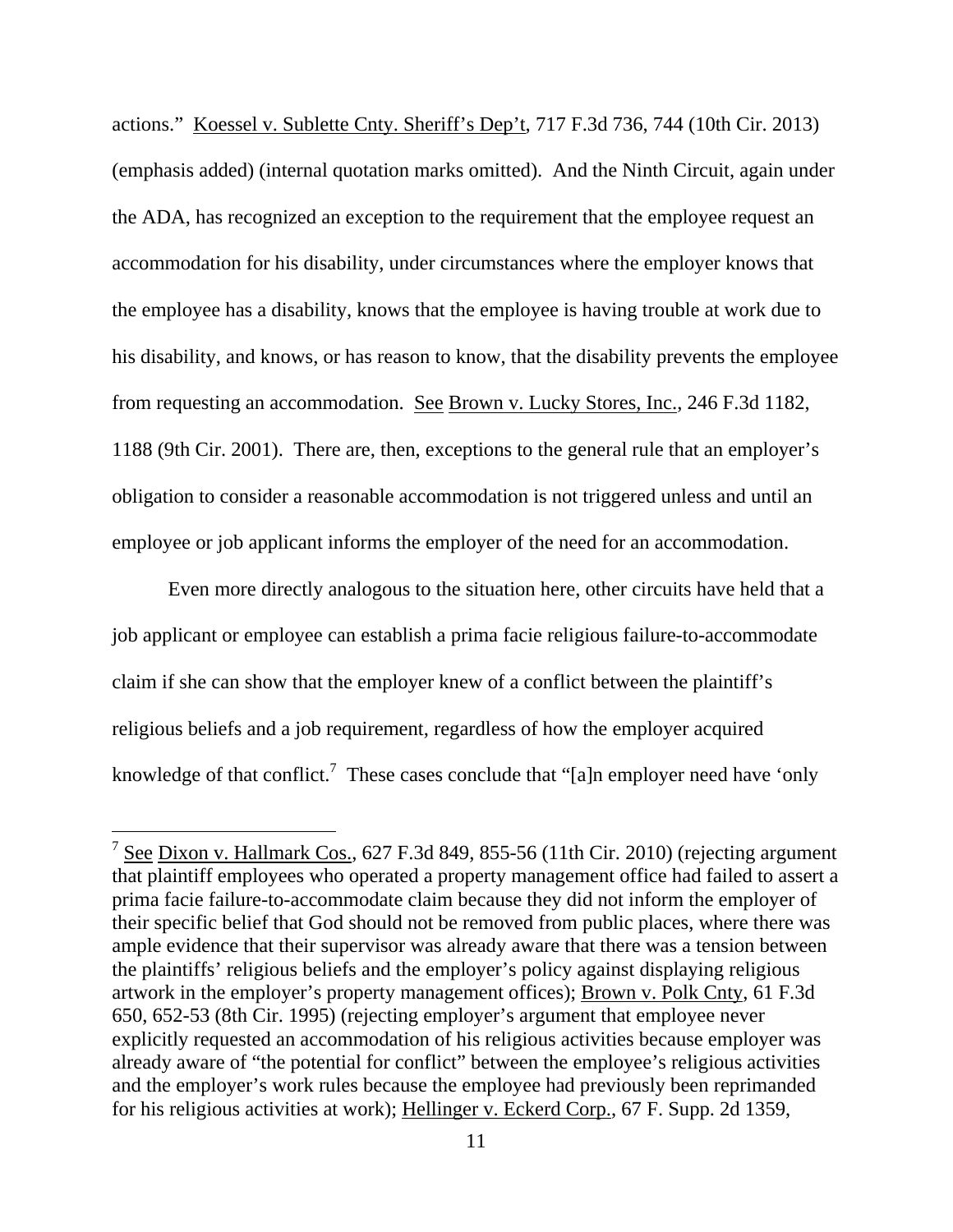actions." Koessel v. Sublette Cnty. Sheriff's Dep't, 717 F.3d 736, 744 (10th Cir. 2013) (emphasis added) (internal quotation marks omitted). And the Ninth Circuit, again under the ADA, has recognized an exception to the requirement that the employee request an accommodation for his disability, under circumstances where the employer knows that the employee has a disability, knows that the employee is having trouble at work due to his disability, and knows, or has reason to know, that the disability prevents the employee from requesting an accommodation. See Brown v. Lucky Stores, Inc., 246 F.3d 1182, 1188 (9th Cir. 2001). There are, then, exceptions to the general rule that an employer's obligation to consider a reasonable accommodation is not triggered unless and until an employee or job applicant informs the employer of the need for an accommodation.

Even more directly analogous to the situation here, other circuits have held that a job applicant or employee can establish a prima facie religious failure-to-accommodate claim if she can show that the employer knew of a conflict between the plaintiff's religious beliefs and a job requirement, regardless of how the employer acquired knowledge of that conflict.[7] These cases conclude that "[a]n employer need have 'only

[7] See Dixon v. Hallmark Cos., 627 F.3d 849, 855-56 (11th Cir. 2010) (rejecting argument that plaintiff employees who operated a property management office had failed to assert a prima facie failure-to-accommodate claim because they did not inform the employer of their specific belief that God should not be removed from public places, where there was ample evidence that their supervisor was already aware that there was a tension between the plaintiffs' religious beliefs and the employer's policy against displaying religious artwork in the employer's property management offices); Brown v. Polk Cnty, 61 F.3d 650, 652-53 (8th Cir. 1995) (rejecting employer's argument that employee never explicitly requested an accommodation of his religious activities because employer was already aware of "the potential for conflict" between the employee's religious activities and the employer's work rules because the employee had previously been reprimanded for his religious activities at work); Hellinger v. Eckerd Corp., 67 F. Supp. 2d 1359,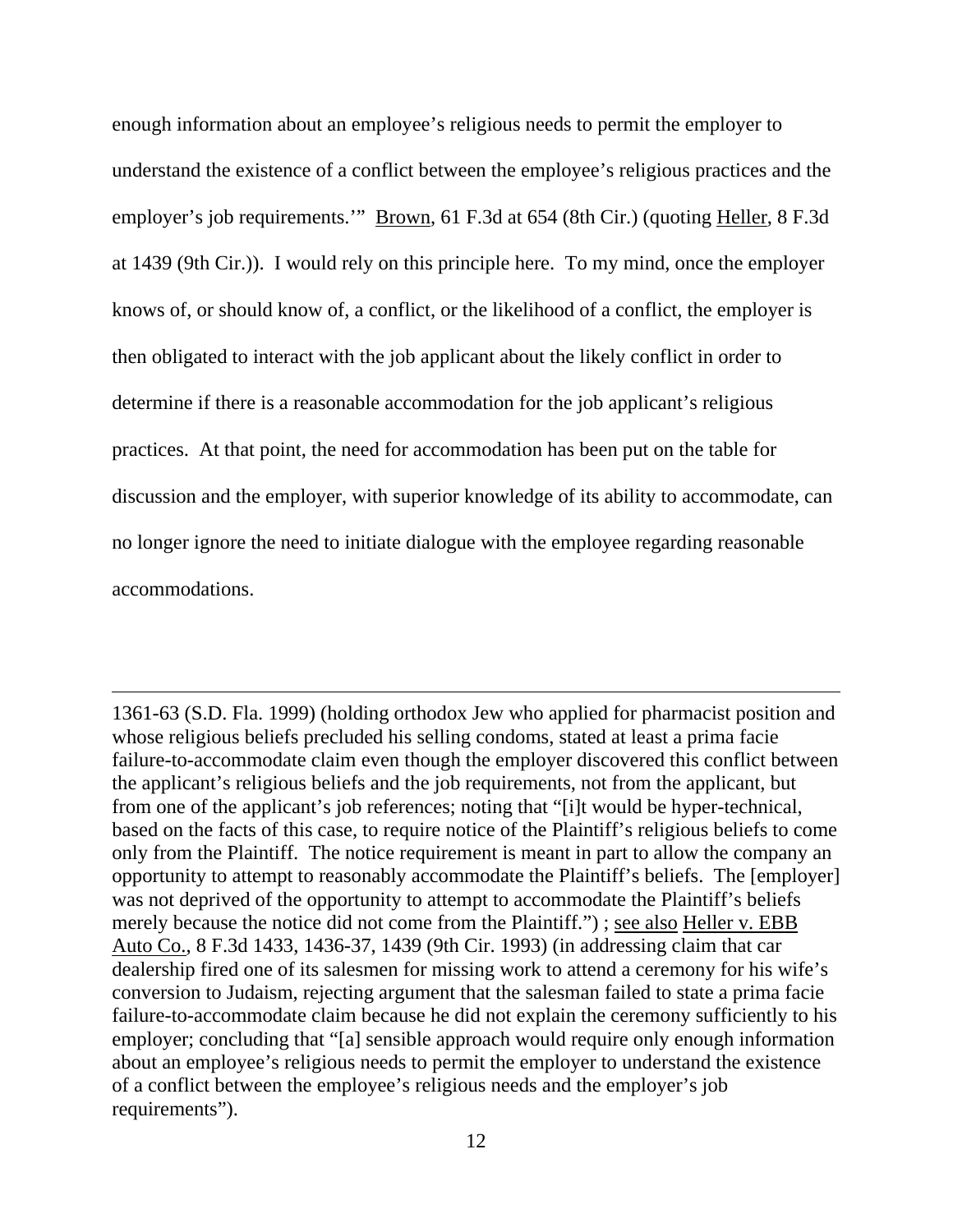enough information about an employee's religious needs to permit the employer to understand the existence of a conflict between the employee's religious practices and the employer's job requirements.'" Brown, 61 F.3d at 654 (8th Cir.) (quoting Heller, 8 F.3d at 1439 (9th Cir.)). I would rely on this principle here. To my mind, once the employer knows of, or should know of, a conflict, or the likelihood of a conflict, the employer is then obligated to interact with the job applicant about the likely conflict in order to determine if there is a reasonable accommodation for the job applicant's religious practices. At that point, the need for accommodation has been put on the table for discussion and the employer, with superior knowledge of its ability to accommodate, can no longer ignore the need to initiate dialogue with the employee regarding reasonable accommodations.

---

1361-63 (S.D. Fla. 1999) (holding orthodox Jew who applied for pharmacist position and whose religious beliefs precluded his selling condoms, stated at least a prima facie failure-to-accommodate claim even though the employer discovered this conflict between the applicant's religious beliefs and the job requirements, not from the applicant, but from one of the applicant's job references; noting that "[i]t would be hyper-technical, based on the facts of this case, to require notice of the Plaintiff's religious beliefs to come only from the Plaintiff. The notice requirement is meant in part to allow the company an opportunity to attempt to reasonably accommodate the Plaintiff's beliefs. The [employer] was not deprived of the opportunity to attempt to accommodate the Plaintiff's beliefs merely because the notice did not come from the Plaintiff.") ; see also Heller v. EBB Auto Co., 8 F.3d 1433, 1436-37, 1439 (9th Cir. 1993) (in addressing claim that car dealership fired one of its salesmen for missing work to attend a ceremony for his wife's conversion to Judaism, rejecting argument that the salesman failed to state a prima facie failure-to-accommodate claim because he did not explain the ceremony sufficiently to his employer; concluding that "[a] sensible approach would require only enough information about an employee's religious needs to permit the employer to understand the existence of a conflict between the employee's religious needs and the employer's job requirements").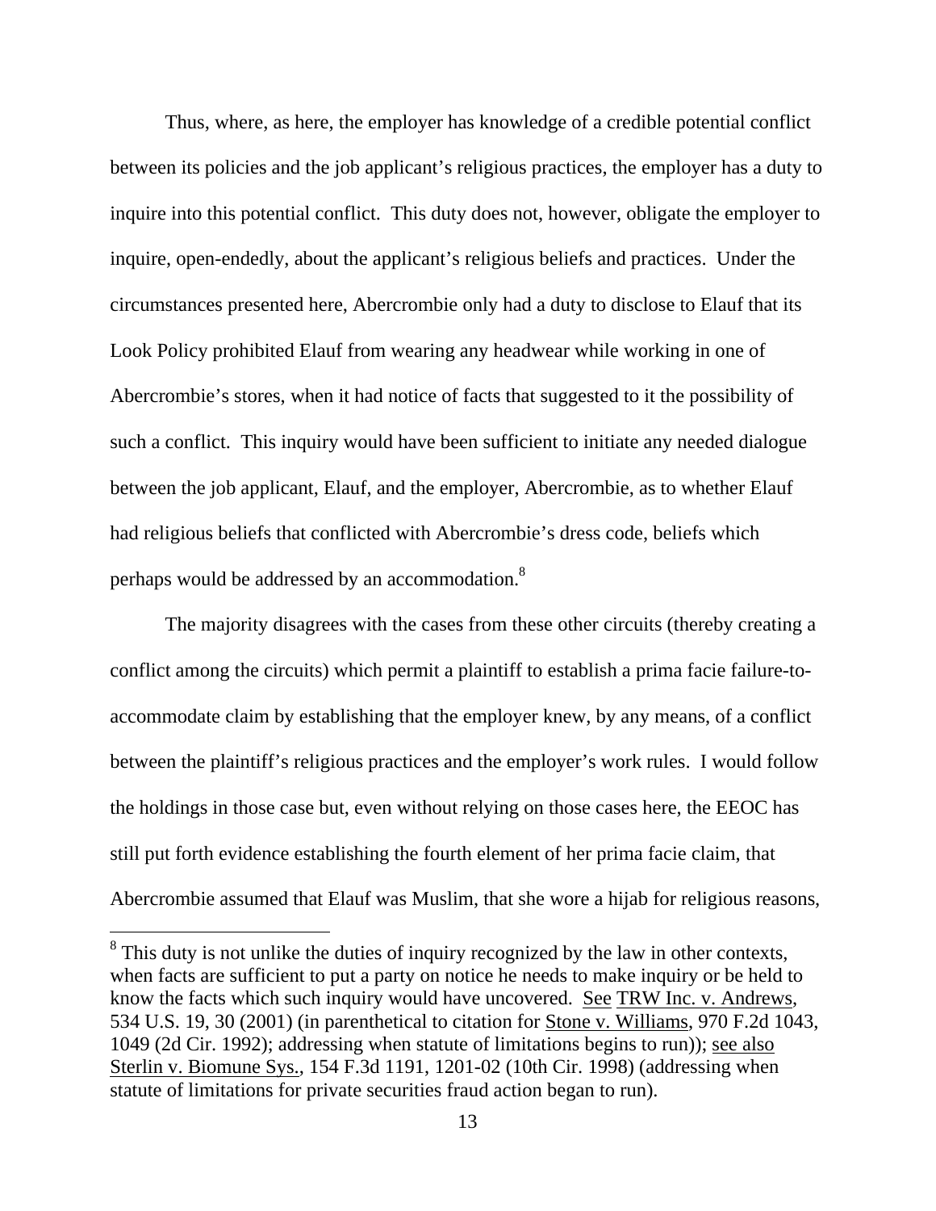Thus, where, as here, the employer has knowledge of a credible potential conflict between its policies and the job applicant's religious practices, the employer has a duty to inquire into this potential conflict. This duty does not, however, obligate the employer to inquire, open-endedly, about the applicant's religious beliefs and practices. Under the circumstances presented here, Abercrombie only had a duty to disclose to Elauf that its Look Policy prohibited Elauf from wearing any headwear while working in one of Abercrombie's stores, when it had notice of facts that suggested to it the possibility of such a conflict. This inquiry would have been sufficient to initiate any needed dialogue between the job applicant, Elauf, and the employer, Abercrombie, as to whether Elauf had religious beliefs that conflicted with Abercrombie's dress code, beliefs which perhaps would be addressed by an accommodation.[8]

The majority disagrees with the cases from these other circuits (thereby creating a conflict among the circuits) which permit a plaintiff to establish a prima facie failure-to-accommodate claim by establishing that the employer knew, by any means, of a conflict between the plaintiff's religious practices and the employer's work rules. I would follow the holdings in those case but, even without relying on those cases here, the EEOC has still put forth evidence establishing the fourth element of her prima facie claim, that Abercrombie assumed that Elauf was Muslim, that she wore a hijab for religious reasons,

[8] This duty is not unlike the duties of inquiry recognized by the law in other contexts, when facts are sufficient to put a party on notice he needs to make inquiry or be held to know the facts which such inquiry would have uncovered. See TRW Inc. v. Andrews, 534 U.S. 19, 30 (2001) (in parenthetical to citation for Stone v. Williams, 970 F.2d 1043, 1049 (2d Cir. 1992); addressing when statute of limitations begins to run)); see also Sterlin v. Biomune Sys., 154 F.3d 1191, 1201-02 (10th Cir. 1998) (addressing when statute of limitations for private securities fraud action began to run).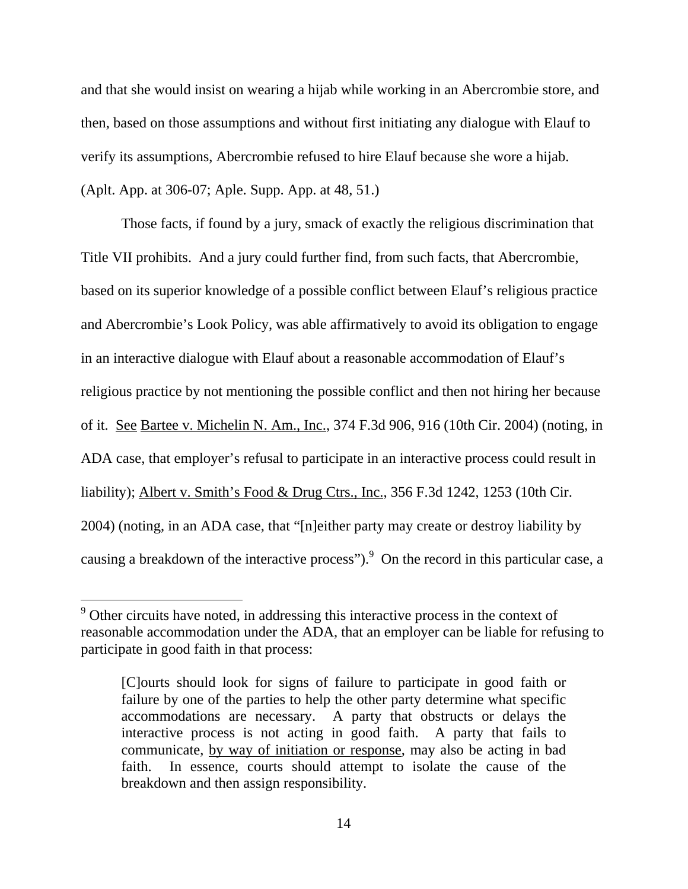and that she would insist on wearing a hijab while working in an Abercrombie store, and then, based on those assumptions and without first initiating any dialogue with Elauf to verify its assumptions, Abercrombie refused to hire Elauf because she wore a hijab. (Aplt. App. at 306-07; Aple. Supp. App. at 48, 51.)

Those facts, if found by a jury, smack of exactly the religious discrimination that Title VII prohibits. And a jury could further find, from such facts, that Abercrombie, based on its superior knowledge of a possible conflict between Elauf's religious practice and Abercrombie's Look Policy, was able affirmatively to avoid its obligation to engage in an interactive dialogue with Elauf about a reasonable accommodation of Elauf's religious practice by not mentioning the possible conflict and then not hiring her because of it. See Bartee v. Michelin N. Am., Inc., 374 F.3d 906, 916 (10th Cir. 2004) (noting, in ADA case, that employer's refusal to participate in an interactive process could result in liability); Albert v. Smith's Food & Drug Ctrs., Inc., 356 F.3d 1242, 1253 (10th Cir. 2004) (noting, in an ADA case, that "[n]either party may create or destroy liability by causing a breakdown of the interactive process").[9] On the record in this particular case, a

[9] Other circuits have noted, in addressing this interactive process in the context of reasonable accommodation under the ADA, that an employer can be liable for refusing to participate in good faith in that process:

> [C]ourts should look for signs of failure to participate in good faith or failure by one of the parties to help the other party determine what specific accommodations are necessary. A party that obstructs or delays the interactive process is not acting in good faith. A party that fails to communicate, by way of initiation or response, may also be acting in bad faith. In essence, courts should attempt to isolate the cause of the breakdown and then assign responsibility.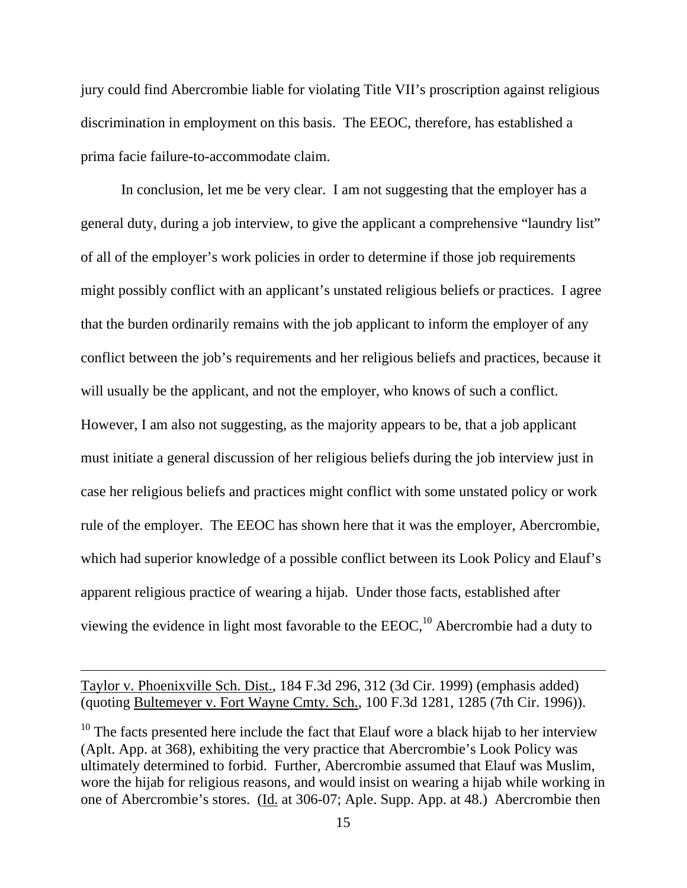jury could find Abercrombie liable for violating Title VII's proscription against religious discrimination in employment on this basis. The EEOC, therefore, has established a prima facie failure-to-accommodate claim.

In conclusion, let me be very clear. I am not suggesting that the employer has a general duty, during a job interview, to give the applicant a comprehensive "laundry list" of all of the employer's work policies in order to determine if those job requirements might possibly conflict with an applicant's unstated religious beliefs or practices. I agree that the burden ordinarily remains with the job applicant to inform the employer of any conflict between the job's requirements and her religious beliefs and practices, because it will usually be the applicant, and not the employer, who knows of such a conflict. However, I am also not suggesting, as the majority appears to be, that a job applicant must initiate a general discussion of her religious beliefs during the job interview just in case her religious beliefs and practices might conflict with some unstated policy or work rule of the employer. The EEOC has shown here that it was the employer, Abercrombie, which had superior knowledge of a possible conflict between its Look Policy and Elauf's apparent religious practice of wearing a hijab. Under those facts, established after viewing the evidence in light most favorable to the EEOC,[10] Abercrombie had a duty to

---

Taylor v. Phoenixville Sch. Dist., 184 F.3d 296, 312 (3d Cir. 1999) (emphasis added) (quoting Bultemeyer v. Fort Wayne Cmty. Sch., 100 F.3d 1281, 1285 (7th Cir. 1996)).

[10] The facts presented here include the fact that Elauf wore a black hijab to her interview (Aplt. App. at 368), exhibiting the very practice that Abercrombie's Look Policy was ultimately determined to forbid. Further, Abercrombie assumed that Elauf was Muslim, wore the hijab for religious reasons, and would insist on wearing a hijab while working in one of Abercrombie's stores. (Id. at 306-07; Aple. Supp. App. at 48.) Abercrombie then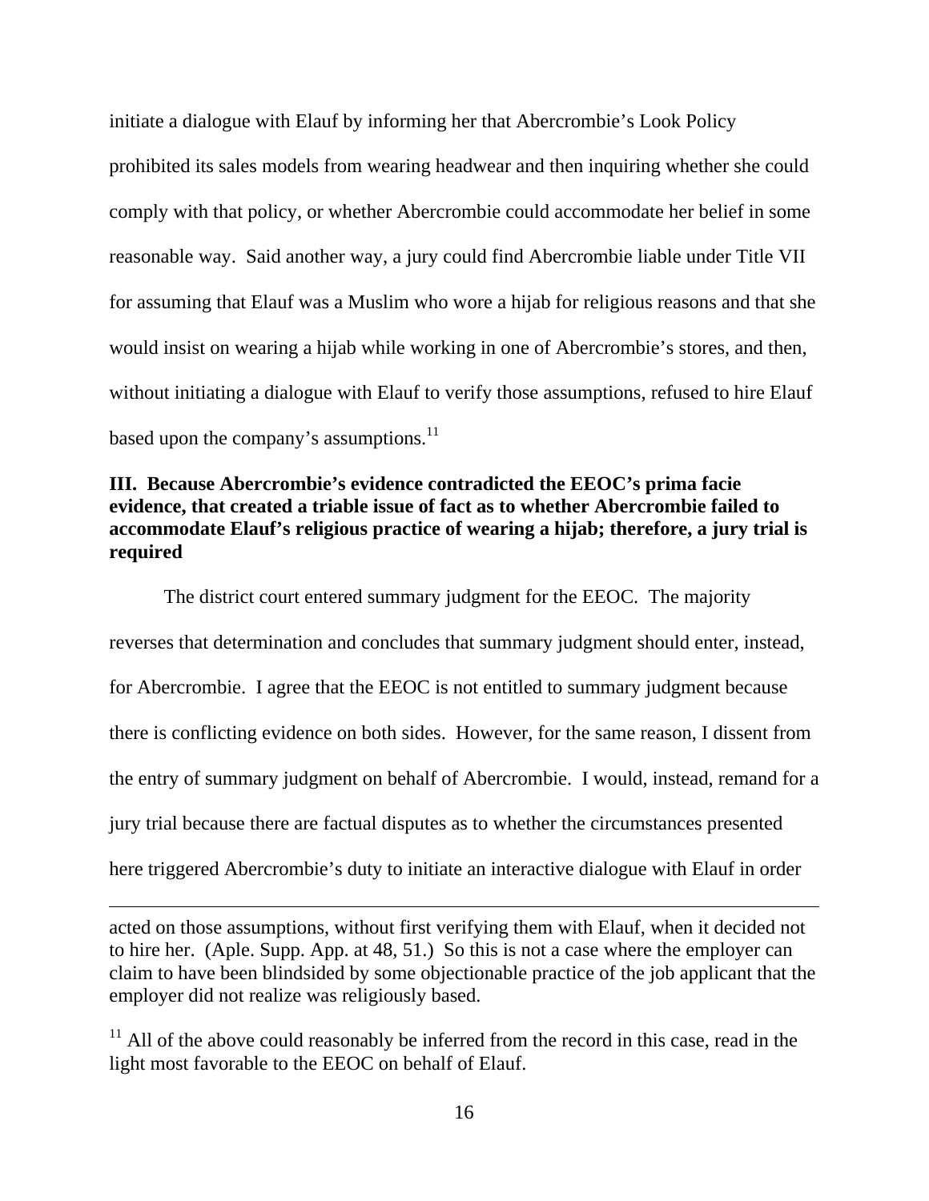initiate a dialogue with Elauf by informing her that Abercrombie's Look Policy prohibited its sales models from wearing headwear and then inquiring whether she could comply with that policy, or whether Abercrombie could accommodate her belief in some reasonable way. Said another way, a jury could find Abercrombie liable under Title VII for assuming that Elauf was a Muslim who wore a hijab for religious reasons and that she would insist on wearing a hijab while working in one of Abercrombie's stores, and then, without initiating a dialogue with Elauf to verify those assumptions, refused to hire Elauf based upon the company's assumptions.[11]

**III. Because Abercrombie's evidence contradicted the EEOC's prima facie evidence, that created a triable issue of fact as to whether Abercrombie failed to accommodate Elauf's religious practice of wearing a hijab; therefore, a jury trial is required**

The district court entered summary judgment for the EEOC. The majority reverses that determination and concludes that summary judgment should enter, instead, for Abercrombie. I agree that the EEOC is not entitled to summary judgment because there is conflicting evidence on both sides. However, for the same reason, I dissent from the entry of summary judgment on behalf of Abercrombie. I would, instead, remand for a jury trial because there are factual disputes as to whether the circumstances presented here triggered Abercrombie's duty to initiate an interactive dialogue with Elauf in order

---

acted on those assumptions, without first verifying them with Elauf, when it decided not to hire her. (Aple. Supp. App. at 48, 51.) So this is not a case where the employer can claim to have been blindsided by some objectionable practice of the job applicant that the employer did not realize was religiously based.

[11] All of the above could reasonably be inferred from the record in this case, read in the light most favorable to the EEOC on behalf of Elauf.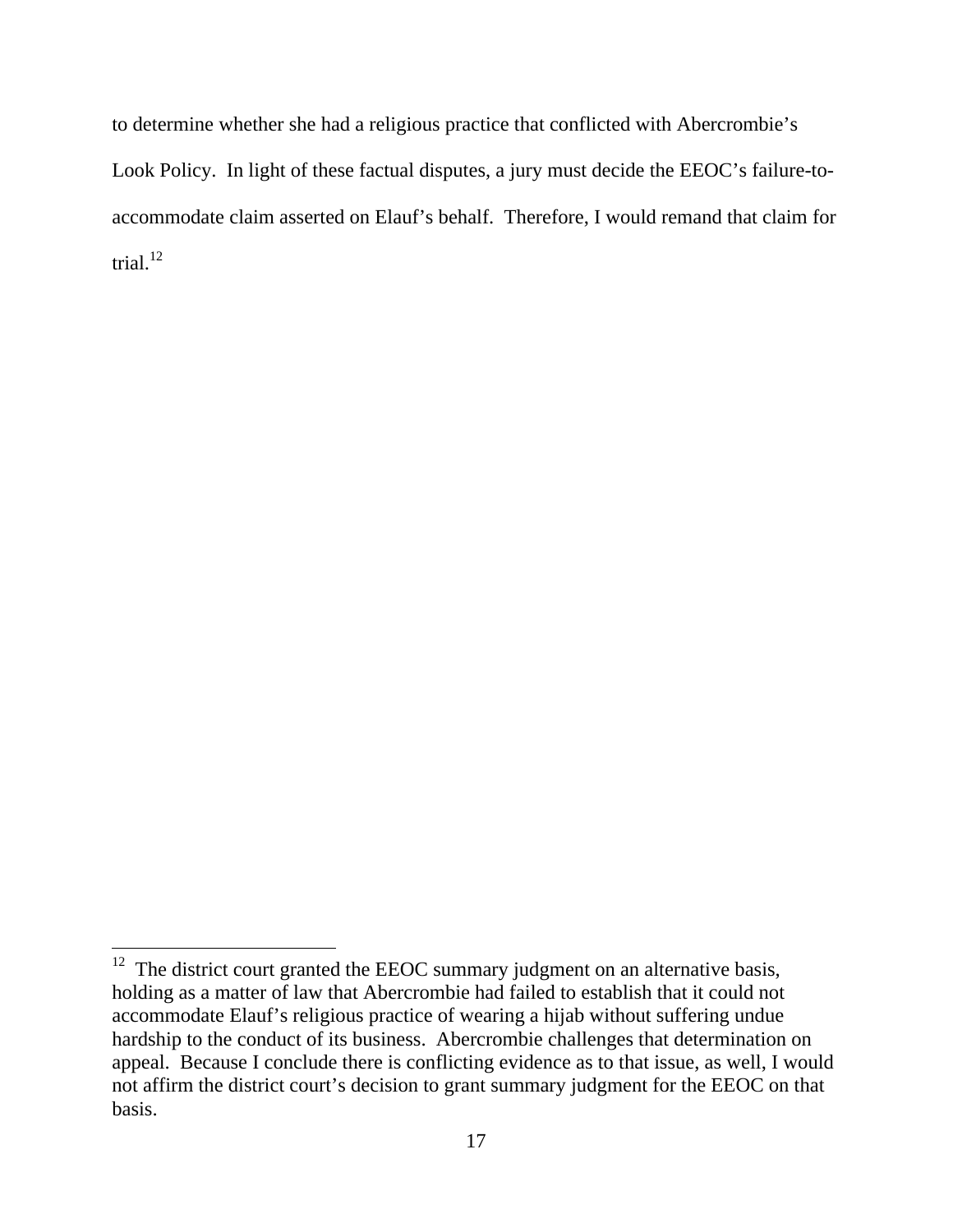to determine whether she had a religious practice that conflicted with Abercrombie's Look Policy. In light of these factual disputes, a jury must decide the EEOC's failure-to-accommodate claim asserted on Elauf's behalf. Therefore, I would remand that claim for trial.[12]

---

[12] The district court granted the EEOC summary judgment on an alternative basis, holding as a matter of law that Abercrombie had failed to establish that it could not accommodate Elauf's religious practice of wearing a hijab without suffering undue hardship to the conduct of its business. Abercrombie challenges that determination on appeal. Because I conclude there is conflicting evidence as to that issue, as well, I would not affirm the district court's decision to grant summary judgment for the EEOC on that basis.